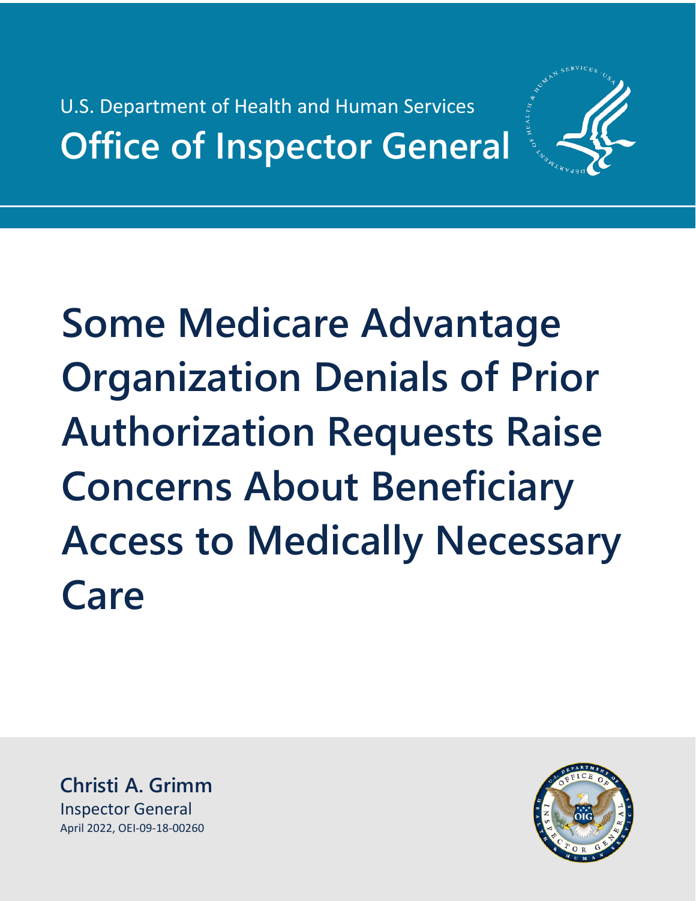U.S. Department of Health and Human Services

**Office of Inspector General**

# Some Medicare Advantage Organization Denials of Prior Authorization Requests Raise Concerns About Beneficiary Access to Medically Necessary Care

**Christi A. Grimm**
Inspector General
April 2022, OEI-09-18-00260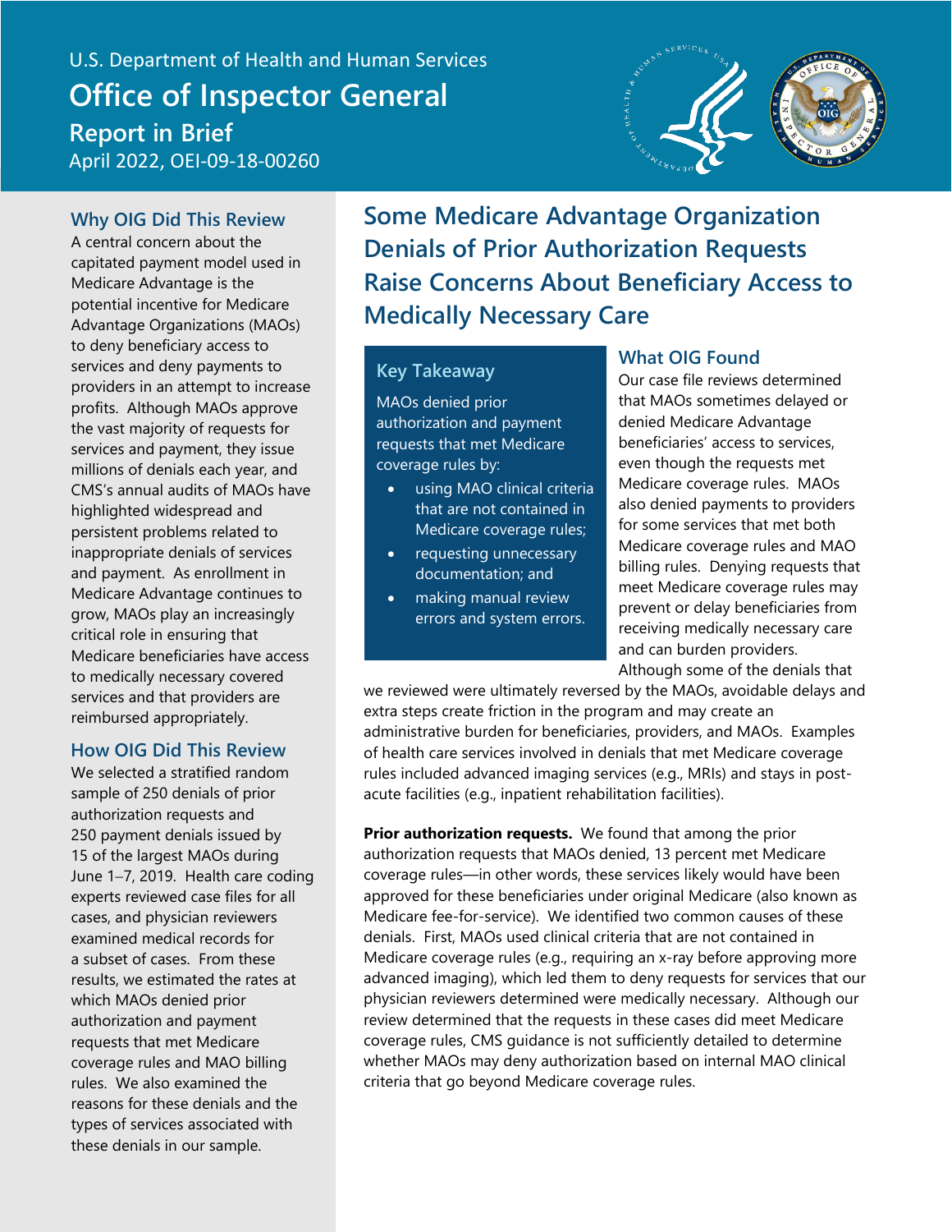U.S. Department of Health and Human Services

# Office of Inspector General

## Report in Brief

April 2022, OEI-09-18-00260

### Why OIG Did This Review

A central concern about the capitated payment model used in Medicare Advantage is the potential incentive for Medicare Advantage Organizations (MAOs) to deny beneficiary access to services and deny payments to providers in an attempt to increase profits. Although MAOs approve the vast majority of requests for services and payment, they issue millions of denials each year, and CMS's annual audits of MAOs have highlighted widespread and persistent problems related to inappropriate denials of services and payment. As enrollment in Medicare Advantage continues to grow, MAOs play an increasingly critical role in ensuring that Medicare beneficiaries have access to medically necessary covered services and that providers are reimbursed appropriately.

### How OIG Did This Review

We selected a stratified random sample of 250 denials of prior authorization requests and 250 payment denials issued by 15 of the largest MAOs during June 1–7, 2019. Health care coding experts reviewed case files for all cases, and physician reviewers examined medical records for a subset of cases. From these results, we estimated the rates at which MAOs denied prior authorization and payment requests that met Medicare coverage rules and MAO billing rules. We also examined the reasons for these denials and the types of services associated with these denials in our sample.

## Some Medicare Advantage Organization Denials of Prior Authorization Requests Raise Concerns About Beneficiary Access to Medically Necessary Care

### Key Takeaway

MAOs denied prior authorization and payment requests that met Medicare coverage rules by:

- using MAO clinical criteria that are not contained in Medicare coverage rules;
- requesting unnecessary documentation; and
- making manual review errors and system errors.

### What OIG Found

Our case file reviews determined that MAOs sometimes delayed or denied Medicare Advantage beneficiaries' access to services, even though the requests met Medicare coverage rules. MAOs also denied payments to providers for some services that met both Medicare coverage rules and MAO billing rules. Denying requests that meet Medicare coverage rules may prevent or delay beneficiaries from receiving medically necessary care and can burden providers. Although some of the denials that we reviewed were ultimately reversed by the MAOs, avoidable delays and extra steps create friction in the program and may create an administrative burden for beneficiaries, providers, and MAOs. Examples of health care services involved in denials that met Medicare coverage rules included advanced imaging services (e.g., MRIs) and stays in post-acute facilities (e.g., inpatient rehabilitation facilities).

**Prior authorization requests.** We found that among the prior authorization requests that MAOs denied, 13 percent met Medicare coverage rules—in other words, these services likely would have been approved for these beneficiaries under original Medicare (also known as Medicare fee-for-service). We identified two common causes of these denials. First, MAOs used clinical criteria that are not contained in Medicare coverage rules (e.g., requiring an x-ray before approving more advanced imaging), which led them to deny requests for services that our physician reviewers determined were medically necessary. Although our review determined that the requests in these cases did meet Medicare coverage rules, CMS guidance is not sufficiently detailed to determine whether MAOs may deny authorization based on internal MAO clinical criteria that go beyond Medicare coverage rules.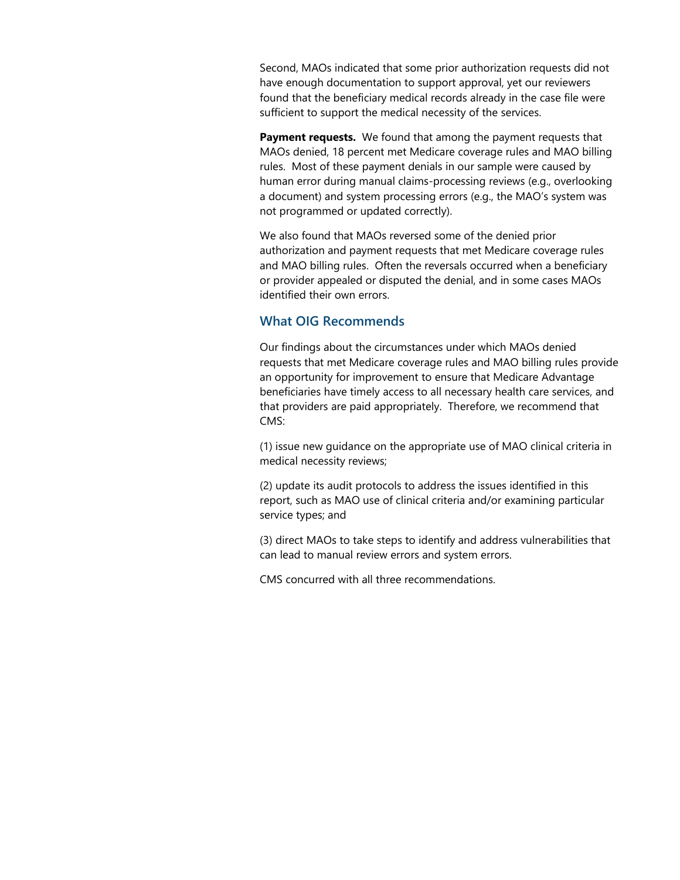Second, MAOs indicated that some prior authorization requests did not have enough documentation to support approval, yet our reviewers found that the beneficiary medical records already in the case file were sufficient to support the medical necessity of the services.

**Payment requests.** We found that among the payment requests that MAOs denied, 18 percent met Medicare coverage rules and MAO billing rules. Most of these payment denials in our sample were caused by human error during manual claims-processing reviews (e.g., overlooking a document) and system processing errors (e.g., the MAO's system was not programmed or updated correctly).

We also found that MAOs reversed some of the denied prior authorization and payment requests that met Medicare coverage rules and MAO billing rules. Often the reversals occurred when a beneficiary or provider appealed or disputed the denial, and in some cases MAOs identified their own errors.

## What OIG Recommends

Our findings about the circumstances under which MAOs denied requests that met Medicare coverage rules and MAO billing rules provide an opportunity for improvement to ensure that Medicare Advantage beneficiaries have timely access to all necessary health care services, and that providers are paid appropriately. Therefore, we recommend that CMS:

(1) issue new guidance on the appropriate use of MAO clinical criteria in medical necessity reviews;

(2) update its audit protocols to address the issues identified in this report, such as MAO use of clinical criteria and/or examining particular service types; and

(3) direct MAOs to take steps to identify and address vulnerabilities that can lead to manual review errors and system errors.

CMS concurred with all three recommendations.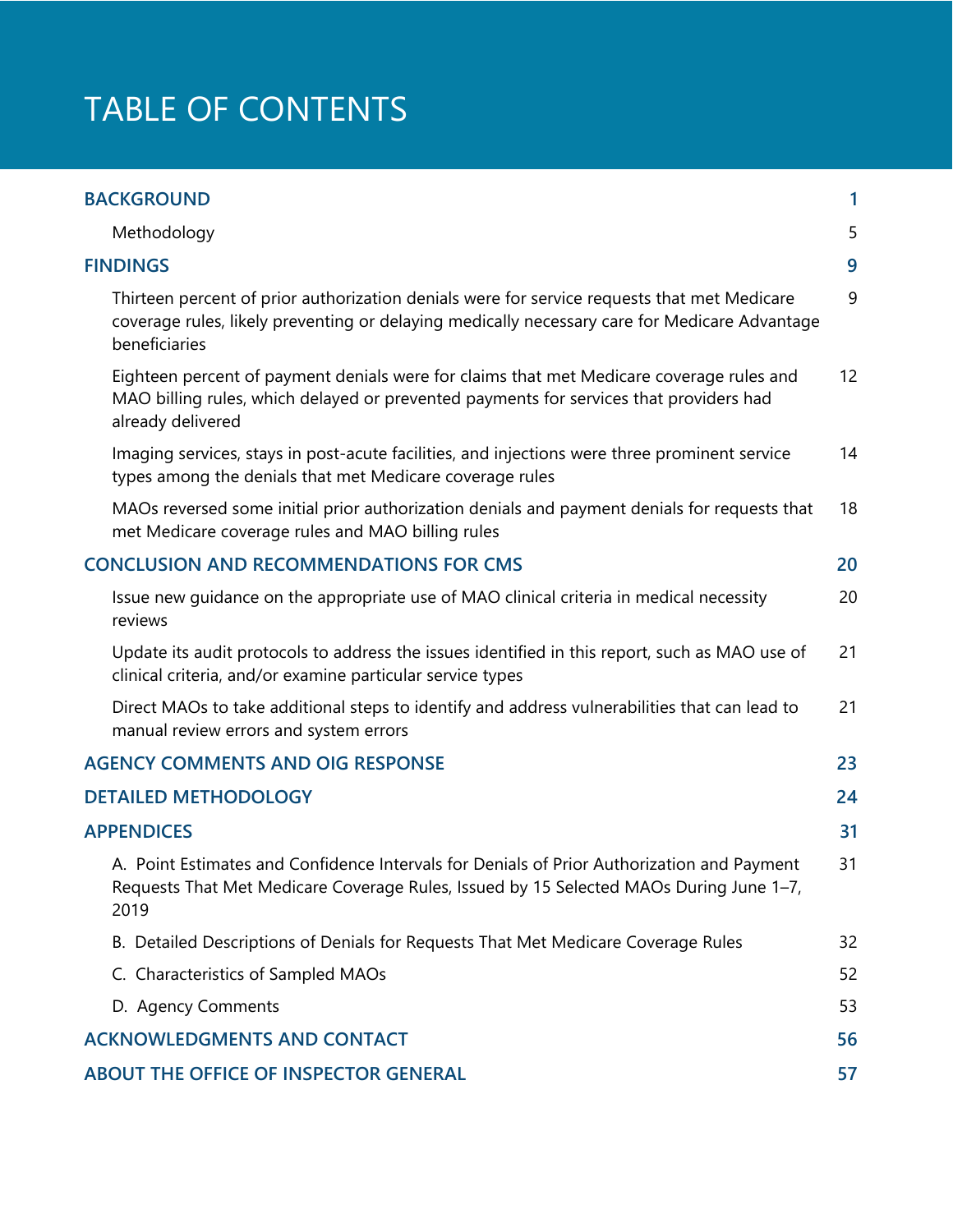# TABLE OF CONTENTS

| | |
|---|---|
| **BACKGROUND** | **1** |
| Methodology | 5 |
| **FINDINGS** | **9** |
| Thirteen percent of prior authorization denials were for service requests that met Medicare coverage rules, likely preventing or delaying medically necessary care for Medicare Advantage beneficiaries | 9 |
| Eighteen percent of payment denials were for claims that met Medicare coverage rules and MAO billing rules, which delayed or prevented payments for services that providers had already delivered | 12 |
| Imaging services, stays in post-acute facilities, and injections were three prominent service types among the denials that met Medicare coverage rules | 14 |
| MAOs reversed some initial prior authorization denials and payment denials for requests that met Medicare coverage rules and MAO billing rules | 18 |
| **CONCLUSION AND RECOMMENDATIONS FOR CMS** | **20** |
| Issue new guidance on the appropriate use of MAO clinical criteria in medical necessity reviews | 20 |
| Update its audit protocols to address the issues identified in this report, such as MAO use of clinical criteria, and/or examine particular service types | 21 |
| Direct MAOs to take additional steps to identify and address vulnerabilities that can lead to manual review errors and system errors | 21 |
| **AGENCY COMMENTS AND OIG RESPONSE** | **23** |
| **DETAILED METHODOLOGY** | **24** |
| **APPENDICES** | **31** |
| A. Point Estimates and Confidence Intervals for Denials of Prior Authorization and Payment Requests That Met Medicare Coverage Rules, Issued by 15 Selected MAOs During June 1–7, 2019 | 31 |
| B. Detailed Descriptions of Denials for Requests That Met Medicare Coverage Rules | 32 |
| C. Characteristics of Sampled MAOs | 52 |
| D. Agency Comments | 53 |
| **ACKNOWLEDGMENTS AND CONTACT** | **56** |
| **ABOUT THE OFFICE OF INSPECTOR GENERAL** | **57** |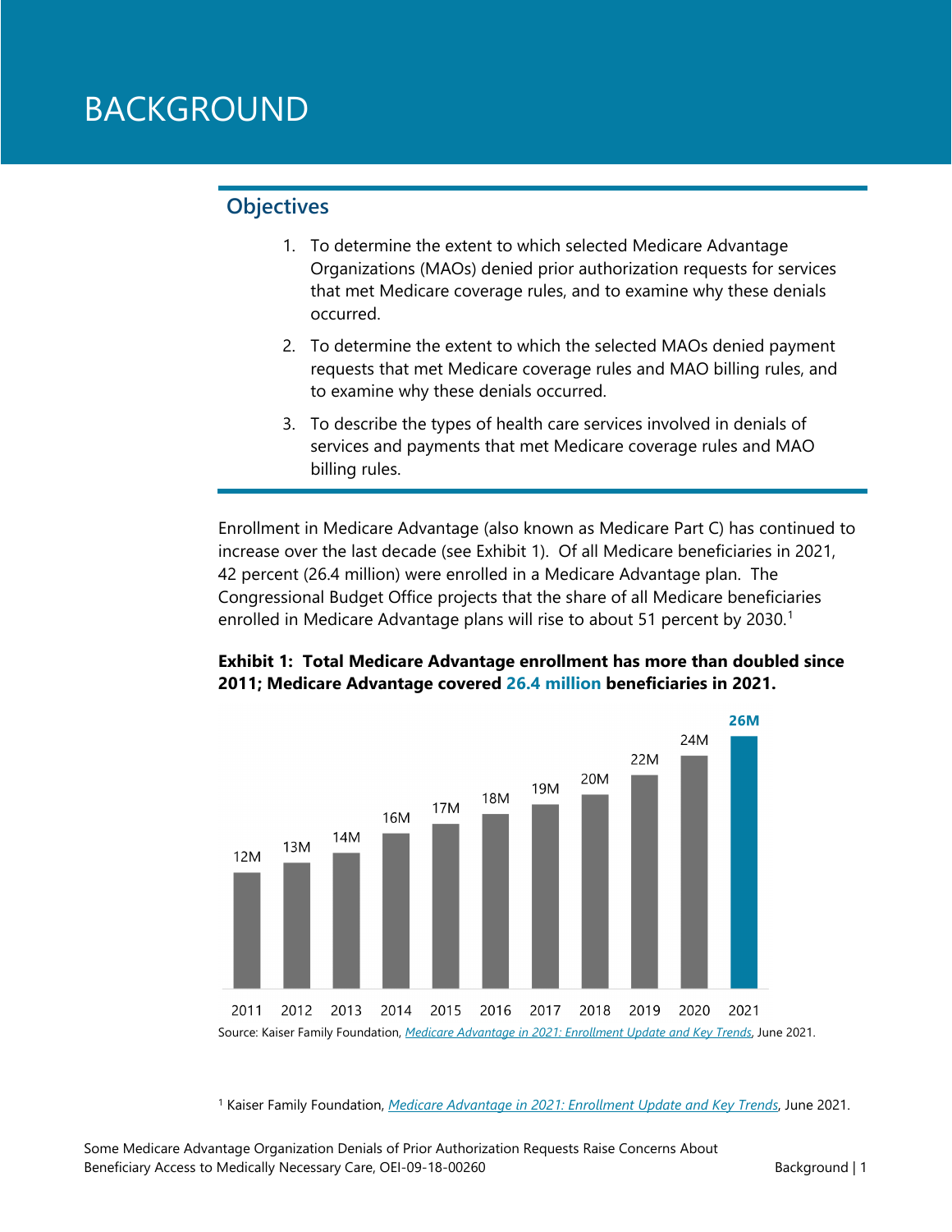# BACKGROUND

## Objectives

1. To determine the extent to which selected Medicare Advantage Organizations (MAOs) denied prior authorization requests for services that met Medicare coverage rules, and to examine why these denials occurred.
2. To determine the extent to which the selected MAOs denied payment requests that met Medicare coverage rules and MAO billing rules, and to examine why these denials occurred.
3. To describe the types of health care services involved in denials of services and payments that met Medicare coverage rules and MAO billing rules.

Enrollment in Medicare Advantage (also known as Medicare Part C) has continued to increase over the last decade (see Exhibit 1). Of all Medicare beneficiaries in 2021, 42 percent (26.4 million) were enrolled in a Medicare Advantage plan. The Congressional Budget Office projects that the share of all Medicare beneficiaries enrolled in Medicare Advantage plans will rise to about 51 percent by 2030.[1]

**Exhibit 1: Total Medicare Advantage enrollment has more than doubled since 2011; Medicare Advantage covered 26.4 million beneficiaries in 2021.**

| Year | Enrollment |
|---|---|
| 2011 | 12M |
| 2012 | 13M |
| 2013 | 14M |
| 2014 | 16M |
| 2015 | 17M |
| 2016 | 18M |
| 2017 | 19M |
| 2018 | 20M |
| 2019 | 22M |
| 2020 | 24M |
| 2021 | 26M |

Source: Kaiser Family Foundation, *Medicare Advantage in 2021: Enrollment Update and Key Trends*, June 2021.

[1] Kaiser Family Foundation, *Medicare Advantage in 2021: Enrollment Update and Key Trends*, June 2021.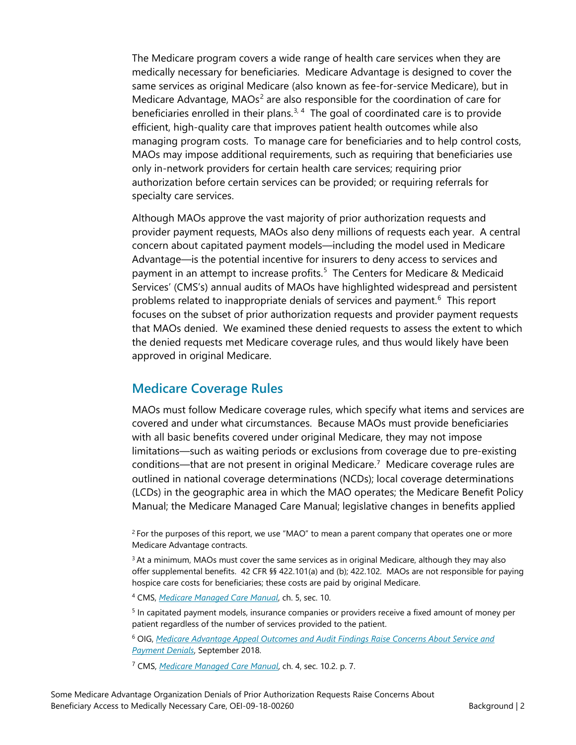The Medicare program covers a wide range of health care services when they are medically necessary for beneficiaries. Medicare Advantage is designed to cover the same services as original Medicare (also known as fee-for-service Medicare), but in Medicare Advantage, MAOs[2] are also responsible for the coordination of care for beneficiaries enrolled in their plans.[3, 4] The goal of coordinated care is to provide efficient, high-quality care that improves patient health outcomes while also managing program costs. To manage care for beneficiaries and to help control costs, MAOs may impose additional requirements, such as requiring that beneficiaries use only in-network providers for certain health care services; requiring prior authorization before certain services can be provided; or requiring referrals for specialty care services.

Although MAOs approve the vast majority of prior authorization requests and provider payment requests, MAOs also deny millions of requests each year. A central concern about capitated payment models—including the model used in Medicare Advantage—is the potential incentive for insurers to deny access to services and payment in an attempt to increase profits.[5] The Centers for Medicare & Medicaid Services' (CMS's) annual audits of MAOs have highlighted widespread and persistent problems related to inappropriate denials of services and payment.[6] This report focuses on the subset of prior authorization requests and provider payment requests that MAOs denied. We examined these denied requests to assess the extent to which the denied requests met Medicare coverage rules, and thus would likely have been approved in original Medicare.

## Medicare Coverage Rules

MAOs must follow Medicare coverage rules, which specify what items and services are covered and under what circumstances. Because MAOs must provide beneficiaries with all basic benefits covered under original Medicare, they may not impose limitations—such as waiting periods or exclusions from coverage due to pre-existing conditions—that are not present in original Medicare.[7] Medicare coverage rules are outlined in national coverage determinations (NCDs); local coverage determinations (LCDs) in the geographic area in which the MAO operates; the Medicare Benefit Policy Manual; the Medicare Managed Care Manual; legislative changes in benefits applied

[2] For the purposes of this report, we use "MAO" to mean a parent company that operates one or more Medicare Advantage contracts.

[3] At a minimum, MAOs must cover the same services as in original Medicare, although they may also offer supplemental benefits. 42 CFR §§ 422.101(a) and (b); 422.102. MAOs are not responsible for paying hospice care costs for beneficiaries; these costs are paid by original Medicare.

[4] CMS, *Medicare Managed Care Manual*, ch. 5, sec. 10.

[5] In capitated payment models, insurance companies or providers receive a fixed amount of money per patient regardless of the number of services provided to the patient.

[6] OIG, *Medicare Advantage Appeal Outcomes and Audit Findings Raise Concerns About Service and Payment Denials*, September 2018.

[7] CMS, *Medicare Managed Care Manual*, ch. 4, sec. 10.2. p. 7.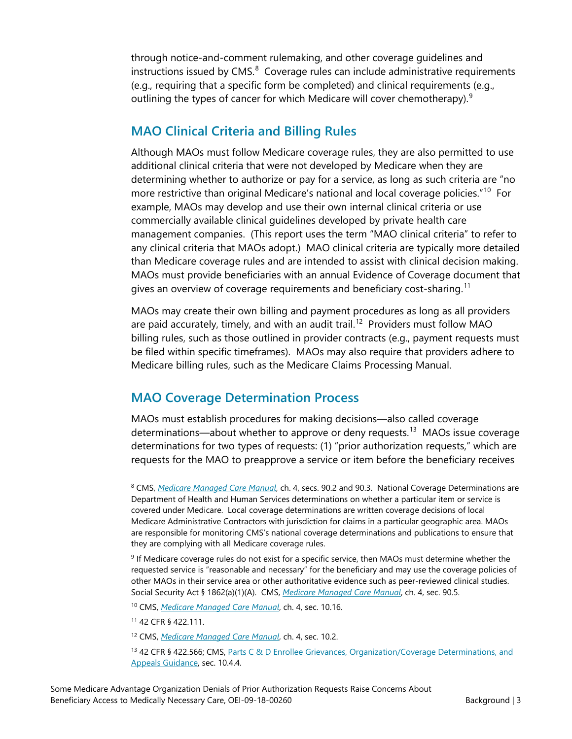through notice-and-comment rulemaking, and other coverage guidelines and instructions issued by CMS.[8] Coverage rules can include administrative requirements (e.g., requiring that a specific form be completed) and clinical requirements (e.g., outlining the types of cancer for which Medicare will cover chemotherapy).[9]

## MAO Clinical Criteria and Billing Rules

Although MAOs must follow Medicare coverage rules, they are also permitted to use additional clinical criteria that were not developed by Medicare when they are determining whether to authorize or pay for a service, as long as such criteria are "no more restrictive than original Medicare's national and local coverage policies."[10] For example, MAOs may develop and use their own internal clinical criteria or use commercially available clinical guidelines developed by private health care management companies. (This report uses the term "MAO clinical criteria" to refer to any clinical criteria that MAOs adopt.) MAO clinical criteria are typically more detailed than Medicare coverage rules and are intended to assist with clinical decision making. MAOs must provide beneficiaries with an annual Evidence of Coverage document that gives an overview of coverage requirements and beneficiary cost-sharing.[11]

MAOs may create their own billing and payment procedures as long as all providers are paid accurately, timely, and with an audit trail.[12] Providers must follow MAO billing rules, such as those outlined in provider contracts (e.g., payment requests must be filed within specific timeframes). MAOs may also require that providers adhere to Medicare billing rules, such as the Medicare Claims Processing Manual.

## MAO Coverage Determination Process

MAOs must establish procedures for making decisions—also called coverage determinations—about whether to approve or deny requests.[13] MAOs issue coverage determinations for two types of requests: (1) "prior authorization requests," which are requests for the MAO to preapprove a service or item before the beneficiary receives

---

[8] CMS, *Medicare Managed Care Manual*, ch. 4, secs. 90.2 and 90.3. National Coverage Determinations are Department of Health and Human Services determinations on whether a particular item or service is covered under Medicare. Local coverage determinations are written coverage decisions of local Medicare Administrative Contractors with jurisdiction for claims in a particular geographic area. MAOs are responsible for monitoring CMS's national coverage determinations and publications to ensure that they are complying with all Medicare coverage rules.

[9] If Medicare coverage rules do not exist for a specific service, then MAOs must determine whether the requested service is "reasonable and necessary" for the beneficiary and may use the coverage policies of other MAOs in their service area or other authoritative evidence such as peer-reviewed clinical studies. Social Security Act § 1862(a)(1)(A). CMS, *Medicare Managed Care Manual*, ch. 4, sec. 90.5.

[10] CMS, *Medicare Managed Care Manual*, ch. 4, sec. 10.16.

[11] 42 CFR § 422.111.

[12] CMS, *Medicare Managed Care Manual*, ch. 4, sec. 10.2.

[13] 42 CFR § 422.566; CMS, Parts C & D Enrollee Grievances, Organization/Coverage Determinations, and Appeals Guidance, sec. 10.4.4.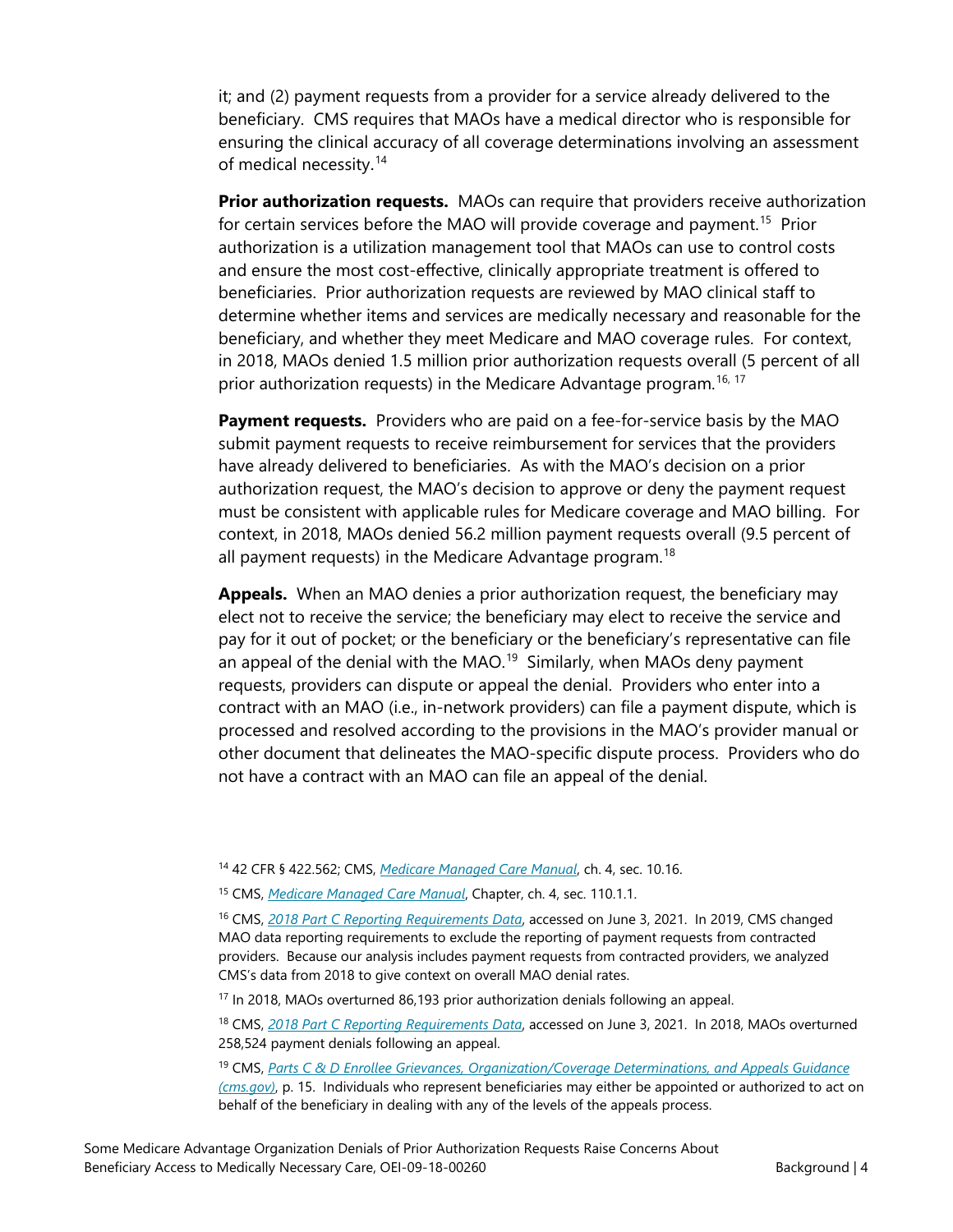it; and (2) payment requests from a provider for a service already delivered to the beneficiary. CMS requires that MAOs have a medical director who is responsible for ensuring the clinical accuracy of all coverage determinations involving an assessment of medical necessity.[14]

**Prior authorization requests.** MAOs can require that providers receive authorization for certain services before the MAO will provide coverage and payment.[15] Prior authorization is a utilization management tool that MAOs can use to control costs and ensure the most cost-effective, clinically appropriate treatment is offered to beneficiaries. Prior authorization requests are reviewed by MAO clinical staff to determine whether items and services are medically necessary and reasonable for the beneficiary, and whether they meet Medicare and MAO coverage rules. For context, in 2018, MAOs denied 1.5 million prior authorization requests overall (5 percent of all prior authorization requests) in the Medicare Advantage program.[16, 17]

**Payment requests.** Providers who are paid on a fee-for-service basis by the MAO submit payment requests to receive reimbursement for services that the providers have already delivered to beneficiaries. As with the MAO's decision on a prior authorization request, the MAO's decision to approve or deny the payment request must be consistent with applicable rules for Medicare coverage and MAO billing. For context, in 2018, MAOs denied 56.2 million payment requests overall (9.5 percent of all payment requests) in the Medicare Advantage program.[18]

**Appeals.** When an MAO denies a prior authorization request, the beneficiary may elect not to receive the service; the beneficiary may elect to receive the service and pay for it out of pocket; or the beneficiary or the beneficiary's representative can file an appeal of the denial with the MAO.[19] Similarly, when MAOs deny payment requests, providers can dispute or appeal the denial. Providers who enter into a contract with an MAO (i.e., in-network providers) can file a payment dispute, which is processed and resolved according to the provisions in the MAO's provider manual or other document that delineates the MAO-specific dispute process. Providers who do not have a contract with an MAO can file an appeal of the denial.

---

[14] 42 CFR § 422.562; CMS, *Medicare Managed Care Manual*, ch. 4, sec. 10.16.

[15] CMS, *Medicare Managed Care Manual*, Chapter, ch. 4, sec. 110.1.1.

[16] CMS, *2018 Part C Reporting Requirements Data*, accessed on June 3, 2021. In 2019, CMS changed MAO data reporting requirements to exclude the reporting of payment requests from contracted providers. Because our analysis includes payment requests from contracted providers, we analyzed CMS's data from 2018 to give context on overall MAO denial rates.

[17] In 2018, MAOs overturned 86,193 prior authorization denials following an appeal.

[18] CMS, *2018 Part C Reporting Requirements Data*, accessed on June 3, 2021. In 2018, MAOs overturned 258,524 payment denials following an appeal.

[19] CMS, *Parts C & D Enrollee Grievances, Organization/Coverage Determinations, and Appeals Guidance (cms.gov)*, p. 15. Individuals who represent beneficiaries may either be appointed or authorized to act on behalf of the beneficiary in dealing with any of the levels of the appeals process.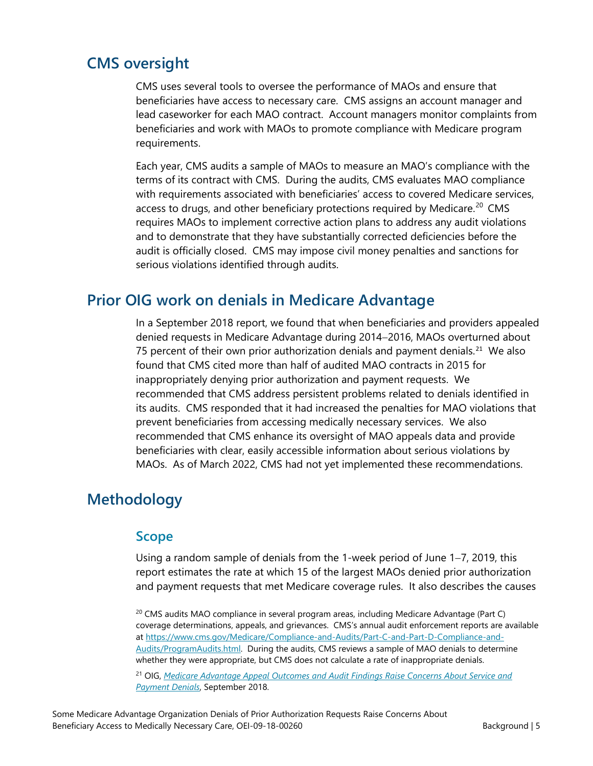## CMS oversight

CMS uses several tools to oversee the performance of MAOs and ensure that beneficiaries have access to necessary care. CMS assigns an account manager and lead caseworker for each MAO contract. Account managers monitor complaints from beneficiaries and work with MAOs to promote compliance with Medicare program requirements.

Each year, CMS audits a sample of MAOs to measure an MAO's compliance with the terms of its contract with CMS. During the audits, CMS evaluates MAO compliance with requirements associated with beneficiaries' access to covered Medicare services, access to drugs, and other beneficiary protections required by Medicare.[20] CMS requires MAOs to implement corrective action plans to address any audit violations and to demonstrate that they have substantially corrected deficiencies before the audit is officially closed. CMS may impose civil money penalties and sanctions for serious violations identified through audits.

## Prior OIG work on denials in Medicare Advantage

In a September 2018 report, we found that when beneficiaries and providers appealed denied requests in Medicare Advantage during 2014–2016, MAOs overturned about 75 percent of their own prior authorization denials and payment denials.[21] We also found that CMS cited more than half of audited MAO contracts in 2015 for inappropriately denying prior authorization and payment requests. We recommended that CMS address persistent problems related to denials identified in its audits. CMS responded that it had increased the penalties for MAO violations that prevent beneficiaries from accessing medically necessary services. We also recommended that CMS enhance its oversight of MAO appeals data and provide beneficiaries with clear, easily accessible information about serious violations by MAOs. As of March 2022, CMS had not yet implemented these recommendations.

## Methodology

### Scope

Using a random sample of denials from the 1-week period of June 1–7, 2019, this report estimates the rate at which 15 of the largest MAOs denied prior authorization and payment requests that met Medicare coverage rules. It also describes the causes

[20] CMS audits MAO compliance in several program areas, including Medicare Advantage (Part C) coverage determinations, appeals, and grievances. CMS's annual audit enforcement reports are available at https://www.cms.gov/Medicare/Compliance-and-Audits/Part-C-and-Part-D-Compliance-and-Audits/ProgramAudits.html. During the audits, CMS reviews a sample of MAO denials to determine whether they were appropriate, but CMS does not calculate a rate of inappropriate denials.

[21] OIG, *Medicare Advantage Appeal Outcomes and Audit Findings Raise Concerns About Service and Payment Denials*, September 2018.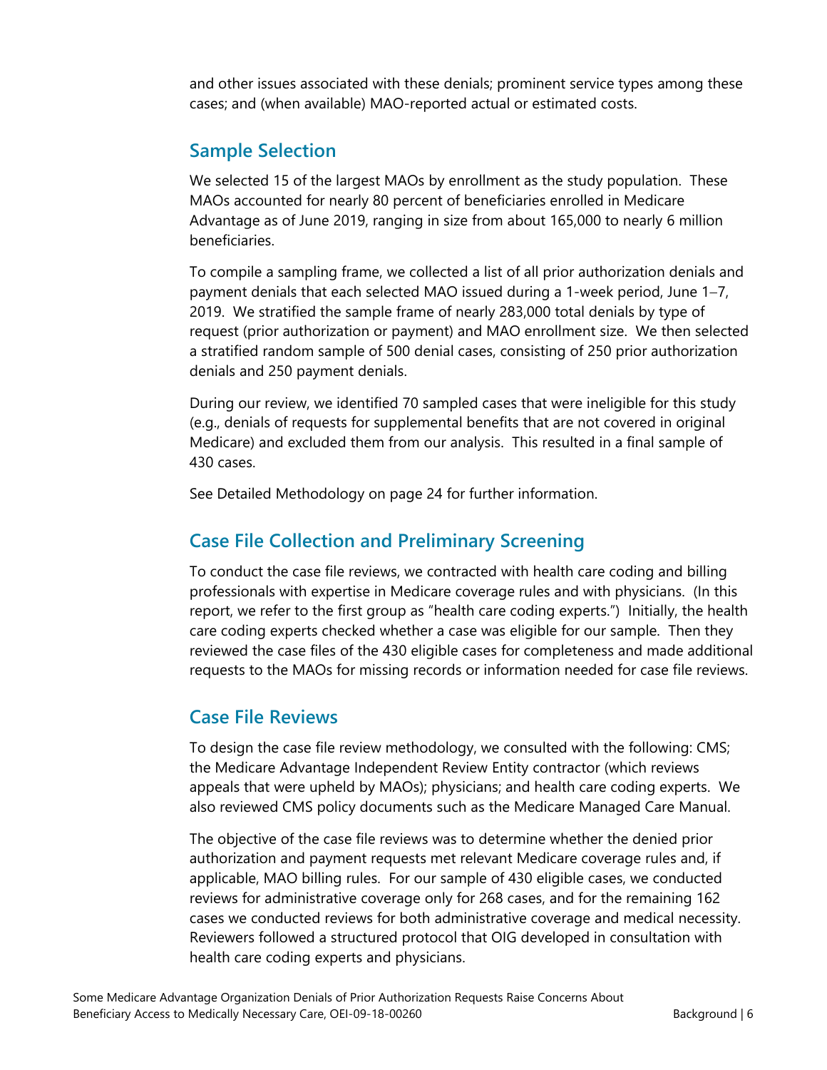and other issues associated with these denials; prominent service types among these cases; and (when available) MAO-reported actual or estimated costs.

## Sample Selection

We selected 15 of the largest MAOs by enrollment as the study population. These MAOs accounted for nearly 80 percent of beneficiaries enrolled in Medicare Advantage as of June 2019, ranging in size from about 165,000 to nearly 6 million beneficiaries.

To compile a sampling frame, we collected a list of all prior authorization denials and payment denials that each selected MAO issued during a 1-week period, June 1–7, 2019. We stratified the sample frame of nearly 283,000 total denials by type of request (prior authorization or payment) and MAO enrollment size. We then selected a stratified random sample of 500 denial cases, consisting of 250 prior authorization denials and 250 payment denials.

During our review, we identified 70 sampled cases that were ineligible for this study (e.g., denials of requests for supplemental benefits that are not covered in original Medicare) and excluded them from our analysis. This resulted in a final sample of 430 cases.

See Detailed Methodology on page 24 for further information.

## Case File Collection and Preliminary Screening

To conduct the case file reviews, we contracted with health care coding and billing professionals with expertise in Medicare coverage rules and with physicians. (In this report, we refer to the first group as "health care coding experts.") Initially, the health care coding experts checked whether a case was eligible for our sample. Then they reviewed the case files of the 430 eligible cases for completeness and made additional requests to the MAOs for missing records or information needed for case file reviews.

## Case File Reviews

To design the case file review methodology, we consulted with the following: CMS; the Medicare Advantage Independent Review Entity contractor (which reviews appeals that were upheld by MAOs); physicians; and health care coding experts. We also reviewed CMS policy documents such as the Medicare Managed Care Manual.

The objective of the case file reviews was to determine whether the denied prior authorization and payment requests met relevant Medicare coverage rules and, if applicable, MAO billing rules. For our sample of 430 eligible cases, we conducted reviews for administrative coverage only for 268 cases, and for the remaining 162 cases we conducted reviews for both administrative coverage and medical necessity. Reviewers followed a structured protocol that OIG developed in consultation with health care coding experts and physicians.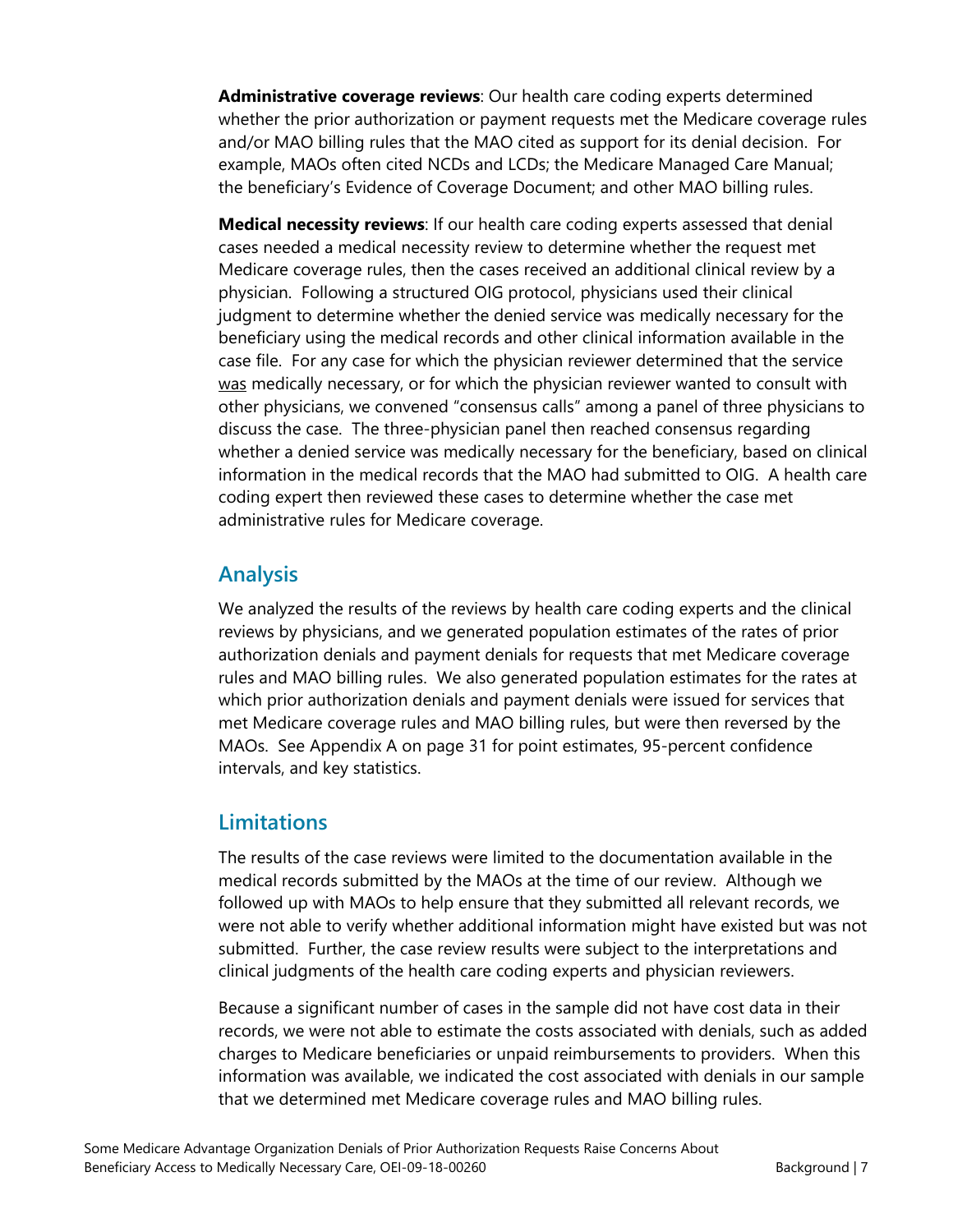**Administrative coverage reviews**: Our health care coding experts determined whether the prior authorization or payment requests met the Medicare coverage rules and/or MAO billing rules that the MAO cited as support for its denial decision. For example, MAOs often cited NCDs and LCDs; the Medicare Managed Care Manual; the beneficiary's Evidence of Coverage Document; and other MAO billing rules.

**Medical necessity reviews**: If our health care coding experts assessed that denial cases needed a medical necessity review to determine whether the request met Medicare coverage rules, then the cases received an additional clinical review by a physician. Following a structured OIG protocol, physicians used their clinical judgment to determine whether the denied service was medically necessary for the beneficiary using the medical records and other clinical information available in the case file. For any case for which the physician reviewer determined that the service was medically necessary, or for which the physician reviewer wanted to consult with other physicians, we convened "consensus calls" among a panel of three physicians to discuss the case. The three-physician panel then reached consensus regarding whether a denied service was medically necessary for the beneficiary, based on clinical information in the medical records that the MAO had submitted to OIG. A health care coding expert then reviewed these cases to determine whether the case met administrative rules for Medicare coverage.

## Analysis

We analyzed the results of the reviews by health care coding experts and the clinical reviews by physicians, and we generated population estimates of the rates of prior authorization denials and payment denials for requests that met Medicare coverage rules and MAO billing rules. We also generated population estimates for the rates at which prior authorization denials and payment denials were issued for services that met Medicare coverage rules and MAO billing rules, but were then reversed by the MAOs. See Appendix A on page 31 for point estimates, 95-percent confidence intervals, and key statistics.

## Limitations

The results of the case reviews were limited to the documentation available in the medical records submitted by the MAOs at the time of our review. Although we followed up with MAOs to help ensure that they submitted all relevant records, we were not able to verify whether additional information might have existed but was not submitted. Further, the case review results were subject to the interpretations and clinical judgments of the health care coding experts and physician reviewers.

Because a significant number of cases in the sample did not have cost data in their records, we were not able to estimate the costs associated with denials, such as added charges to Medicare beneficiaries or unpaid reimbursements to providers. When this information was available, we indicated the cost associated with denials in our sample that we determined met Medicare coverage rules and MAO billing rules.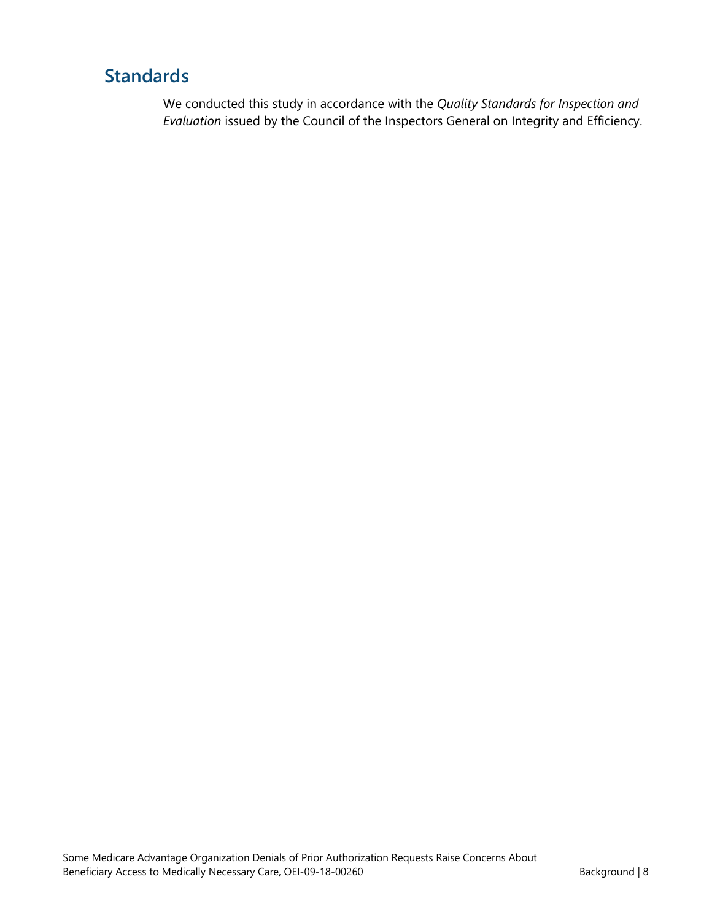## Standards

We conducted this study in accordance with the *Quality Standards for Inspection and Evaluation* issued by the Council of the Inspectors General on Integrity and Efficiency.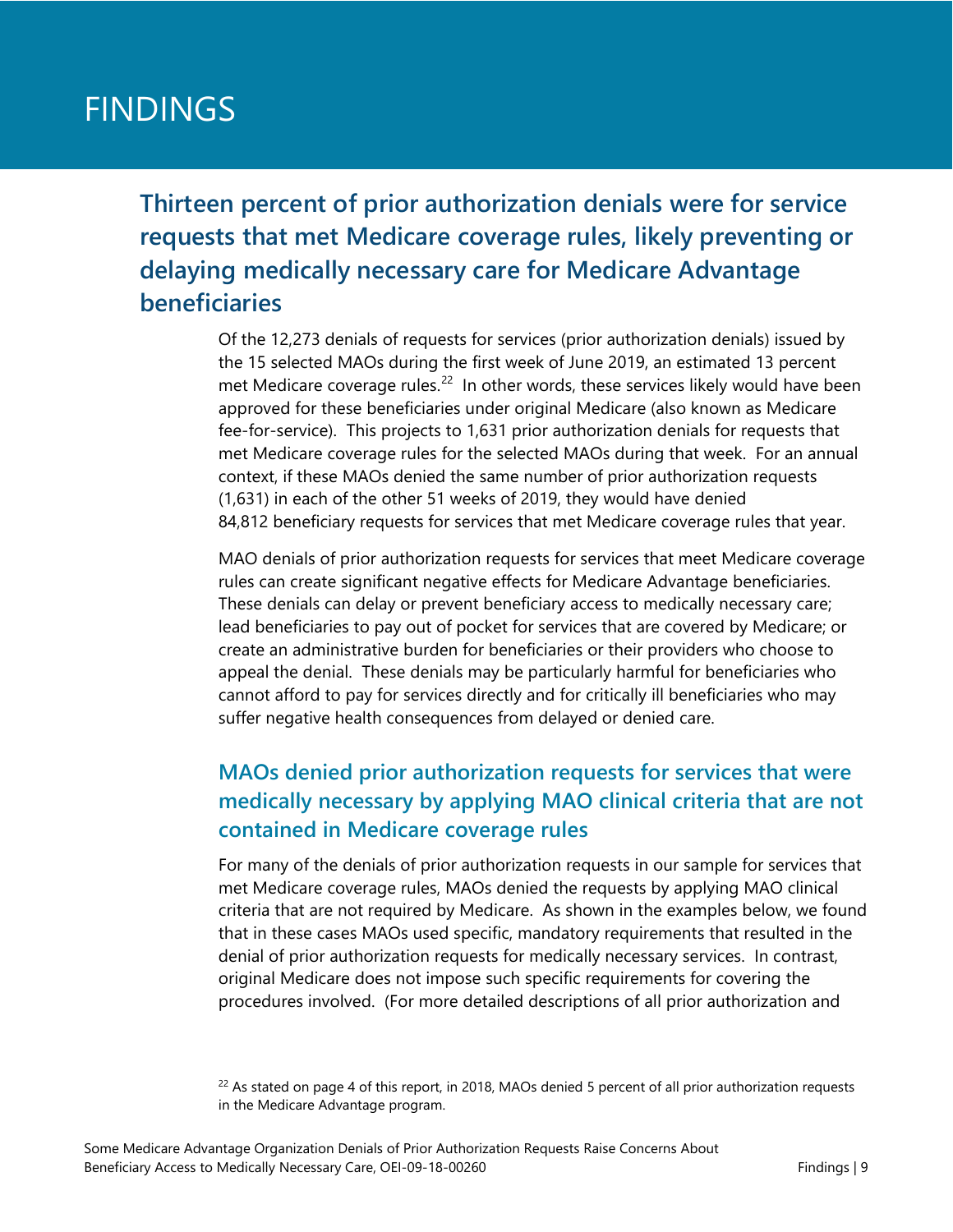# FINDINGS

## Thirteen percent of prior authorization denials were for service requests that met Medicare coverage rules, likely preventing or delaying medically necessary care for Medicare Advantage beneficiaries

Of the 12,273 denials of requests for services (prior authorization denials) issued by the 15 selected MAOs during the first week of June 2019, an estimated 13 percent met Medicare coverage rules.[22] In other words, these services likely would have been approved for these beneficiaries under original Medicare (also known as Medicare fee-for-service). This projects to 1,631 prior authorization denials for requests that met Medicare coverage rules for the selected MAOs during that week. For an annual context, if these MAOs denied the same number of prior authorization requests (1,631) in each of the other 51 weeks of 2019, they would have denied 84,812 beneficiary requests for services that met Medicare coverage rules that year.

MAO denials of prior authorization requests for services that meet Medicare coverage rules can create significant negative effects for Medicare Advantage beneficiaries. These denials can delay or prevent beneficiary access to medically necessary care; lead beneficiaries to pay out of pocket for services that are covered by Medicare; or create an administrative burden for beneficiaries or their providers who choose to appeal the denial. These denials may be particularly harmful for beneficiaries who cannot afford to pay for services directly and for critically ill beneficiaries who may suffer negative health consequences from delayed or denied care.

### MAOs denied prior authorization requests for services that were medically necessary by applying MAO clinical criteria that are not contained in Medicare coverage rules

For many of the denials of prior authorization requests in our sample for services that met Medicare coverage rules, MAOs denied the requests by applying MAO clinical criteria that are not required by Medicare. As shown in the examples below, we found that in these cases MAOs used specific, mandatory requirements that resulted in the denial of prior authorization requests for medically necessary services. In contrast, original Medicare does not impose such specific requirements for covering the procedures involved. (For more detailed descriptions of all prior authorization and

[22] As stated on page 4 of this report, in 2018, MAOs denied 5 percent of all prior authorization requests in the Medicare Advantage program.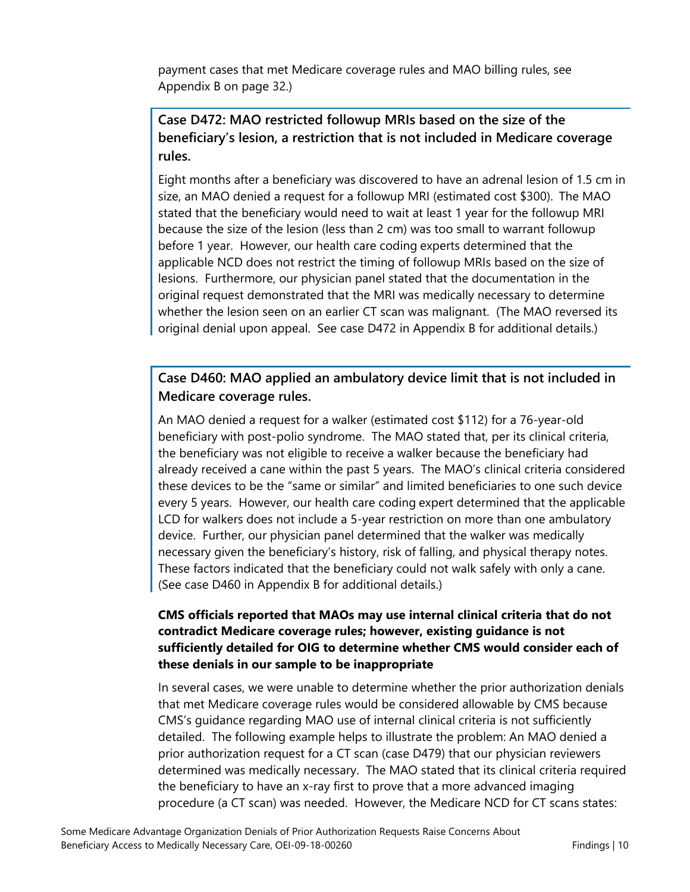payment cases that met Medicare coverage rules and MAO billing rules, see Appendix B on page 32.)

**Case D472: MAO restricted followup MRIs based on the size of the beneficiary's lesion, a restriction that is not included in Medicare coverage rules.**

Eight months after a beneficiary was discovered to have an adrenal lesion of 1.5 cm in size, an MAO denied a request for a followup MRI (estimated cost $300). The MAO stated that the beneficiary would need to wait at least 1 year for the followup MRI because the size of the lesion (less than 2 cm) was too small to warrant followup before 1 year. However, our health care coding experts determined that the applicable NCD does not restrict the timing of followup MRIs based on the size of lesions. Furthermore, our physician panel stated that the documentation in the original request demonstrated that the MRI was medically necessary to determine whether the lesion seen on an earlier CT scan was malignant. (The MAO reversed its original denial upon appeal. See case D472 in Appendix B for additional details.)

**Case D460: MAO applied an ambulatory device limit that is not included in Medicare coverage rules.**

An MAO denied a request for a walker (estimated cost $112) for a 76-year-old beneficiary with post-polio syndrome. The MAO stated that, per its clinical criteria, the beneficiary was not eligible to receive a walker because the beneficiary had already received a cane within the past 5 years. The MAO's clinical criteria considered these devices to be the "same or similar" and limited beneficiaries to one such device every 5 years. However, our health care coding expert determined that the applicable LCD for walkers does not include a 5-year restriction on more than one ambulatory device. Further, our physician panel determined that the walker was medically necessary given the beneficiary's history, risk of falling, and physical therapy notes. These factors indicated that the beneficiary could not walk safely with only a cane. (See case D460 in Appendix B for additional details.)

**CMS officials reported that MAOs may use internal clinical criteria that do not contradict Medicare coverage rules; however, existing guidance is not sufficiently detailed for OIG to determine whether CMS would consider each of these denials in our sample to be inappropriate**

In several cases, we were unable to determine whether the prior authorization denials that met Medicare coverage rules would be considered allowable by CMS because CMS's guidance regarding MAO use of internal clinical criteria is not sufficiently detailed. The following example helps to illustrate the problem: An MAO denied a prior authorization request for a CT scan (case D479) that our physician reviewers determined was medically necessary. The MAO stated that its clinical criteria required the beneficiary to have an x-ray first to prove that a more advanced imaging procedure (a CT scan) was needed. However, the Medicare NCD for CT scans states: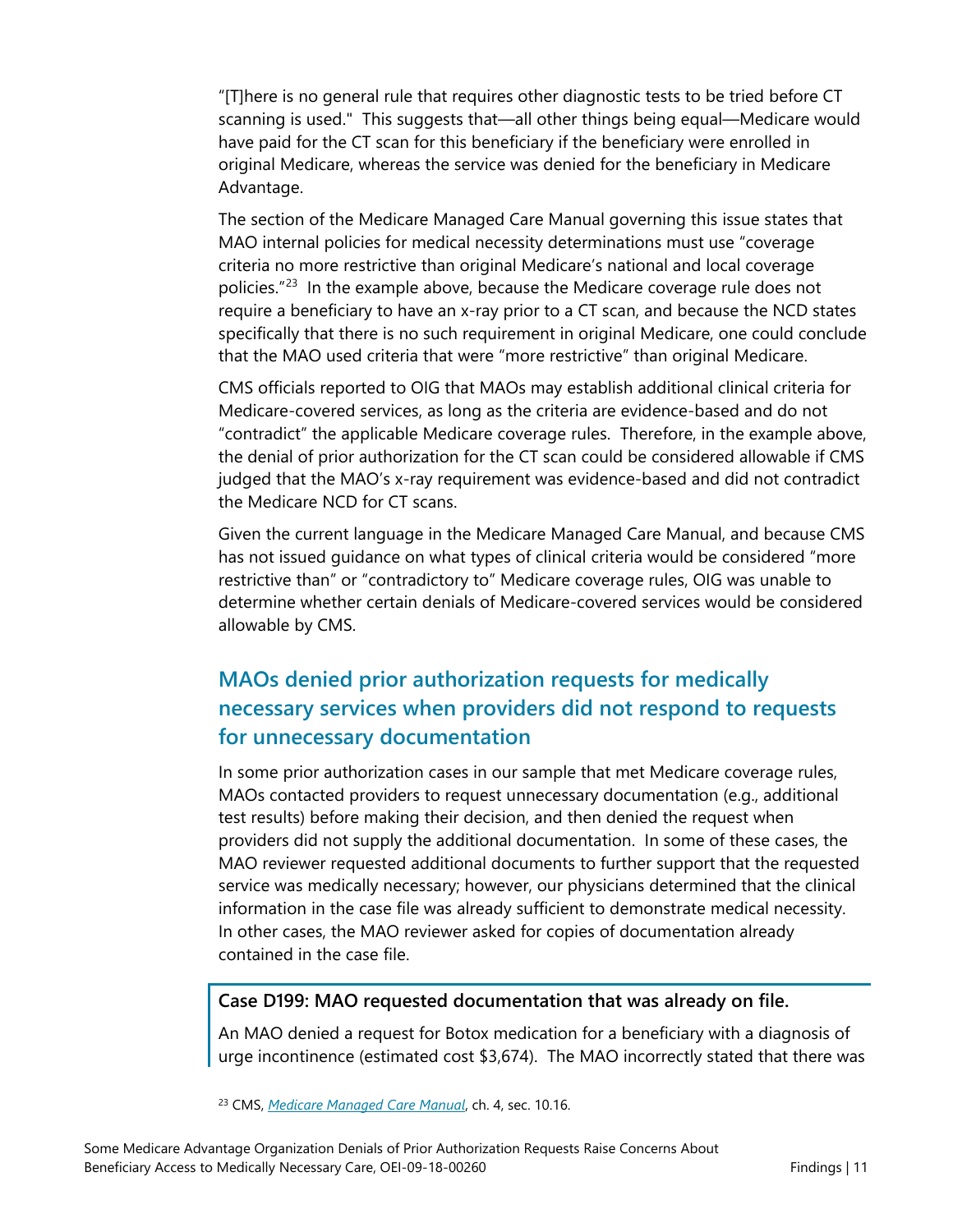"[T]here is no general rule that requires other diagnostic tests to be tried before CT scanning is used." This suggests that—all other things being equal—Medicare would have paid for the CT scan for this beneficiary if the beneficiary were enrolled in original Medicare, whereas the service was denied for the beneficiary in Medicare Advantage.

The section of the Medicare Managed Care Manual governing this issue states that MAO internal policies for medical necessity determinations must use "coverage criteria no more restrictive than original Medicare's national and local coverage policies."[23] In the example above, because the Medicare coverage rule does not require a beneficiary to have an x-ray prior to a CT scan, and because the NCD states specifically that there is no such requirement in original Medicare, one could conclude that the MAO used criteria that were "more restrictive" than original Medicare.

CMS officials reported to OIG that MAOs may establish additional clinical criteria for Medicare-covered services, as long as the criteria are evidence-based and do not "contradict" the applicable Medicare coverage rules. Therefore, in the example above, the denial of prior authorization for the CT scan could be considered allowable if CMS judged that the MAO's x-ray requirement was evidence-based and did not contradict the Medicare NCD for CT scans.

Given the current language in the Medicare Managed Care Manual, and because CMS has not issued guidance on what types of clinical criteria would be considered "more restrictive than" or "contradictory to" Medicare coverage rules, OIG was unable to determine whether certain denials of Medicare-covered services would be considered allowable by CMS.

## MAOs denied prior authorization requests for medically necessary services when providers did not respond to requests for unnecessary documentation

In some prior authorization cases in our sample that met Medicare coverage rules, MAOs contacted providers to request unnecessary documentation (e.g., additional test results) before making their decision, and then denied the request when providers did not supply the additional documentation. In some of these cases, the MAO reviewer requested additional documents to further support that the requested service was medically necessary; however, our physicians determined that the clinical information in the case file was already sufficient to demonstrate medical necessity. In other cases, the MAO reviewer asked for copies of documentation already contained in the case file.

**Case D199: MAO requested documentation that was already on file.**

An MAO denied a request for Botox medication for a beneficiary with a diagnosis of urge incontinence (estimated cost $3,674). The MAO incorrectly stated that there was

[23] CMS, *Medicare Managed Care Manual*, ch. 4, sec. 10.16.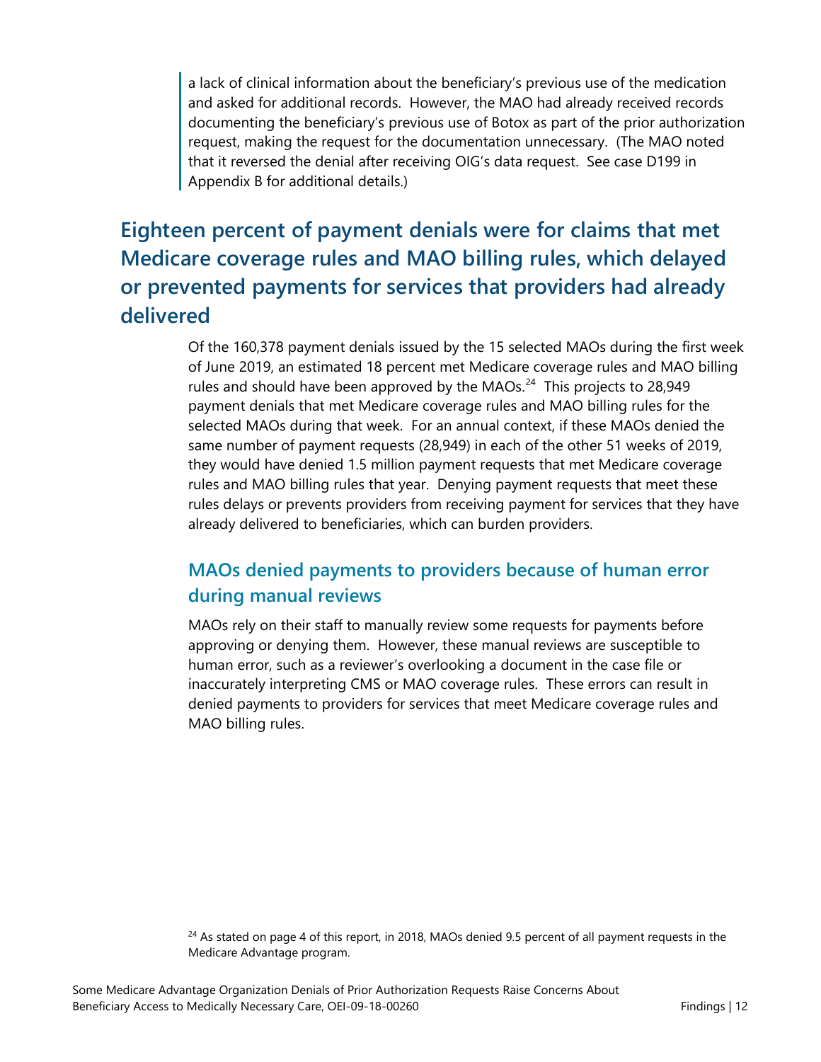a lack of clinical information about the beneficiary's previous use of the medication and asked for additional records. However, the MAO had already received records documenting the beneficiary's previous use of Botox as part of the prior authorization request, making the request for the documentation unnecessary. (The MAO noted that it reversed the denial after receiving OIG's data request. See case D199 in Appendix B for additional details.)

## Eighteen percent of payment denials were for claims that met Medicare coverage rules and MAO billing rules, which delayed or prevented payments for services that providers had already delivered

Of the 160,378 payment denials issued by the 15 selected MAOs during the first week of June 2019, an estimated 18 percent met Medicare coverage rules and MAO billing rules and should have been approved by the MAOs.[24] This projects to 28,949 payment denials that met Medicare coverage rules and MAO billing rules for the selected MAOs during that week. For an annual context, if these MAOs denied the same number of payment requests (28,949) in each of the other 51 weeks of 2019, they would have denied 1.5 million payment requests that met Medicare coverage rules and MAO billing rules that year. Denying payment requests that meet these rules delays or prevents providers from receiving payment for services that they have already delivered to beneficiaries, which can burden providers.

### MAOs denied payments to providers because of human error during manual reviews

MAOs rely on their staff to manually review some requests for payments before approving or denying them. However, these manual reviews are susceptible to human error, such as a reviewer's overlooking a document in the case file or inaccurately interpreting CMS or MAO coverage rules. These errors can result in denied payments to providers for services that meet Medicare coverage rules and MAO billing rules.

[24] As stated on page 4 of this report, in 2018, MAOs denied 9.5 percent of all payment requests in the Medicare Advantage program.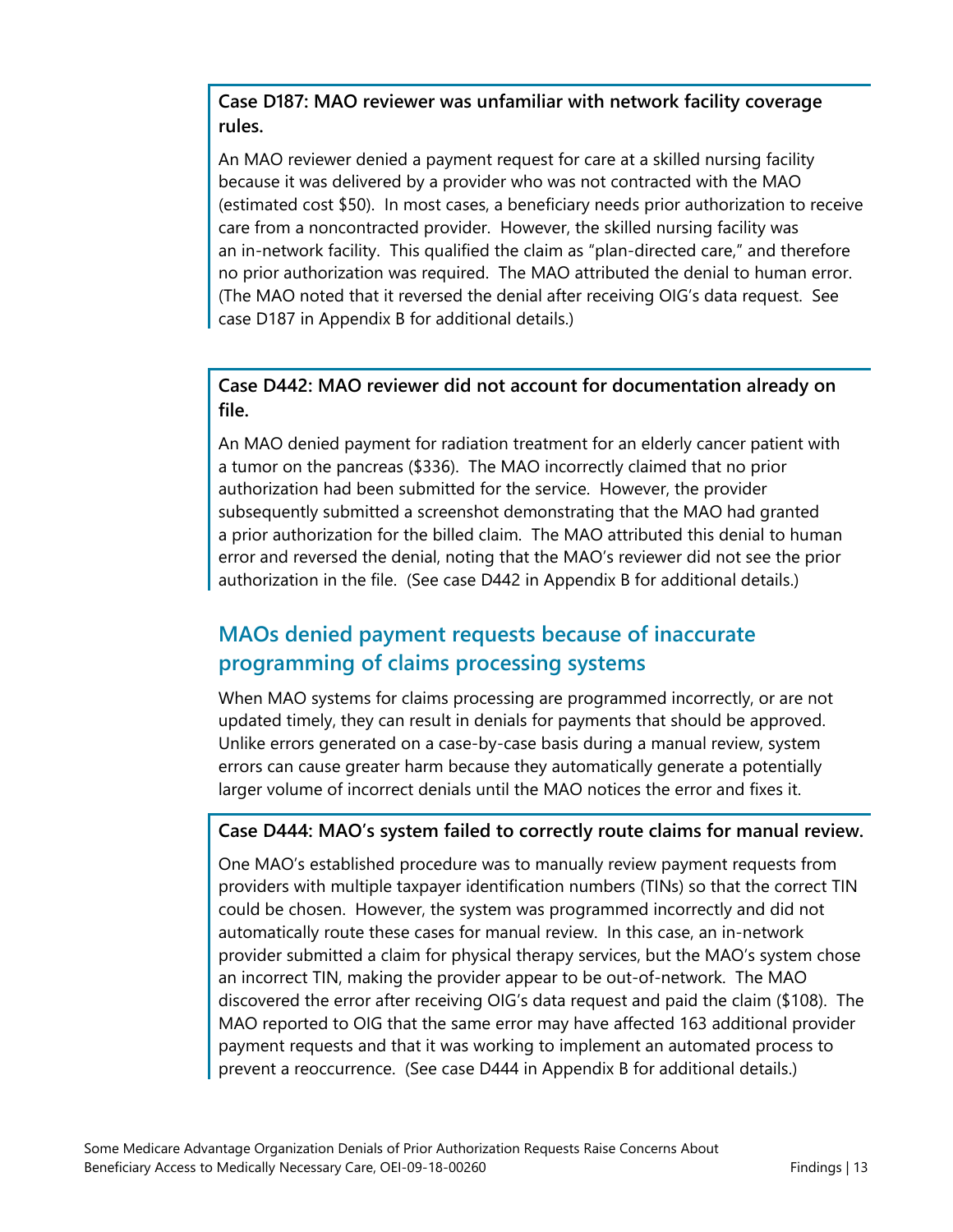**Case D187: MAO reviewer was unfamiliar with network facility coverage rules.**

An MAO reviewer denied a payment request for care at a skilled nursing facility because it was delivered by a provider who was not contracted with the MAO (estimated cost $50). In most cases, a beneficiary needs prior authorization to receive care from a noncontracted provider. However, the skilled nursing facility was an in-network facility. This qualified the claim as "plan-directed care," and therefore no prior authorization was required. The MAO attributed the denial to human error. (The MAO noted that it reversed the denial after receiving OIG's data request. See case D187 in Appendix B for additional details.)

**Case D442: MAO reviewer did not account for documentation already on file.**

An MAO denied payment for radiation treatment for an elderly cancer patient with a tumor on the pancreas ($336). The MAO incorrectly claimed that no prior authorization had been submitted for the service. However, the provider subsequently submitted a screenshot demonstrating that the MAO had granted a prior authorization for the billed claim. The MAO attributed this denial to human error and reversed the denial, noting that the MAO's reviewer did not see the prior authorization in the file. (See case D442 in Appendix B for additional details.)

## MAOs denied payment requests because of inaccurate programming of claims processing systems

When MAO systems for claims processing are programmed incorrectly, or are not updated timely, they can result in denials for payments that should be approved. Unlike errors generated on a case-by-case basis during a manual review, system errors can cause greater harm because they automatically generate a potentially larger volume of incorrect denials until the MAO notices the error and fixes it.

**Case D444: MAO's system failed to correctly route claims for manual review.**

One MAO's established procedure was to manually review payment requests from providers with multiple taxpayer identification numbers (TINs) so that the correct TIN could be chosen. However, the system was programmed incorrectly and did not automatically route these cases for manual review. In this case, an in-network provider submitted a claim for physical therapy services, but the MAO's system chose an incorrect TIN, making the provider appear to be out-of-network. The MAO discovered the error after receiving OIG's data request and paid the claim ($108). The MAO reported to OIG that the same error may have affected 163 additional provider payment requests and that it was working to implement an automated process to prevent a reoccurrence. (See case D444 in Appendix B for additional details.)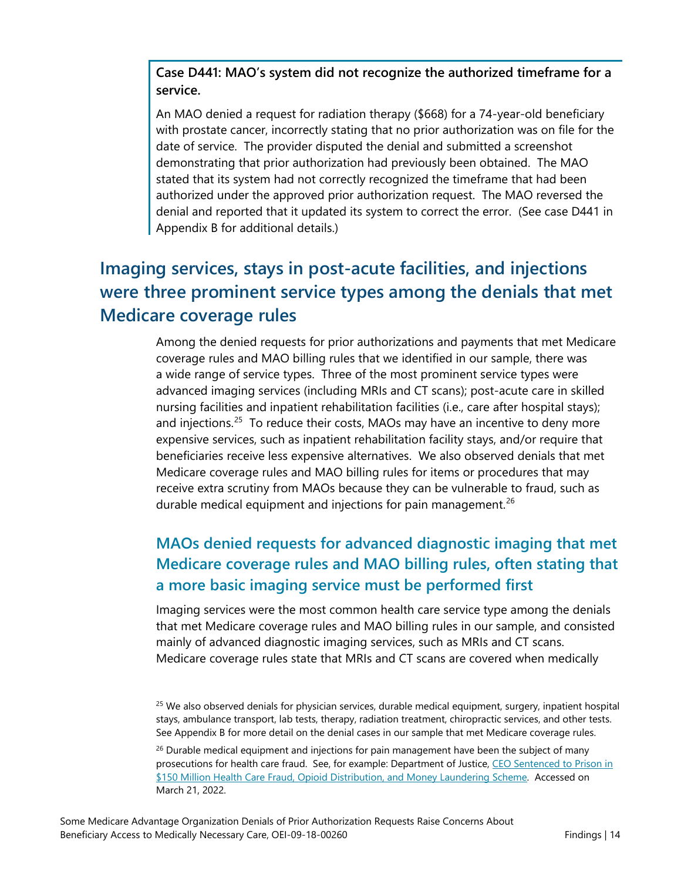**Case D441: MAO's system did not recognize the authorized timeframe for a service.**

An MAO denied a request for radiation therapy ($668) for a 74-year-old beneficiary with prostate cancer, incorrectly stating that no prior authorization was on file for the date of service. The provider disputed the denial and submitted a screenshot demonstrating that prior authorization had previously been obtained. The MAO stated that its system had not correctly recognized the timeframe that had been authorized under the approved prior authorization request. The MAO reversed the denial and reported that it updated its system to correct the error. (See case D441 in Appendix B for additional details.)

## Imaging services, stays in post-acute facilities, and injections were three prominent service types among the denials that met Medicare coverage rules

Among the denied requests for prior authorizations and payments that met Medicare coverage rules and MAO billing rules that we identified in our sample, there was a wide range of service types. Three of the most prominent service types were advanced imaging services (including MRIs and CT scans); post-acute care in skilled nursing facilities and inpatient rehabilitation facilities (i.e., care after hospital stays); and injections.[25] To reduce their costs, MAOs may have an incentive to deny more expensive services, such as inpatient rehabilitation facility stays, and/or require that beneficiaries receive less expensive alternatives. We also observed denials that met Medicare coverage rules and MAO billing rules for items or procedures that may receive extra scrutiny from MAOs because they can be vulnerable to fraud, such as durable medical equipment and injections for pain management.[26]

### MAOs denied requests for advanced diagnostic imaging that met Medicare coverage rules and MAO billing rules, often stating that a more basic imaging service must be performed first

Imaging services were the most common health care service type among the denials that met Medicare coverage rules and MAO billing rules in our sample, and consisted mainly of advanced diagnostic imaging services, such as MRIs and CT scans. Medicare coverage rules state that MRIs and CT scans are covered when medically

[25] We also observed denials for physician services, durable medical equipment, surgery, inpatient hospital stays, ambulance transport, lab tests, therapy, radiation treatment, chiropractic services, and other tests. See Appendix B for more detail on the denial cases in our sample that met Medicare coverage rules.

[26] Durable medical equipment and injections for pain management have been the subject of many prosecutions for health care fraud. See, for example: Department of Justice, CEO Sentenced to Prison in $150 Million Health Care Fraud, Opioid Distribution, and Money Laundering Scheme. Accessed on March 21, 2022.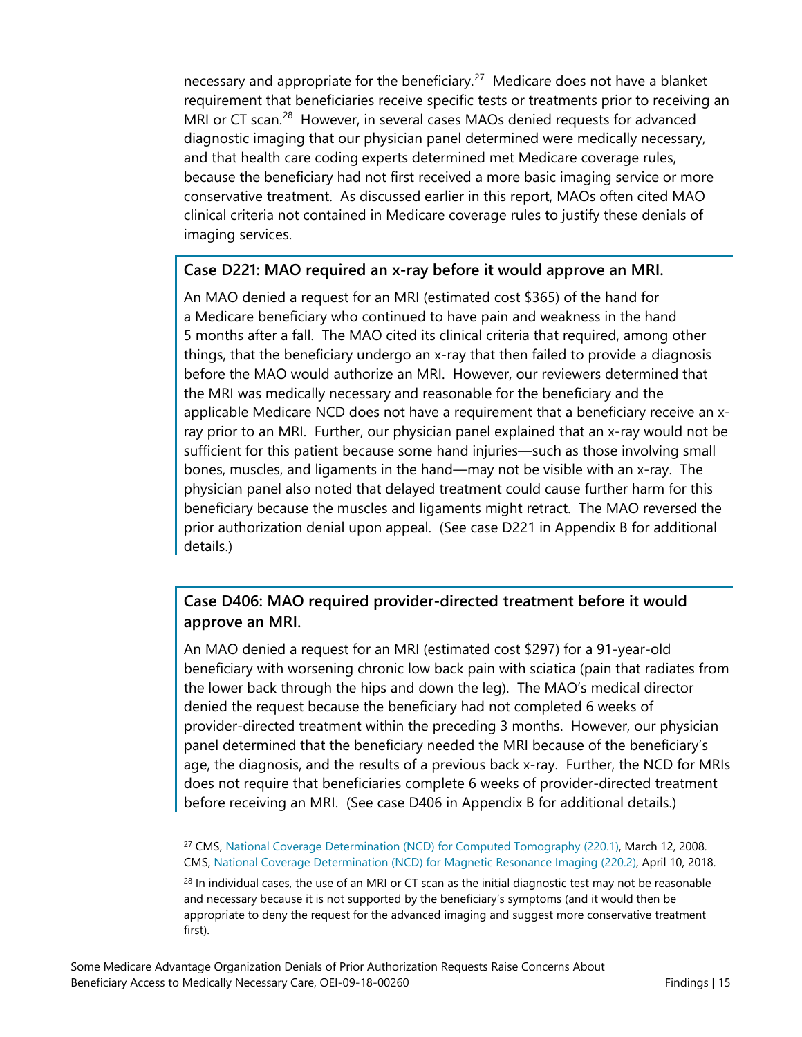necessary and appropriate for the beneficiary.[27] Medicare does not have a blanket requirement that beneficiaries receive specific tests or treatments prior to receiving an MRI or CT scan.[28] However, in several cases MAOs denied requests for advanced diagnostic imaging that our physician panel determined were medically necessary, and that health care coding experts determined met Medicare coverage rules, because the beneficiary had not first received a more basic imaging service or more conservative treatment. As discussed earlier in this report, MAOs often cited MAO clinical criteria not contained in Medicare coverage rules to justify these denials of imaging services.

**Case D221: MAO required an x-ray before it would approve an MRI.**

An MAO denied a request for an MRI (estimated cost $365) of the hand for a Medicare beneficiary who continued to have pain and weakness in the hand 5 months after a fall. The MAO cited its clinical criteria that required, among other things, that the beneficiary undergo an x-ray that then failed to provide a diagnosis before the MAO would authorize an MRI. However, our reviewers determined that the MRI was medically necessary and reasonable for the beneficiary and the applicable Medicare NCD does not have a requirement that a beneficiary receive an x-ray prior to an MRI. Further, our physician panel explained that an x-ray would not be sufficient for this patient because some hand injuries—such as those involving small bones, muscles, and ligaments in the hand—may not be visible with an x-ray. The physician panel also noted that delayed treatment could cause further harm for this beneficiary because the muscles and ligaments might retract. The MAO reversed the prior authorization denial upon appeal. (See case D221 in Appendix B for additional details.)

**Case D406: MAO required provider-directed treatment before it would approve an MRI.**

An MAO denied a request for an MRI (estimated cost $297) for a 91-year-old beneficiary with worsening chronic low back pain with sciatica (pain that radiates from the lower back through the hips and down the leg). The MAO's medical director denied the request because the beneficiary had not completed 6 weeks of provider-directed treatment within the preceding 3 months. However, our physician panel determined that the beneficiary needed the MRI because of the beneficiary's age, the diagnosis, and the results of a previous back x-ray. Further, the NCD for MRIs does not require that beneficiaries complete 6 weeks of provider-directed treatment before receiving an MRI. (See case D406 in Appendix B for additional details.)

[27] CMS, National Coverage Determination (NCD) for Computed Tomography (220.1), March 12, 2008. CMS, National Coverage Determination (NCD) for Magnetic Resonance Imaging (220.2), April 10, 2018.

[28] In individual cases, the use of an MRI or CT scan as the initial diagnostic test may not be reasonable and necessary because it is not supported by the beneficiary's symptoms (and it would then be appropriate to deny the request for the advanced imaging and suggest more conservative treatment first).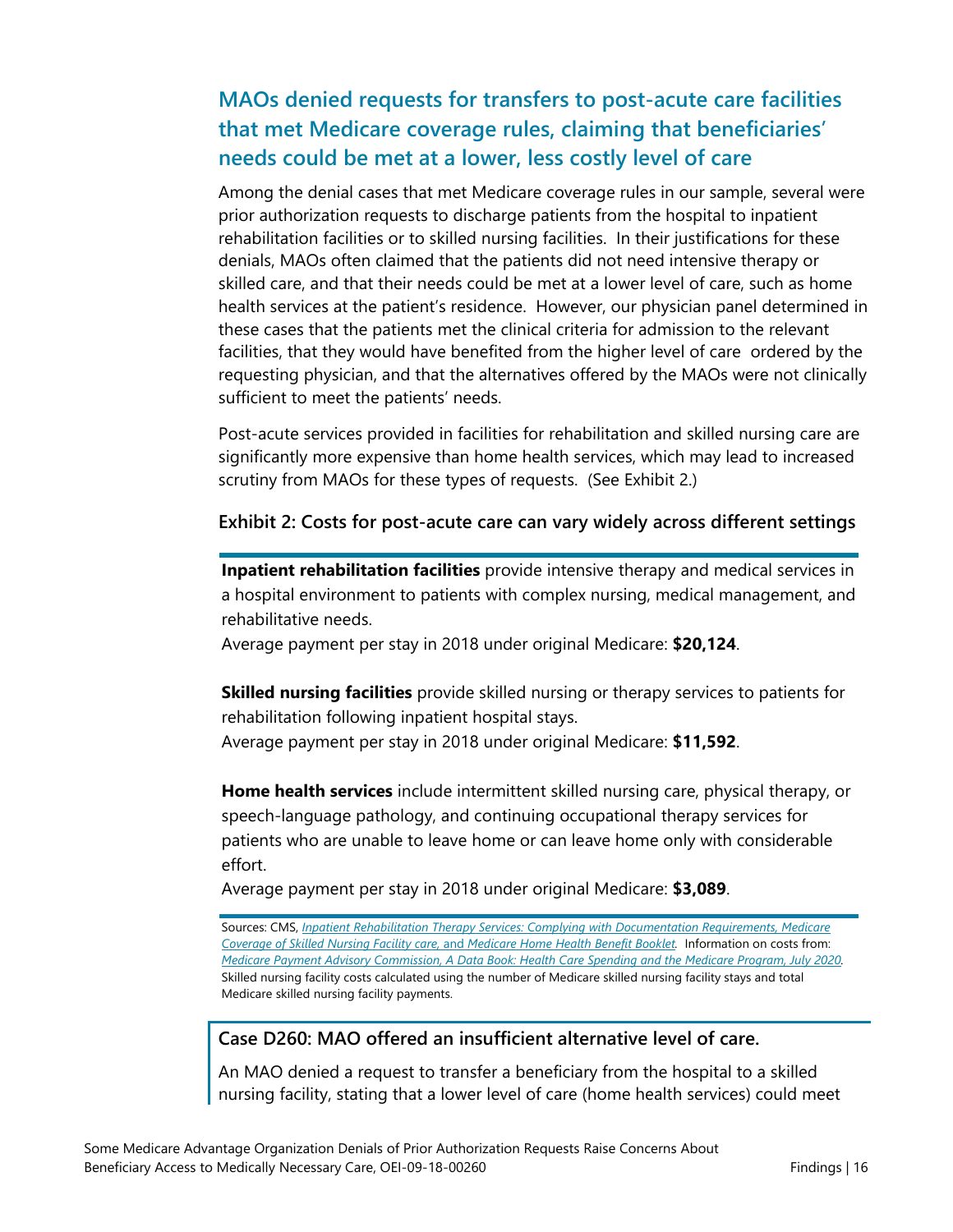## MAOs denied requests for transfers to post-acute care facilities that met Medicare coverage rules, claiming that beneficiaries' needs could be met at a lower, less costly level of care

Among the denial cases that met Medicare coverage rules in our sample, several were prior authorization requests to discharge patients from the hospital to inpatient rehabilitation facilities or to skilled nursing facilities. In their justifications for these denials, MAOs often claimed that the patients did not need intensive therapy or skilled care, and that their needs could be met at a lower level of care, such as home health services at the patient's residence. However, our physician panel determined in these cases that the patients met the clinical criteria for admission to the relevant facilities, that they would have benefited from the higher level of care ordered by the requesting physician, and that the alternatives offered by the MAOs were not clinically sufficient to meet the patients' needs.

Post-acute services provided in facilities for rehabilitation and skilled nursing care are significantly more expensive than home health services, which may lead to increased scrutiny from MAOs for these types of requests. (See Exhibit 2.)

**Exhibit 2: Costs for post-acute care can vary widely across different settings**

**Inpatient rehabilitation facilities** provide intensive therapy and medical services in a hospital environment to patients with complex nursing, medical management, and rehabilitative needs.
Average payment per stay in 2018 under original Medicare: **$20,124**.

**Skilled nursing facilities** provide skilled nursing or therapy services to patients for rehabilitation following inpatient hospital stays.
Average payment per stay in 2018 under original Medicare: **$11,592**.

**Home health services** include intermittent skilled nursing care, physical therapy, or speech-language pathology, and continuing occupational therapy services for patients who are unable to leave home or can leave home only with considerable effort.
Average payment per stay in 2018 under original Medicare: **$3,089**.

Sources: CMS, *Inpatient Rehabilitation Therapy Services: Complying with Documentation Requirements, Medicare Coverage of Skilled Nursing Facility care,* and *Medicare Home Health Benefit Booklet*. Information on costs from: *Medicare Payment Advisory Commission, A Data Book: Health Care Spending and the Medicare Program, July 2020*. Skilled nursing facility costs calculated using the number of Medicare skilled nursing facility stays and total Medicare skilled nursing facility payments.

**Case D260: MAO offered an insufficient alternative level of care.**

An MAO denied a request to transfer a beneficiary from the hospital to a skilled nursing facility, stating that a lower level of care (home health services) could meet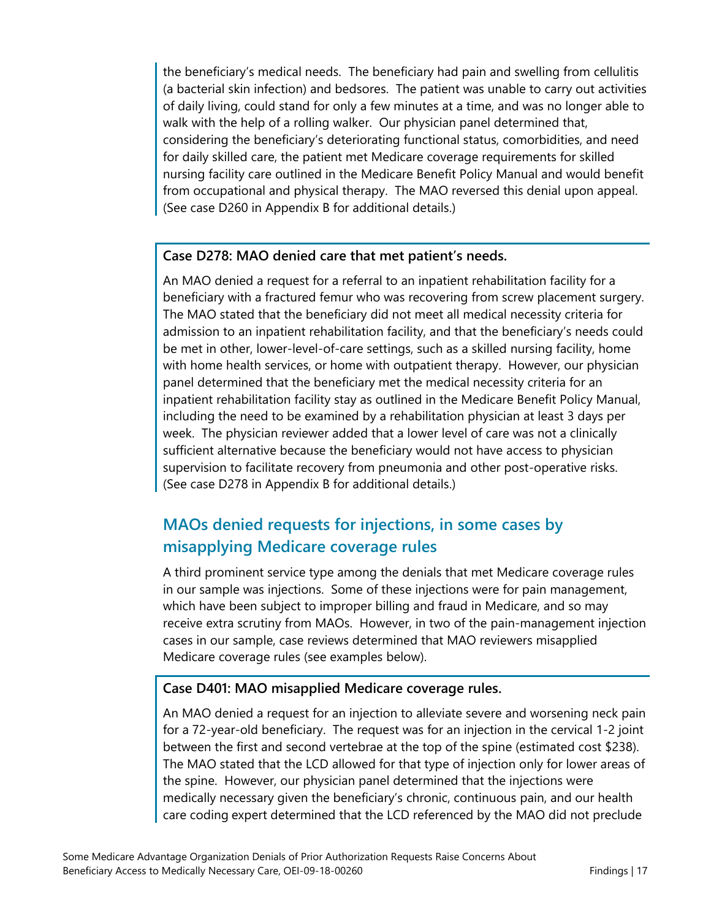the beneficiary's medical needs. The beneficiary had pain and swelling from cellulitis (a bacterial skin infection) and bedsores. The patient was unable to carry out activities of daily living, could stand for only a few minutes at a time, and was no longer able to walk with the help of a rolling walker. Our physician panel determined that, considering the beneficiary's deteriorating functional status, comorbidities, and need for daily skilled care, the patient met Medicare coverage requirements for skilled nursing facility care outlined in the Medicare Benefit Policy Manual and would benefit from occupational and physical therapy. The MAO reversed this denial upon appeal. (See case D260 in Appendix B for additional details.)

**Case D278: MAO denied care that met patient's needs.**

An MAO denied a request for a referral to an inpatient rehabilitation facility for a beneficiary with a fractured femur who was recovering from screw placement surgery. The MAO stated that the beneficiary did not meet all medical necessity criteria for admission to an inpatient rehabilitation facility, and that the beneficiary's needs could be met in other, lower-level-of-care settings, such as a skilled nursing facility, home with home health services, or home with outpatient therapy. However, our physician panel determined that the beneficiary met the medical necessity criteria for an inpatient rehabilitation facility stay as outlined in the Medicare Benefit Policy Manual, including the need to be examined by a rehabilitation physician at least 3 days per week. The physician reviewer added that a lower level of care was not a clinically sufficient alternative because the beneficiary would not have access to physician supervision to facilitate recovery from pneumonia and other post-operative risks. (See case D278 in Appendix B for additional details.)

## MAOs denied requests for injections, in some cases by misapplying Medicare coverage rules

A third prominent service type among the denials that met Medicare coverage rules in our sample was injections. Some of these injections were for pain management, which have been subject to improper billing and fraud in Medicare, and so may receive extra scrutiny from MAOs. However, in two of the pain-management injection cases in our sample, case reviews determined that MAO reviewers misapplied Medicare coverage rules (see examples below).

**Case D401: MAO misapplied Medicare coverage rules.**

An MAO denied a request for an injection to alleviate severe and worsening neck pain for a 72-year-old beneficiary. The request was for an injection in the cervical 1-2 joint between the first and second vertebrae at the top of the spine (estimated cost $238). The MAO stated that the LCD allowed for that type of injection only for lower areas of the spine. However, our physician panel determined that the injections were medically necessary given the beneficiary's chronic, continuous pain, and our health care coding expert determined that the LCD referenced by the MAO did not preclude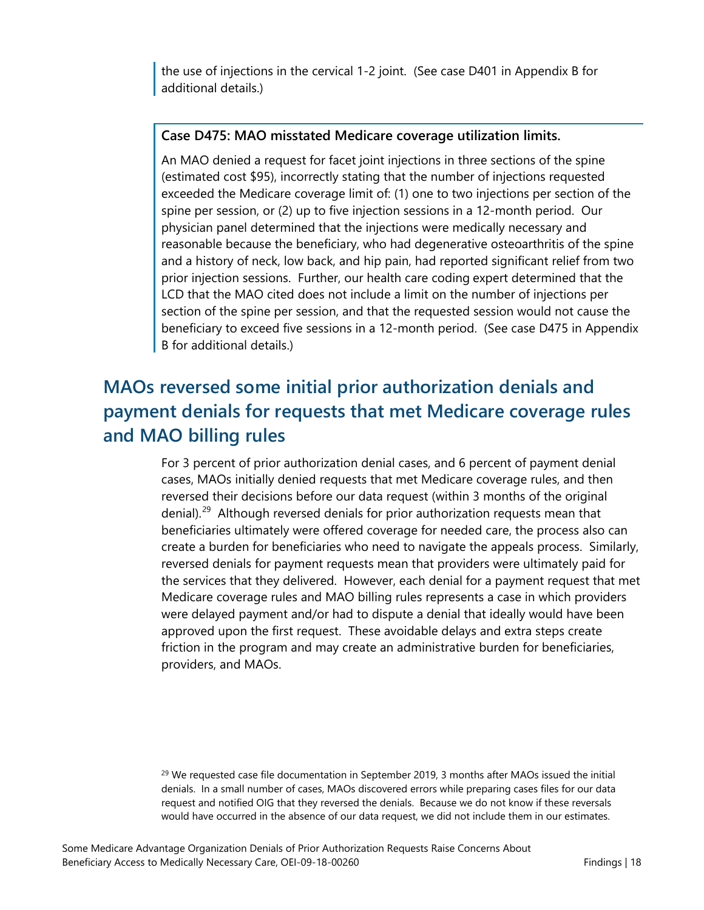the use of injections in the cervical 1-2 joint. (See case D401 in Appendix B for additional details.)

**Case D475: MAO misstated Medicare coverage utilization limits.**

An MAO denied a request for facet joint injections in three sections of the spine (estimated cost $95), incorrectly stating that the number of injections requested exceeded the Medicare coverage limit of: (1) one to two injections per section of the spine per session, or (2) up to five injection sessions in a 12-month period. Our physician panel determined that the injections were medically necessary and reasonable because the beneficiary, who had degenerative osteoarthritis of the spine and a history of neck, low back, and hip pain, had reported significant relief from two prior injection sessions. Further, our health care coding expert determined that the LCD that the MAO cited does not include a limit on the number of injections per section of the spine per session, and that the requested session would not cause the beneficiary to exceed five sessions in a 12-month period. (See case D475 in Appendix B for additional details.)

## MAOs reversed some initial prior authorization denials and payment denials for requests that met Medicare coverage rules and MAO billing rules

For 3 percent of prior authorization denial cases, and 6 percent of payment denial cases, MAOs initially denied requests that met Medicare coverage rules, and then reversed their decisions before our data request (within 3 months of the original denial).[29] Although reversed denials for prior authorization requests mean that beneficiaries ultimately were offered coverage for needed care, the process also can create a burden for beneficiaries who need to navigate the appeals process. Similarly, reversed denials for payment requests mean that providers were ultimately paid for the services that they delivered. However, each denial for a payment request that met Medicare coverage rules and MAO billing rules represents a case in which providers were delayed payment and/or had to dispute a denial that ideally would have been approved upon the first request. These avoidable delays and extra steps create friction in the program and may create an administrative burden for beneficiaries, providers, and MAOs.

[29] We requested case file documentation in September 2019, 3 months after MAOs issued the initial denials. In a small number of cases, MAOs discovered errors while preparing cases files for our data request and notified OIG that they reversed the denials. Because we do not know if these reversals would have occurred in the absence of our data request, we did not include them in our estimates.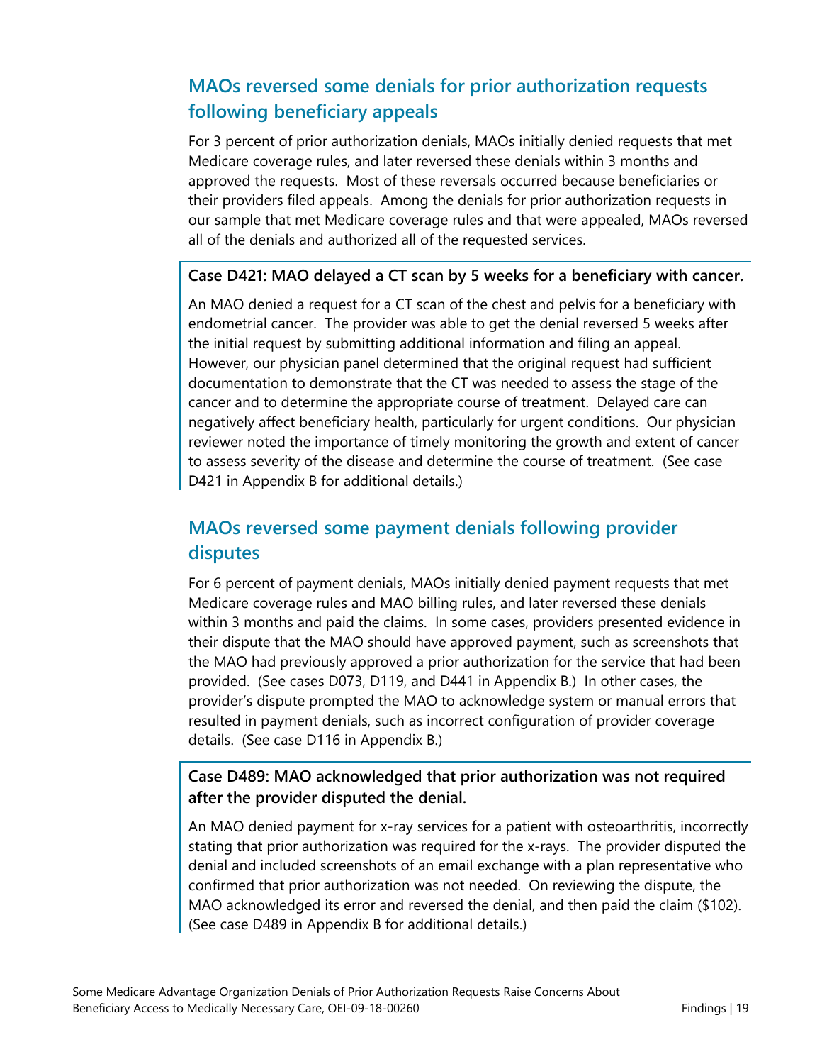## MAOs reversed some denials for prior authorization requests following beneficiary appeals

For 3 percent of prior authorization denials, MAOs initially denied requests that met Medicare coverage rules, and later reversed these denials within 3 months and approved the requests. Most of these reversals occurred because beneficiaries or their providers filed appeals. Among the denials for prior authorization requests in our sample that met Medicare coverage rules and that were appealed, MAOs reversed all of the denials and authorized all of the requested services.

**Case D421: MAO delayed a CT scan by 5 weeks for a beneficiary with cancer.**

An MAO denied a request for a CT scan of the chest and pelvis for a beneficiary with endometrial cancer. The provider was able to get the denial reversed 5 weeks after the initial request by submitting additional information and filing an appeal. However, our physician panel determined that the original request had sufficient documentation to demonstrate that the CT was needed to assess the stage of the cancer and to determine the appropriate course of treatment. Delayed care can negatively affect beneficiary health, particularly for urgent conditions. Our physician reviewer noted the importance of timely monitoring the growth and extent of cancer to assess severity of the disease and determine the course of treatment. (See case D421 in Appendix B for additional details.)

## MAOs reversed some payment denials following provider disputes

For 6 percent of payment denials, MAOs initially denied payment requests that met Medicare coverage rules and MAO billing rules, and later reversed these denials within 3 months and paid the claims. In some cases, providers presented evidence in their dispute that the MAO should have approved payment, such as screenshots that the MAO had previously approved a prior authorization for the service that had been provided. (See cases D073, D119, and D441 in Appendix B.) In other cases, the provider's dispute prompted the MAO to acknowledge system or manual errors that resulted in payment denials, such as incorrect configuration of provider coverage details. (See case D116 in Appendix B.)

**Case D489: MAO acknowledged that prior authorization was not required after the provider disputed the denial.**

An MAO denied payment for x-ray services for a patient with osteoarthritis, incorrectly stating that prior authorization was required for the x-rays. The provider disputed the denial and included screenshots of an email exchange with a plan representative who confirmed that prior authorization was not needed. On reviewing the dispute, the MAO acknowledged its error and reversed the denial, and then paid the claim ($102). (See case D489 in Appendix B for additional details.)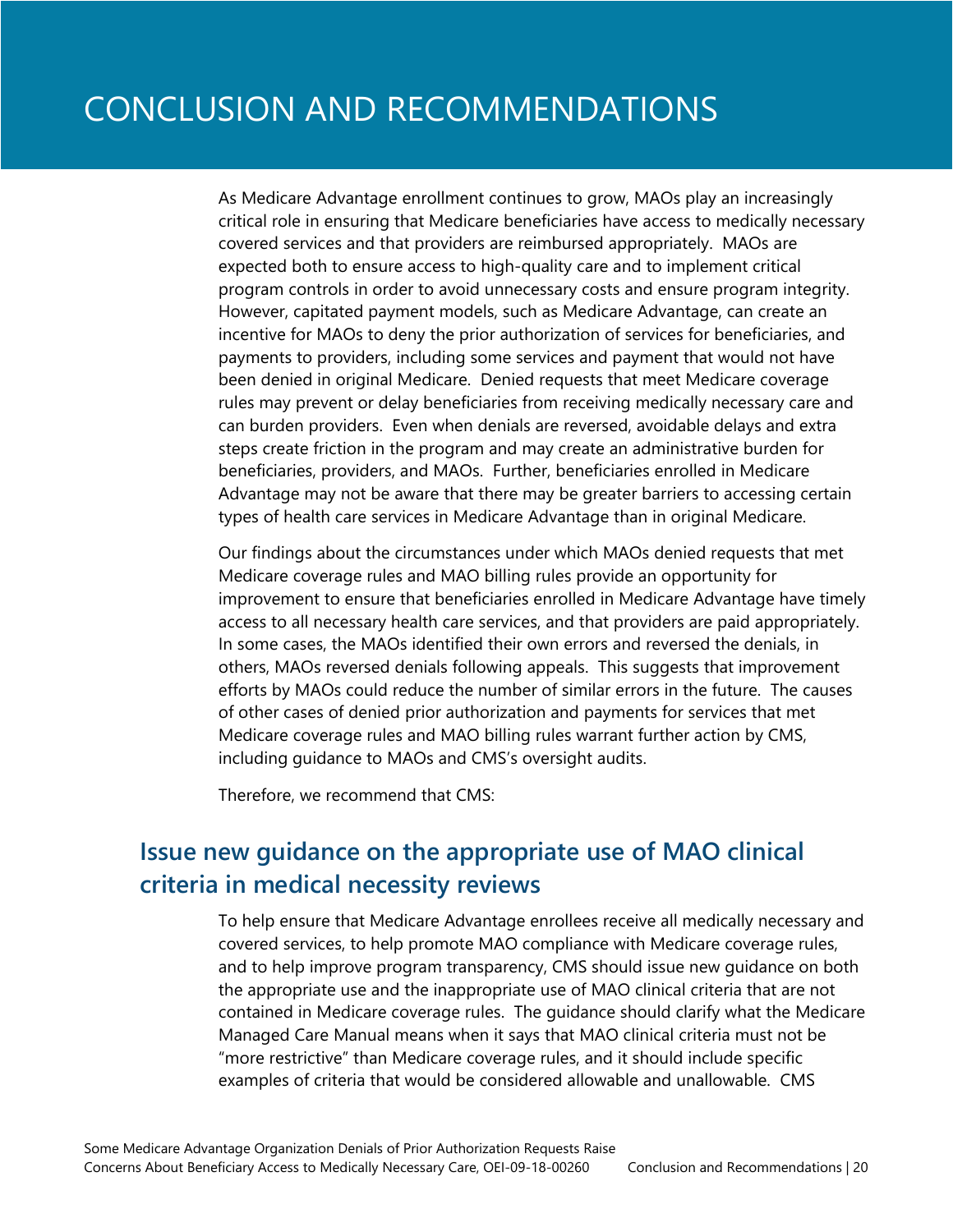# CONCLUSION AND RECOMMENDATIONS

As Medicare Advantage enrollment continues to grow, MAOs play an increasingly critical role in ensuring that Medicare beneficiaries have access to medically necessary covered services and that providers are reimbursed appropriately. MAOs are expected both to ensure access to high-quality care and to implement critical program controls in order to avoid unnecessary costs and ensure program integrity. However, capitated payment models, such as Medicare Advantage, can create an incentive for MAOs to deny the prior authorization of services for beneficiaries, and payments to providers, including some services and payment that would not have been denied in original Medicare. Denied requests that meet Medicare coverage rules may prevent or delay beneficiaries from receiving medically necessary care and can burden providers. Even when denials are reversed, avoidable delays and extra steps create friction in the program and may create an administrative burden for beneficiaries, providers, and MAOs. Further, beneficiaries enrolled in Medicare Advantage may not be aware that there may be greater barriers to accessing certain types of health care services in Medicare Advantage than in original Medicare.

Our findings about the circumstances under which MAOs denied requests that met Medicare coverage rules and MAO billing rules provide an opportunity for improvement to ensure that beneficiaries enrolled in Medicare Advantage have timely access to all necessary health care services, and that providers are paid appropriately. In some cases, the MAOs identified their own errors and reversed the denials, in others, MAOs reversed denials following appeals. This suggests that improvement efforts by MAOs could reduce the number of similar errors in the future. The causes of other cases of denied prior authorization and payments for services that met Medicare coverage rules and MAO billing rules warrant further action by CMS, including guidance to MAOs and CMS's oversight audits.

Therefore, we recommend that CMS:

## Issue new guidance on the appropriate use of MAO clinical criteria in medical necessity reviews

To help ensure that Medicare Advantage enrollees receive all medically necessary and covered services, to help promote MAO compliance with Medicare coverage rules, and to help improve program transparency, CMS should issue new guidance on both the appropriate use and the inappropriate use of MAO clinical criteria that are not contained in Medicare coverage rules. The guidance should clarify what the Medicare Managed Care Manual means when it says that MAO clinical criteria must not be "more restrictive" than Medicare coverage rules, and it should include specific examples of criteria that would be considered allowable and unallowable. CMS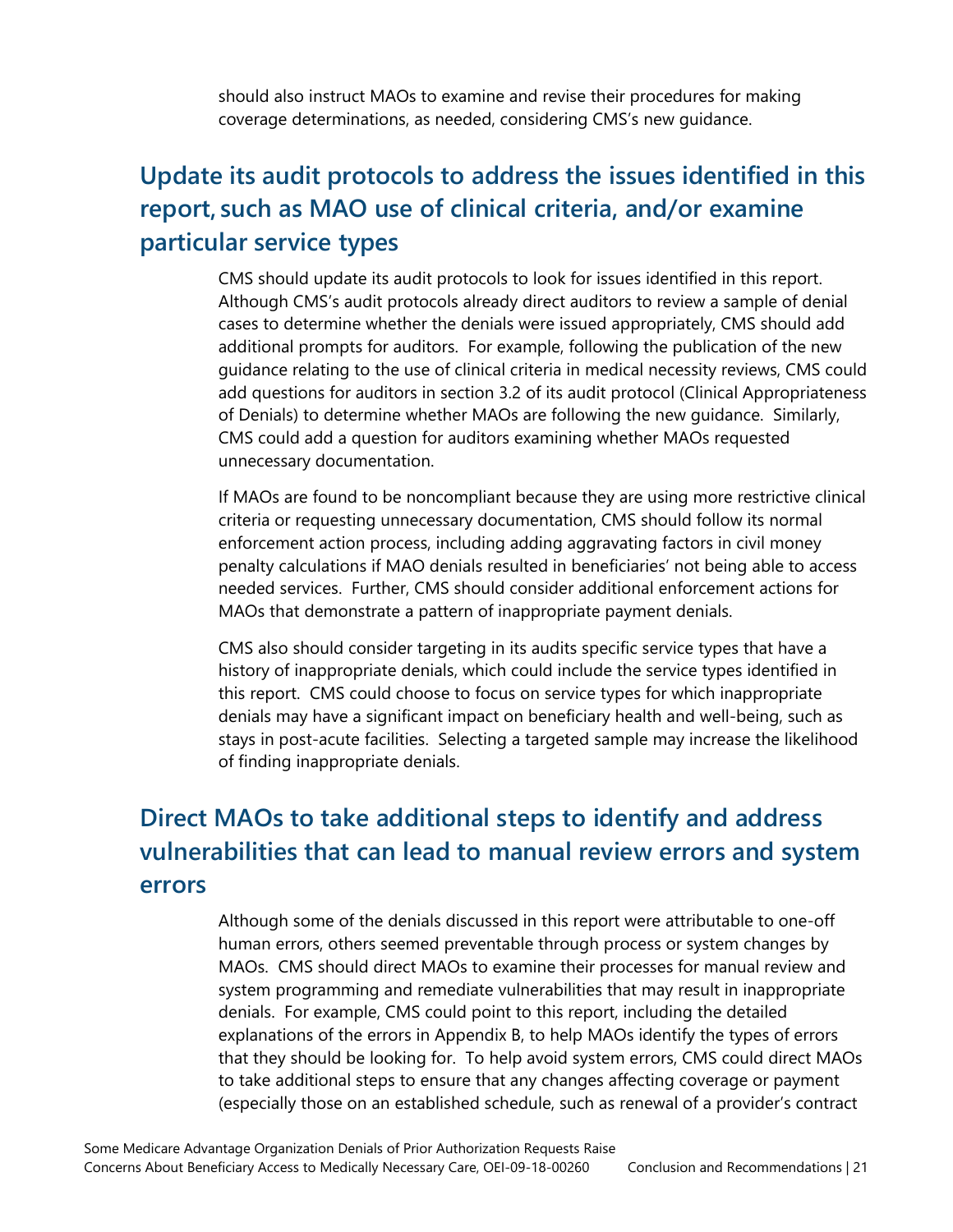should also instruct MAOs to examine and revise their procedures for making coverage determinations, as needed, considering CMS's new guidance.

## Update its audit protocols to address the issues identified in this report, such as MAO use of clinical criteria, and/or examine particular service types

CMS should update its audit protocols to look for issues identified in this report. Although CMS's audit protocols already direct auditors to review a sample of denial cases to determine whether the denials were issued appropriately, CMS should add additional prompts for auditors. For example, following the publication of the new guidance relating to the use of clinical criteria in medical necessity reviews, CMS could add questions for auditors in section 3.2 of its audit protocol (Clinical Appropriateness of Denials) to determine whether MAOs are following the new guidance. Similarly, CMS could add a question for auditors examining whether MAOs requested unnecessary documentation.

If MAOs are found to be noncompliant because they are using more restrictive clinical criteria or requesting unnecessary documentation, CMS should follow its normal enforcement action process, including adding aggravating factors in civil money penalty calculations if MAO denials resulted in beneficiaries' not being able to access needed services. Further, CMS should consider additional enforcement actions for MAOs that demonstrate a pattern of inappropriate payment denials.

CMS also should consider targeting in its audits specific service types that have a history of inappropriate denials, which could include the service types identified in this report. CMS could choose to focus on service types for which inappropriate denials may have a significant impact on beneficiary health and well-being, such as stays in post-acute facilities. Selecting a targeted sample may increase the likelihood of finding inappropriate denials.

## Direct MAOs to take additional steps to identify and address vulnerabilities that can lead to manual review errors and system errors

Although some of the denials discussed in this report were attributable to one-off human errors, others seemed preventable through process or system changes by MAOs. CMS should direct MAOs to examine their processes for manual review and system programming and remediate vulnerabilities that may result in inappropriate denials. For example, CMS could point to this report, including the detailed explanations of the errors in Appendix B, to help MAOs identify the types of errors that they should be looking for. To help avoid system errors, CMS could direct MAOs to take additional steps to ensure that any changes affecting coverage or payment (especially those on an established schedule, such as renewal of a provider's contract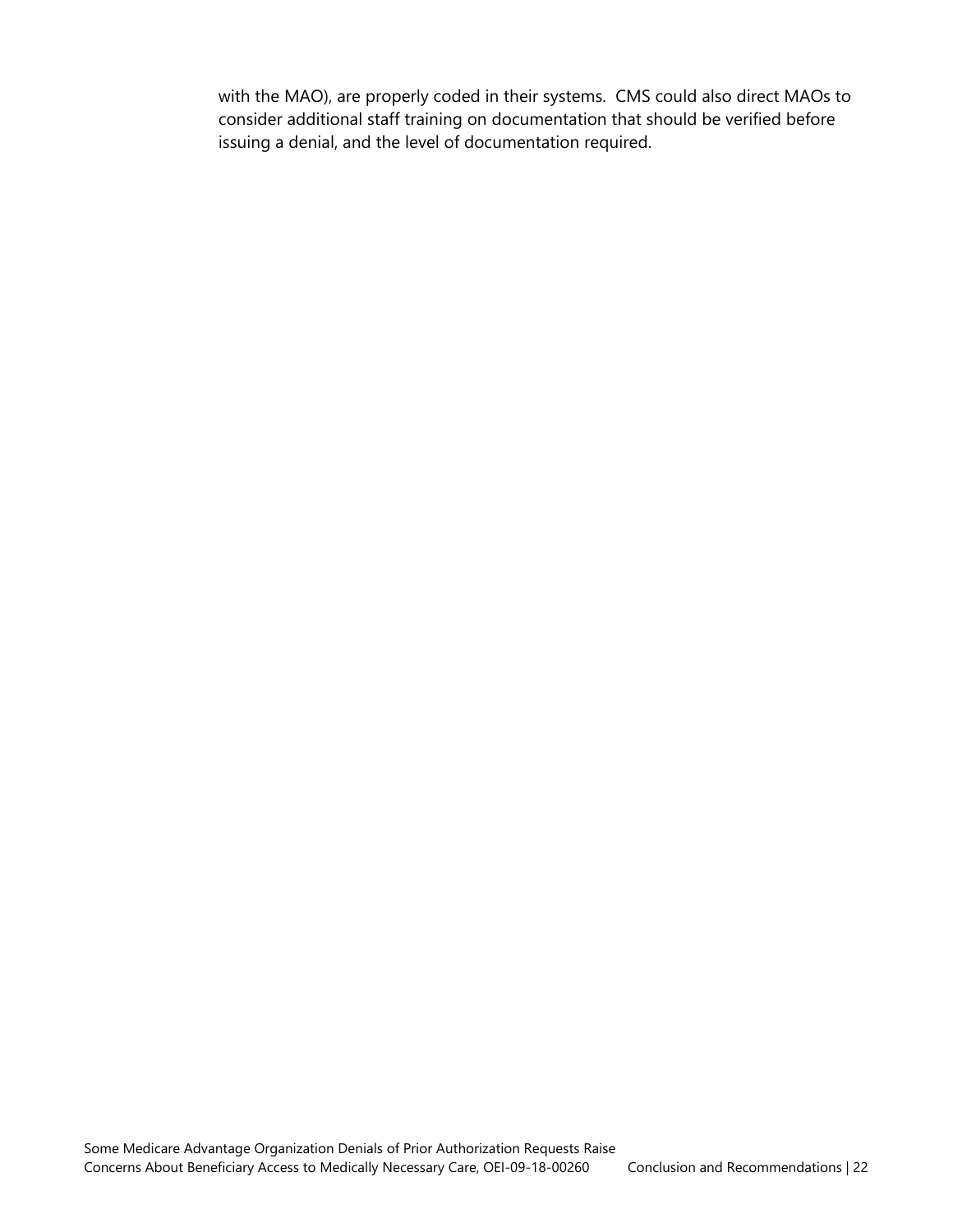with the MAO), are properly coded in their systems. CMS could also direct MAOs to consider additional staff training on documentation that should be verified before issuing a denial, and the level of documentation required.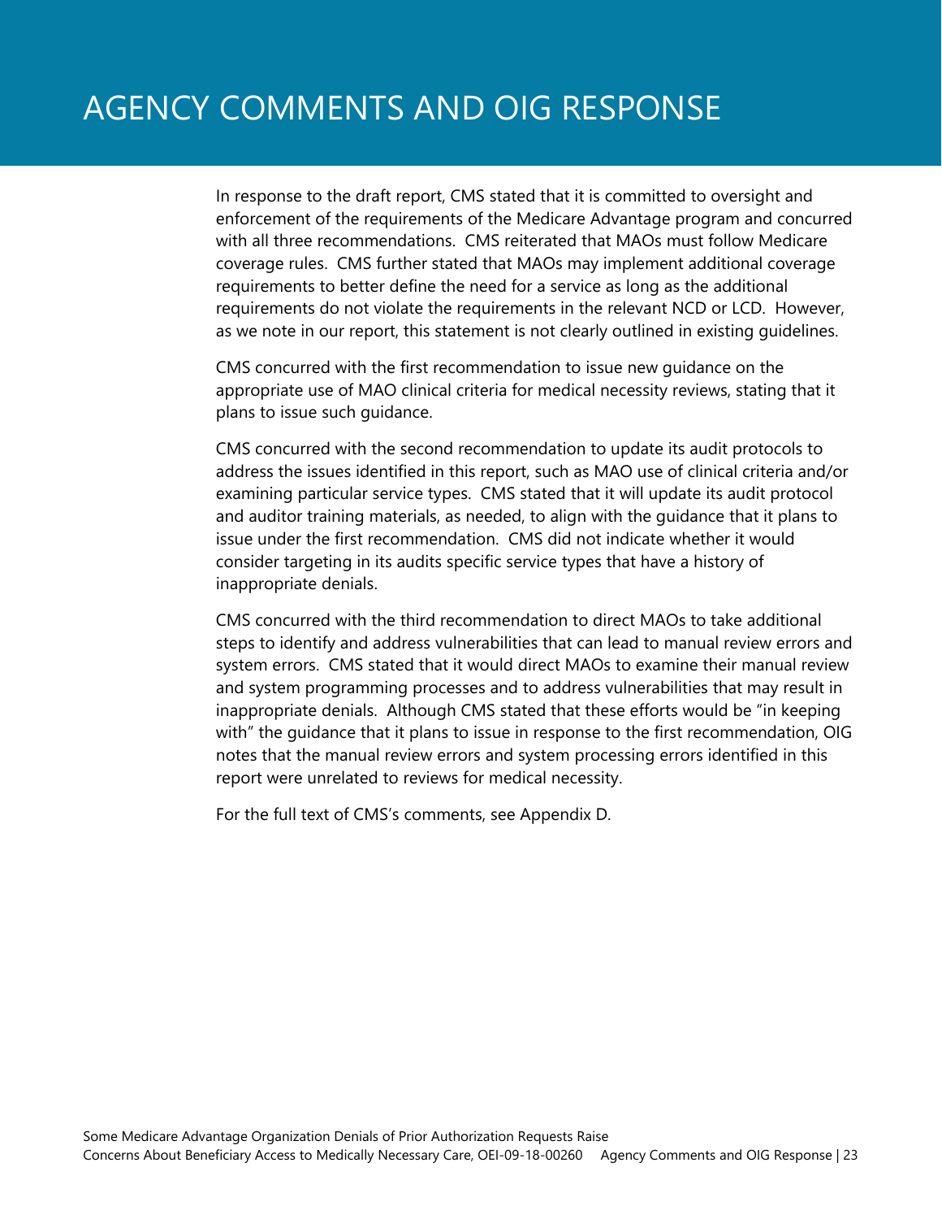# AGENCY COMMENTS AND OIG RESPONSE

In response to the draft report, CMS stated that it is committed to oversight and enforcement of the requirements of the Medicare Advantage program and concurred with all three recommendations. CMS reiterated that MAOs must follow Medicare coverage rules. CMS further stated that MAOs may implement additional coverage requirements to better define the need for a service as long as the additional requirements do not violate the requirements in the relevant NCD or LCD. However, as we note in our report, this statement is not clearly outlined in existing guidelines.

CMS concurred with the first recommendation to issue new guidance on the appropriate use of MAO clinical criteria for medical necessity reviews, stating that it plans to issue such guidance.

CMS concurred with the second recommendation to update its audit protocols to address the issues identified in this report, such as MAO use of clinical criteria and/or examining particular service types. CMS stated that it will update its audit protocol and auditor training materials, as needed, to align with the guidance that it plans to issue under the first recommendation. CMS did not indicate whether it would consider targeting in its audits specific service types that have a history of inappropriate denials.

CMS concurred with the third recommendation to direct MAOs to take additional steps to identify and address vulnerabilities that can lead to manual review errors and system errors. CMS stated that it would direct MAOs to examine their manual review and system programming processes and to address vulnerabilities that may result in inappropriate denials. Although CMS stated that these efforts would be "in keeping with" the guidance that it plans to issue in response to the first recommendation, OIG notes that the manual review errors and system processing errors identified in this report were unrelated to reviews for medical necessity.

For the full text of CMS's comments, see Appendix D.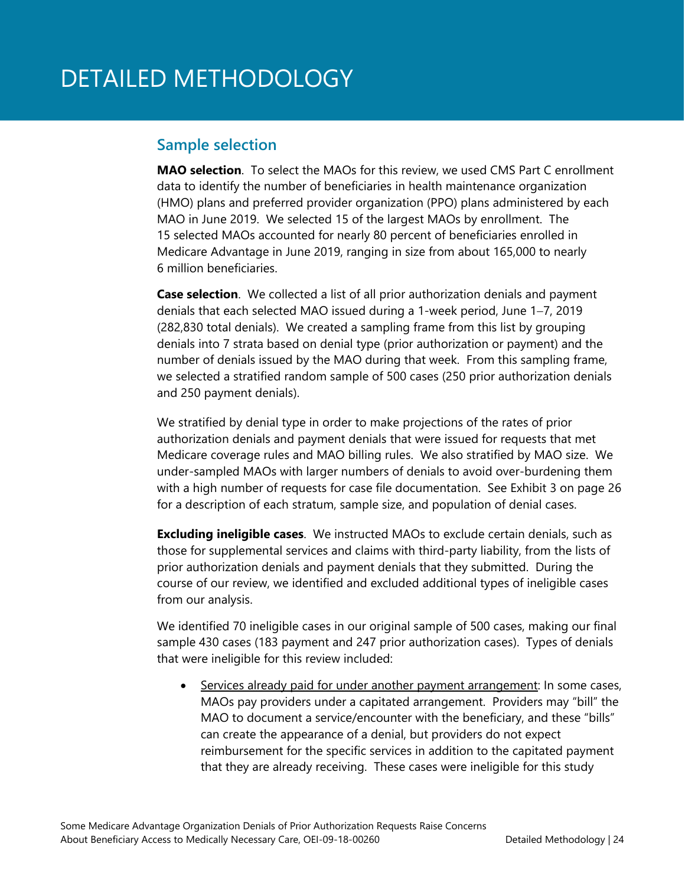# DETAILED METHODOLOGY

## Sample selection

**MAO selection**. To select the MAOs for this review, we used CMS Part C enrollment data to identify the number of beneficiaries in health maintenance organization (HMO) plans and preferred provider organization (PPO) plans administered by each MAO in June 2019. We selected 15 of the largest MAOs by enrollment. The 15 selected MAOs accounted for nearly 80 percent of beneficiaries enrolled in Medicare Advantage in June 2019, ranging in size from about 165,000 to nearly 6 million beneficiaries.

**Case selection**. We collected a list of all prior authorization denials and payment denials that each selected MAO issued during a 1-week period, June 1–7, 2019 (282,830 total denials). We created a sampling frame from this list by grouping denials into 7 strata based on denial type (prior authorization or payment) and the number of denials issued by the MAO during that week. From this sampling frame, we selected a stratified random sample of 500 cases (250 prior authorization denials and 250 payment denials).

We stratified by denial type in order to make projections of the rates of prior authorization denials and payment denials that were issued for requests that met Medicare coverage rules and MAO billing rules. We also stratified by MAO size. We under-sampled MAOs with larger numbers of denials to avoid over-burdening them with a high number of requests for case file documentation. See Exhibit 3 on page 26 for a description of each stratum, sample size, and population of denial cases.

**Excluding ineligible cases**. We instructed MAOs to exclude certain denials, such as those for supplemental services and claims with third-party liability, from the lists of prior authorization denials and payment denials that they submitted. During the course of our review, we identified and excluded additional types of ineligible cases from our analysis.

We identified 70 ineligible cases in our original sample of 500 cases, making our final sample 430 cases (183 payment and 247 prior authorization cases). Types of denials that were ineligible for this review included:

- Services already paid for under another payment arrangement: In some cases, MAOs pay providers under a capitated arrangement. Providers may "bill" the MAO to document a service/encounter with the beneficiary, and these "bills" can create the appearance of a denial, but providers do not expect reimbursement for the specific services in addition to the capitated payment that they are already receiving. These cases were ineligible for this study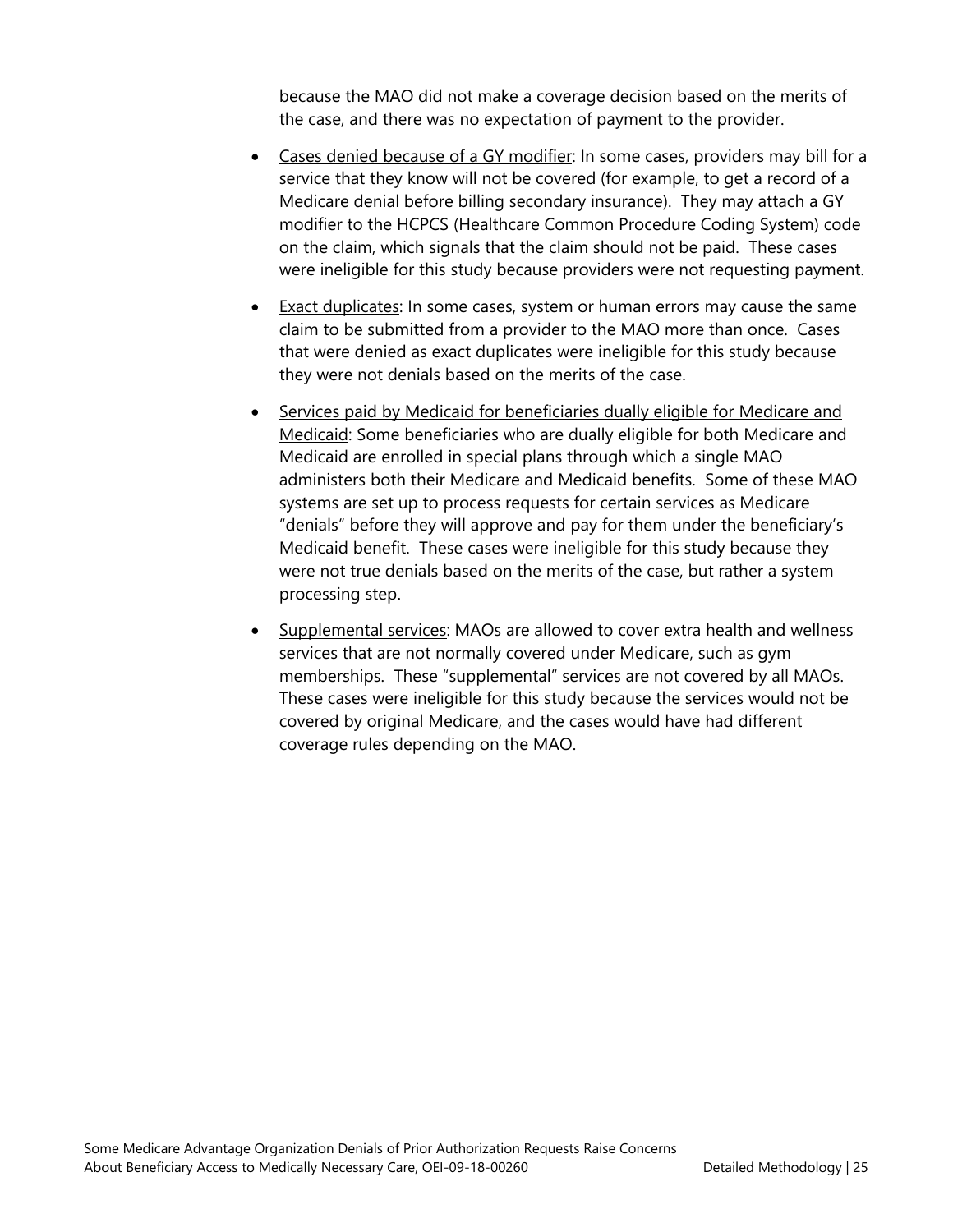because the MAO did not make a coverage decision based on the merits of the case, and there was no expectation of payment to the provider.

- Cases denied because of a GY modifier: In some cases, providers may bill for a service that they know will not be covered (for example, to get a record of a Medicare denial before billing secondary insurance). They may attach a GY modifier to the HCPCS (Healthcare Common Procedure Coding System) code on the claim, which signals that the claim should not be paid. These cases were ineligible for this study because providers were not requesting payment.
- Exact duplicates: In some cases, system or human errors may cause the same claim to be submitted from a provider to the MAO more than once. Cases that were denied as exact duplicates were ineligible for this study because they were not denials based on the merits of the case.
- Services paid by Medicaid for beneficiaries dually eligible for Medicare and Medicaid: Some beneficiaries who are dually eligible for both Medicare and Medicaid are enrolled in special plans through which a single MAO administers both their Medicare and Medicaid benefits. Some of these MAO systems are set up to process requests for certain services as Medicare "denials" before they will approve and pay for them under the beneficiary's Medicaid benefit. These cases were ineligible for this study because they were not true denials based on the merits of the case, but rather a system processing step.
- Supplemental services: MAOs are allowed to cover extra health and wellness services that are not normally covered under Medicare, such as gym memberships. These "supplemental" services are not covered by all MAOs. These cases were ineligible for this study because the services would not be covered by original Medicare, and the cases would have had different coverage rules depending on the MAO.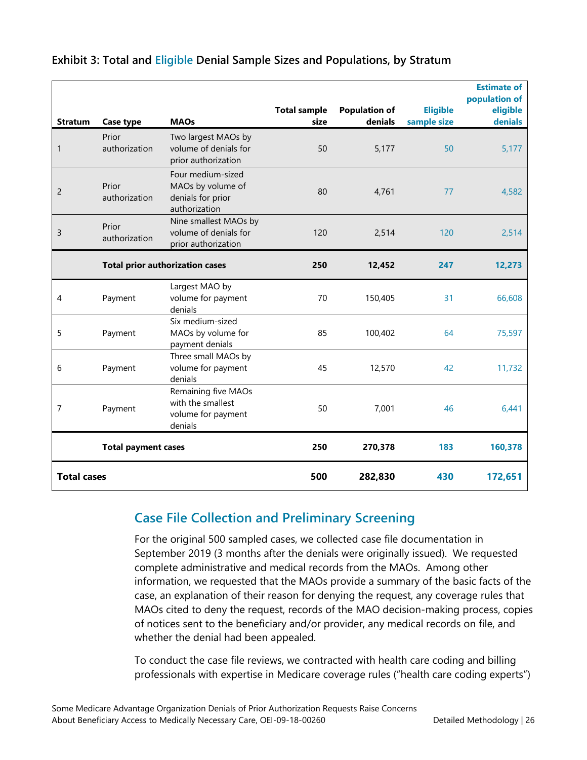### Exhibit 3: Total and Eligible Denial Sample Sizes and Populations, by Stratum

| Stratum | Case type | MAOs | Total sample size | Population of denials | Eligible sample size | Estimate of population of eligible denials |
|---|---|---|---|---|---|---|
| 1 | Prior authorization | Two largest MAOs by volume of denials for prior authorization | 50 | 5,177 | 50 | 5,177 |
| 2 | Prior authorization | Four medium-sized MAOs by volume of denials for prior authorization | 80 | 4,761 | 77 | 4,582 |
| 3 | Prior authorization | Nine smallest MAOs by volume of denials for prior authorization | 120 | 2,514 | 120 | 2,514 |
| | **Total prior authorization cases** | | **250** | **12,452** | **247** | **12,273** |
| 4 | Payment | Largest MAO by volume for payment denials | 70 | 150,405 | 31 | 66,608 |
| 5 | Payment | Six medium-sized MAOs by volume for payment denials | 85 | 100,402 | 64 | 75,597 |
| 6 | Payment | Three small MAOs by volume for payment denials | 45 | 12,570 | 42 | 11,732 |
| 7 | Payment | Remaining five MAOs with the smallest volume for payment denials | 50 | 7,001 | 46 | 6,441 |
| | **Total payment cases** | | **250** | **270,378** | **183** | **160,378** |
| **Total cases** | | | **500** | **282,830** | **430** | **172,651** |

## Case File Collection and Preliminary Screening

For the original 500 sampled cases, we collected case file documentation in September 2019 (3 months after the denials were originally issued). We requested complete administrative and medical records from the MAOs. Among other information, we requested that the MAOs provide a summary of the basic facts of the case, an explanation of their reason for denying the request, any coverage rules that MAOs cited to deny the request, records of the MAO decision-making process, copies of notices sent to the beneficiary and/or provider, any medical records on file, and whether the denial had been appealed.

To conduct the case file reviews, we contracted with health care coding and billing professionals with expertise in Medicare coverage rules ("health care coding experts")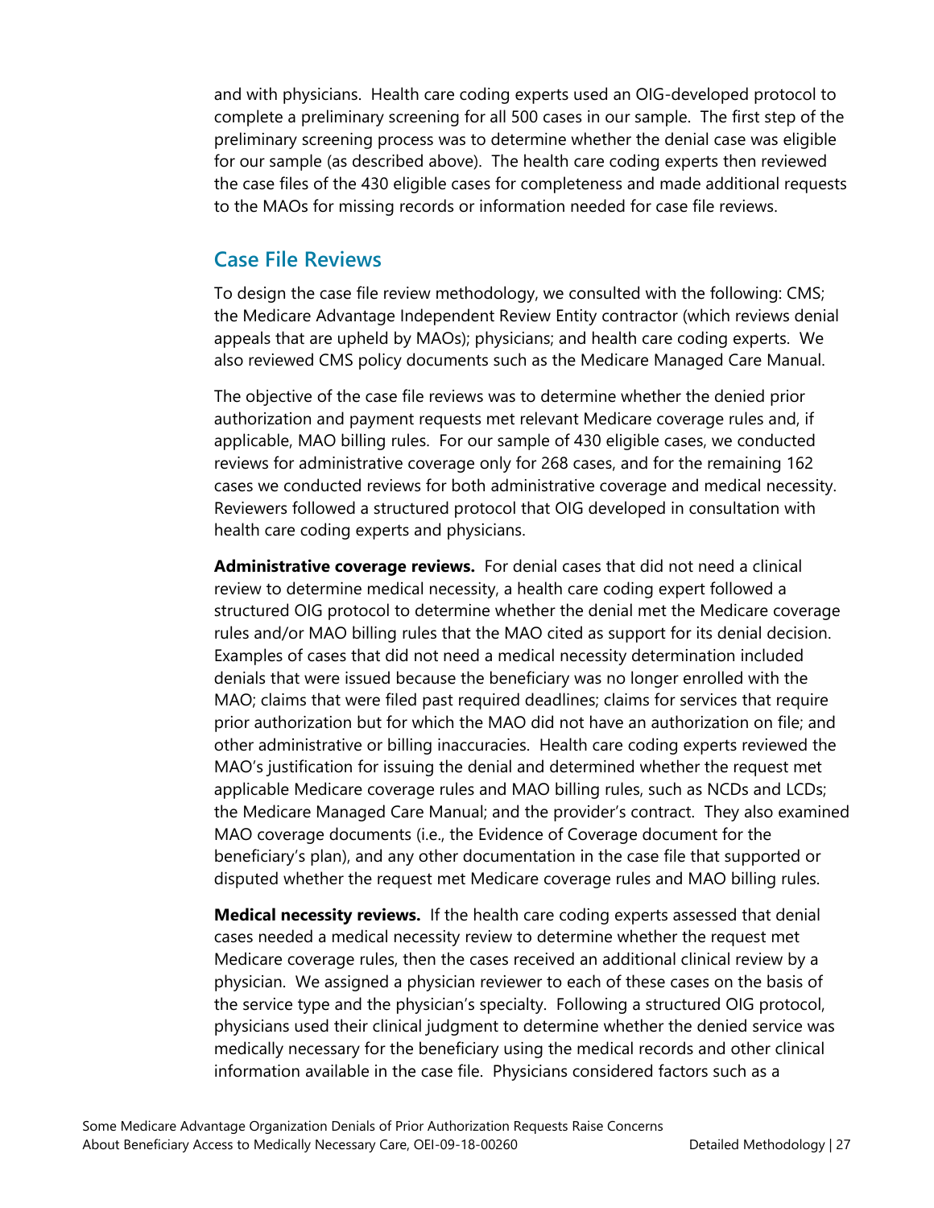and with physicians. Health care coding experts used an OIG-developed protocol to complete a preliminary screening for all 500 cases in our sample. The first step of the preliminary screening process was to determine whether the denial case was eligible for our sample (as described above). The health care coding experts then reviewed the case files of the 430 eligible cases for completeness and made additional requests to the MAOs for missing records or information needed for case file reviews.

## Case File Reviews

To design the case file review methodology, we consulted with the following: CMS; the Medicare Advantage Independent Review Entity contractor (which reviews denial appeals that are upheld by MAOs); physicians; and health care coding experts. We also reviewed CMS policy documents such as the Medicare Managed Care Manual.

The objective of the case file reviews was to determine whether the denied prior authorization and payment requests met relevant Medicare coverage rules and, if applicable, MAO billing rules. For our sample of 430 eligible cases, we conducted reviews for administrative coverage only for 268 cases, and for the remaining 162 cases we conducted reviews for both administrative coverage and medical necessity. Reviewers followed a structured protocol that OIG developed in consultation with health care coding experts and physicians.

**Administrative coverage reviews.** For denial cases that did not need a clinical review to determine medical necessity, a health care coding expert followed a structured OIG protocol to determine whether the denial met the Medicare coverage rules and/or MAO billing rules that the MAO cited as support for its denial decision. Examples of cases that did not need a medical necessity determination included denials that were issued because the beneficiary was no longer enrolled with the MAO; claims that were filed past required deadlines; claims for services that require prior authorization but for which the MAO did not have an authorization on file; and other administrative or billing inaccuracies. Health care coding experts reviewed the MAO's justification for issuing the denial and determined whether the request met applicable Medicare coverage rules and MAO billing rules, such as NCDs and LCDs; the Medicare Managed Care Manual; and the provider's contract. They also examined MAO coverage documents (i.e., the Evidence of Coverage document for the beneficiary's plan), and any other documentation in the case file that supported or disputed whether the request met Medicare coverage rules and MAO billing rules.

**Medical necessity reviews.** If the health care coding experts assessed that denial cases needed a medical necessity review to determine whether the request met Medicare coverage rules, then the cases received an additional clinical review by a physician. We assigned a physician reviewer to each of these cases on the basis of the service type and the physician's specialty. Following a structured OIG protocol, physicians used their clinical judgment to determine whether the denied service was medically necessary for the beneficiary using the medical records and other clinical information available in the case file. Physicians considered factors such as a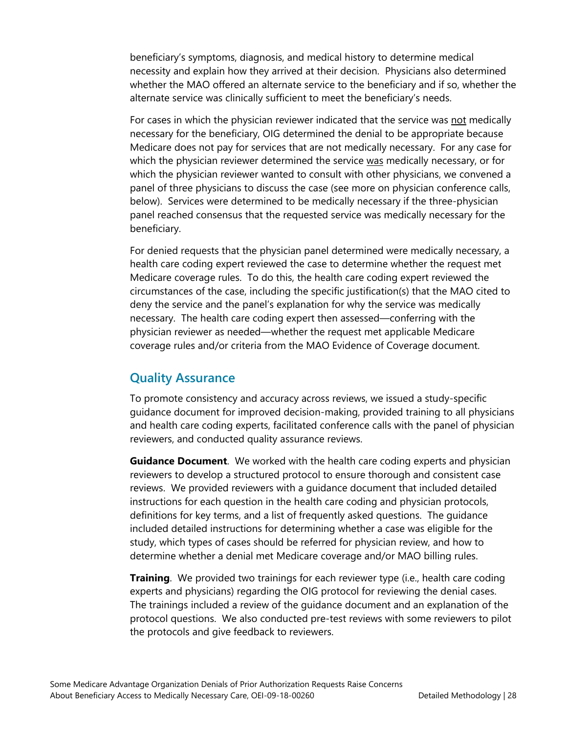beneficiary's symptoms, diagnosis, and medical history to determine medical necessity and explain how they arrived at their decision. Physicians also determined whether the MAO offered an alternate service to the beneficiary and if so, whether the alternate service was clinically sufficient to meet the beneficiary's needs.

For cases in which the physician reviewer indicated that the service was <u>not</u> medically necessary for the beneficiary, OIG determined the denial to be appropriate because Medicare does not pay for services that are not medically necessary. For any case for which the physician reviewer determined the service <u>was</u> medically necessary, or for which the physician reviewer wanted to consult with other physicians, we convened a panel of three physicians to discuss the case (see more on physician conference calls, below). Services were determined to be medically necessary if the three-physician panel reached consensus that the requested service was medically necessary for the beneficiary.

For denied requests that the physician panel determined were medically necessary, a health care coding expert reviewed the case to determine whether the request met Medicare coverage rules. To do this, the health care coding expert reviewed the circumstances of the case, including the specific justification(s) that the MAO cited to deny the service and the panel's explanation for why the service was medically necessary. The health care coding expert then assessed—conferring with the physician reviewer as needed—whether the request met applicable Medicare coverage rules and/or criteria from the MAO Evidence of Coverage document.

## Quality Assurance

To promote consistency and accuracy across reviews, we issued a study-specific guidance document for improved decision-making, provided training to all physicians and health care coding experts, facilitated conference calls with the panel of physician reviewers, and conducted quality assurance reviews.

**Guidance Document**. We worked with the health care coding experts and physician reviewers to develop a structured protocol to ensure thorough and consistent case reviews. We provided reviewers with a guidance document that included detailed instructions for each question in the health care coding and physician protocols, definitions for key terms, and a list of frequently asked questions. The guidance included detailed instructions for determining whether a case was eligible for the study, which types of cases should be referred for physician review, and how to determine whether a denial met Medicare coverage and/or MAO billing rules.

**Training**. We provided two trainings for each reviewer type (i.e., health care coding experts and physicians) regarding the OIG protocol for reviewing the denial cases. The trainings included a review of the guidance document and an explanation of the protocol questions. We also conducted pre-test reviews with some reviewers to pilot the protocols and give feedback to reviewers.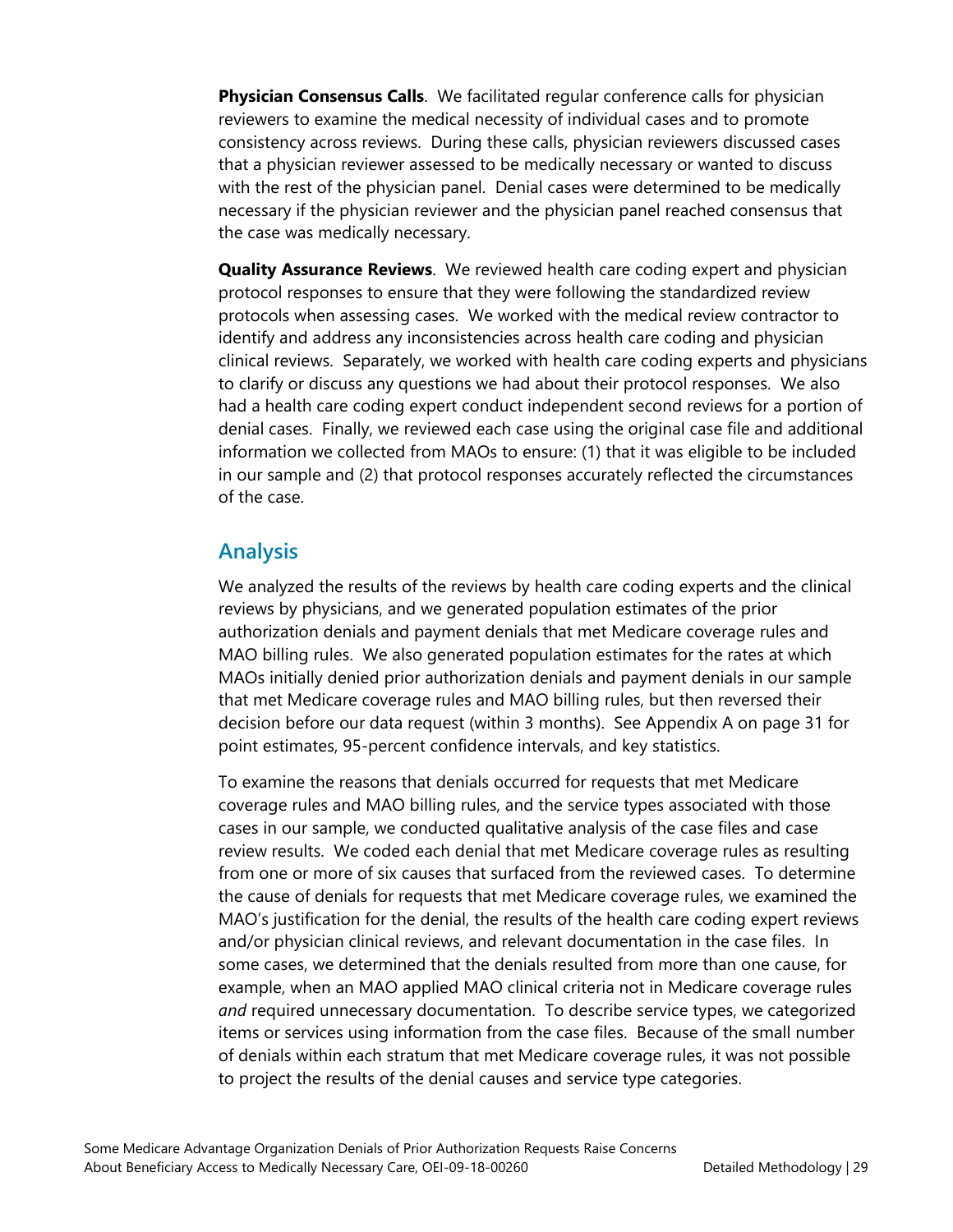**Physician Consensus Calls**. We facilitated regular conference calls for physician reviewers to examine the medical necessity of individual cases and to promote consistency across reviews. During these calls, physician reviewers discussed cases that a physician reviewer assessed to be medically necessary or wanted to discuss with the rest of the physician panel. Denial cases were determined to be medically necessary if the physician reviewer and the physician panel reached consensus that the case was medically necessary.

**Quality Assurance Reviews**. We reviewed health care coding expert and physician protocol responses to ensure that they were following the standardized review protocols when assessing cases. We worked with the medical review contractor to identify and address any inconsistencies across health care coding and physician clinical reviews. Separately, we worked with health care coding experts and physicians to clarify or discuss any questions we had about their protocol responses. We also had a health care coding expert conduct independent second reviews for a portion of denial cases. Finally, we reviewed each case using the original case file and additional information we collected from MAOs to ensure: (1) that it was eligible to be included in our sample and (2) that protocol responses accurately reflected the circumstances of the case.

## Analysis

We analyzed the results of the reviews by health care coding experts and the clinical reviews by physicians, and we generated population estimates of the prior authorization denials and payment denials that met Medicare coverage rules and MAO billing rules. We also generated population estimates for the rates at which MAOs initially denied prior authorization denials and payment denials in our sample that met Medicare coverage rules and MAO billing rules, but then reversed their decision before our data request (within 3 months). See Appendix A on page 31 for point estimates, 95-percent confidence intervals, and key statistics.

To examine the reasons that denials occurred for requests that met Medicare coverage rules and MAO billing rules, and the service types associated with those cases in our sample, we conducted qualitative analysis of the case files and case review results. We coded each denial that met Medicare coverage rules as resulting from one or more of six causes that surfaced from the reviewed cases. To determine the cause of denials for requests that met Medicare coverage rules, we examined the MAO's justification for the denial, the results of the health care coding expert reviews and/or physician clinical reviews, and relevant documentation in the case files. In some cases, we determined that the denials resulted from more than one cause, for example, when an MAO applied MAO clinical criteria not in Medicare coverage rules *and* required unnecessary documentation. To describe service types, we categorized items or services using information from the case files. Because of the small number of denials within each stratum that met Medicare coverage rules, it was not possible to project the results of the denial causes and service type categories.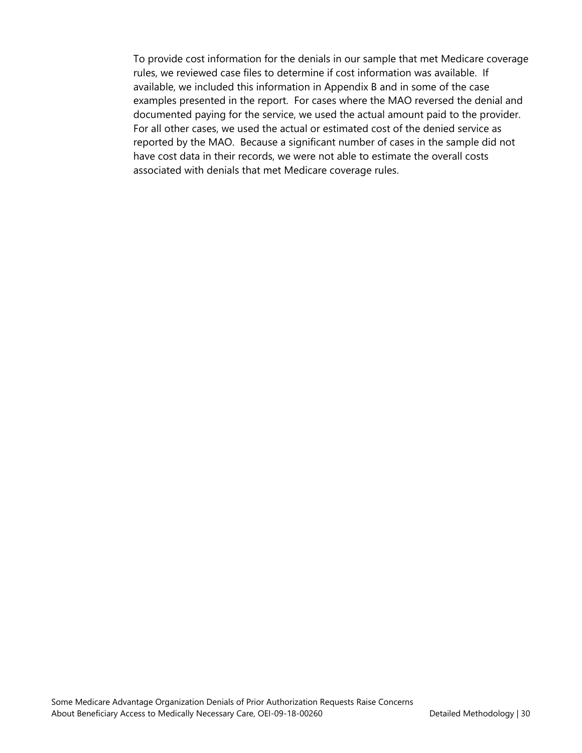To provide cost information for the denials in our sample that met Medicare coverage rules, we reviewed case files to determine if cost information was available. If available, we included this information in Appendix B and in some of the case examples presented in the report. For cases where the MAO reversed the denial and documented paying for the service, we used the actual amount paid to the provider. For all other cases, we used the actual or estimated cost of the denied service as reported by the MAO. Because a significant number of cases in the sample did not have cost data in their records, we were not able to estimate the overall costs associated with denials that met Medicare coverage rules.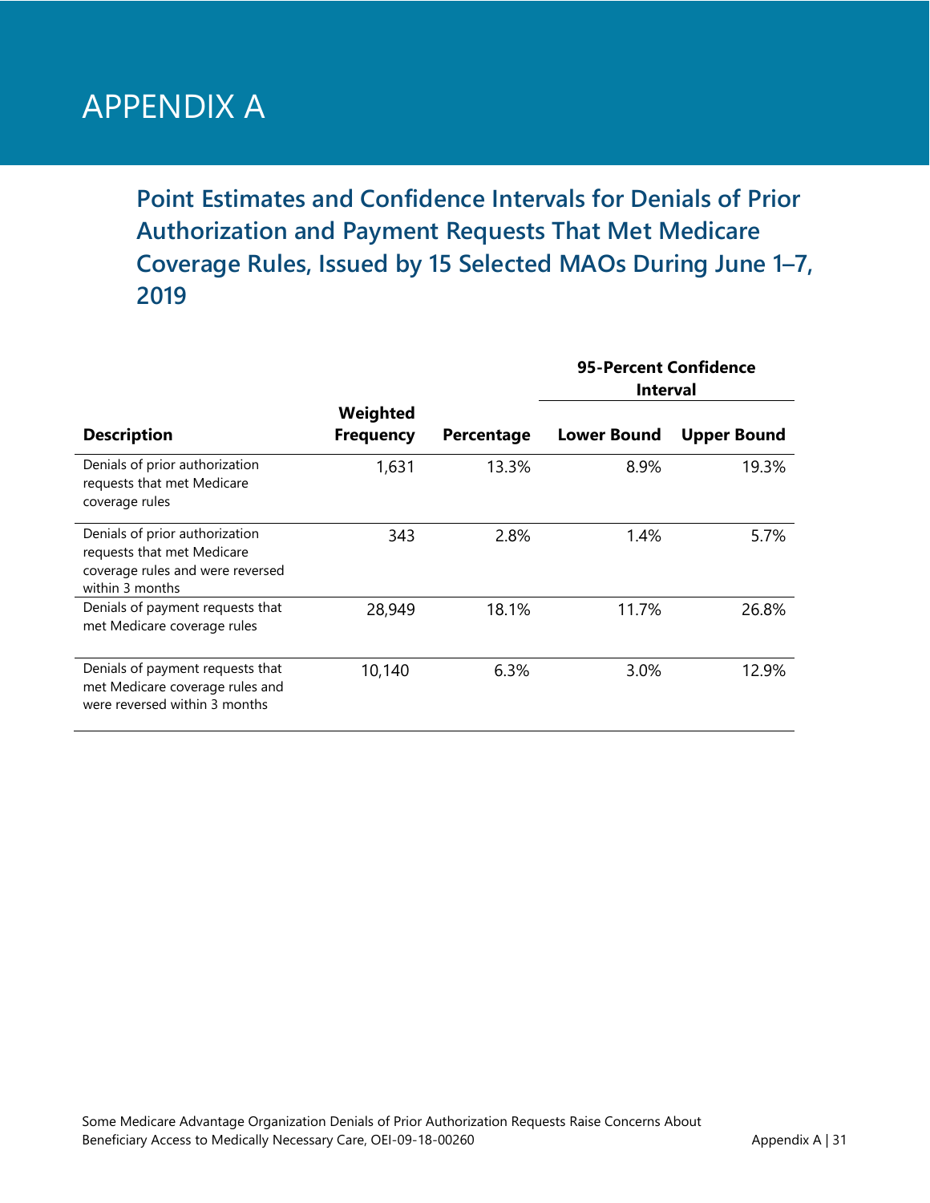# APPENDIX A

## Point Estimates and Confidence Intervals for Denials of Prior Authorization and Payment Requests That Met Medicare Coverage Rules, Issued by 15 Selected MAOs During June 1–7, 2019

| Description | Weighted Frequency | Percentage | 95-Percent Confidence Interval | |
|---|---|---|---|---|
| | | | Lower Bound | Upper Bound |
| Denials of prior authorization requests that met Medicare coverage rules | 1,631 | 13.3% | 8.9% | 19.3% |
| Denials of prior authorization requests that met Medicare coverage rules and were reversed within 3 months | 343 | 2.8% | 1.4% | 5.7% |
| Denials of payment requests that met Medicare coverage rules | 28,949 | 18.1% | 11.7% | 26.8% |
| Denials of payment requests that met Medicare coverage rules and were reversed within 3 months | 10,140 | 6.3% | 3.0% | 12.9% |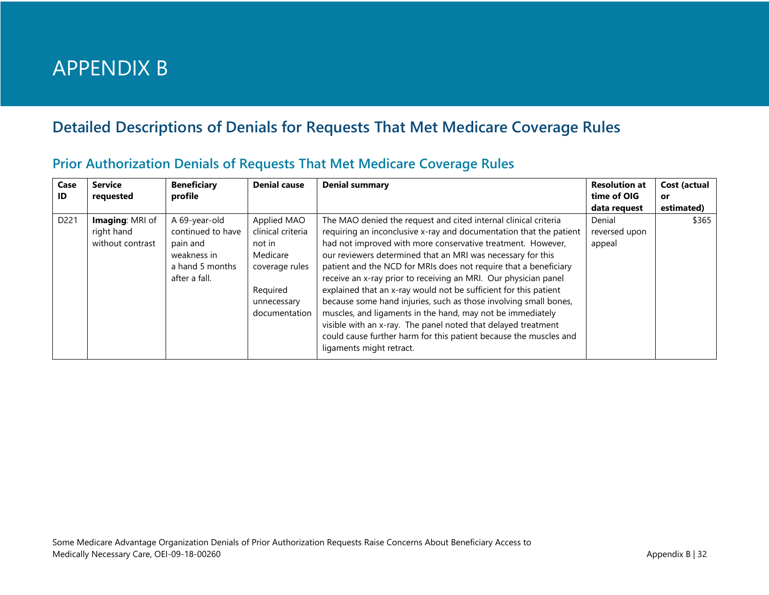# APPENDIX B

## Detailed Descriptions of Denials for Requests That Met Medicare Coverage Rules

### Prior Authorization Denials of Requests That Met Medicare Coverage Rules

| Case ID | Service requested | Beneficiary profile | Denial cause | Denial summary | Resolution at time of OIG data request | Cost (actual or estimated) |
|---|---|---|---|---|---|---|
| D221 | **Imaging**: MRI of right hand without contrast | A 69-year-old continued to have pain and weakness in a hand 5 months after a fall. | Applied MAO clinical criteria not in Medicare coverage rules<br><br>Required unnecessary documentation | The MAO denied the request and cited internal clinical criteria requiring an inconclusive x-ray and documentation that the patient had not improved with more conservative treatment. However, our reviewers determined that an MRI was necessary for this patient and the NCD for MRIs does not require that a beneficiary receive an x-ray prior to receiving an MRI. Our physician panel explained that an x-ray would not be sufficient for this patient because some hand injuries, such as those involving small bones, muscles, and ligaments in the hand, may not be immediately visible with an x-ray. The panel noted that delayed treatment could cause further harm for this patient because the muscles and ligaments might retract. | Denial reversed upon appeal | $365 |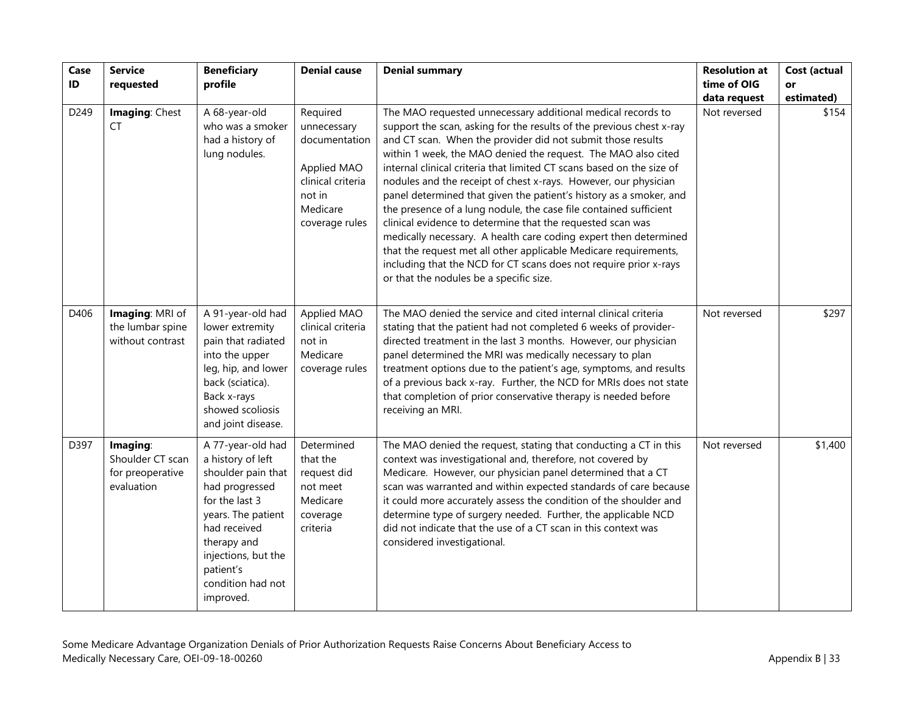| Case ID | Service requested | Beneficiary profile | Denial cause | Denial summary | Resolution at time of OIG data request | Cost (actual or estimated) |
|---|---|---|---|---|---|---|
| D249 | **Imaging**: Chest CT | A 68-year-old who was a smoker had a history of lung nodules. | Required unnecessary documentation<br><br>Applied MAO clinical criteria not in Medicare coverage rules | The MAO requested unnecessary additional medical records to support the scan, asking for the results of the previous chest x-ray and CT scan. When the provider did not submit those results within 1 week, the MAO denied the request. The MAO also cited internal clinical criteria that limited CT scans based on the size of nodules and the receipt of chest x-rays. However, our physician panel determined that given the patient's history as a smoker, and the presence of a lung nodule, the case file contained sufficient clinical evidence to determine that the requested scan was medically necessary. A health care coding expert then determined that the request met all other applicable Medicare requirements, including that the NCD for CT scans does not require prior x-rays or that the nodules be a specific size. | Not reversed | $154 |
| D406 | **Imaging**: MRI of the lumbar spine without contrast | A 91-year-old had lower extremity pain that radiated into the upper leg, hip, and lower back (sciatica). Back x-rays showed scoliosis and joint disease. | Applied MAO clinical criteria not in Medicare coverage rules | The MAO denied the service and cited internal clinical criteria stating that the patient had not completed 6 weeks of provider-directed treatment in the last 3 months. However, our physician panel determined the MRI was medically necessary to plan treatment options due to the patient's age, symptoms, and results of a previous back x-ray. Further, the NCD for MRIs does not state that completion of prior conservative therapy is needed before receiving an MRI. | Not reversed | $297 |
| D397 | **Imaging**: Shoulder CT scan for preoperative evaluation | A 77-year-old had a history of left shoulder pain that had progressed for the last 3 years. The patient had received therapy and injections, but the patient's condition had not improved. | Determined that the request did not meet Medicare coverage criteria | The MAO denied the request, stating that conducting a CT in this context was investigational and, therefore, not covered by Medicare. However, our physician panel determined that a CT scan was warranted and within expected standards of care because it could more accurately assess the condition of the shoulder and determine type of surgery needed. Further, the applicable NCD did not indicate that the use of a CT scan in this context was considered investigational. | Not reversed | $1,400 |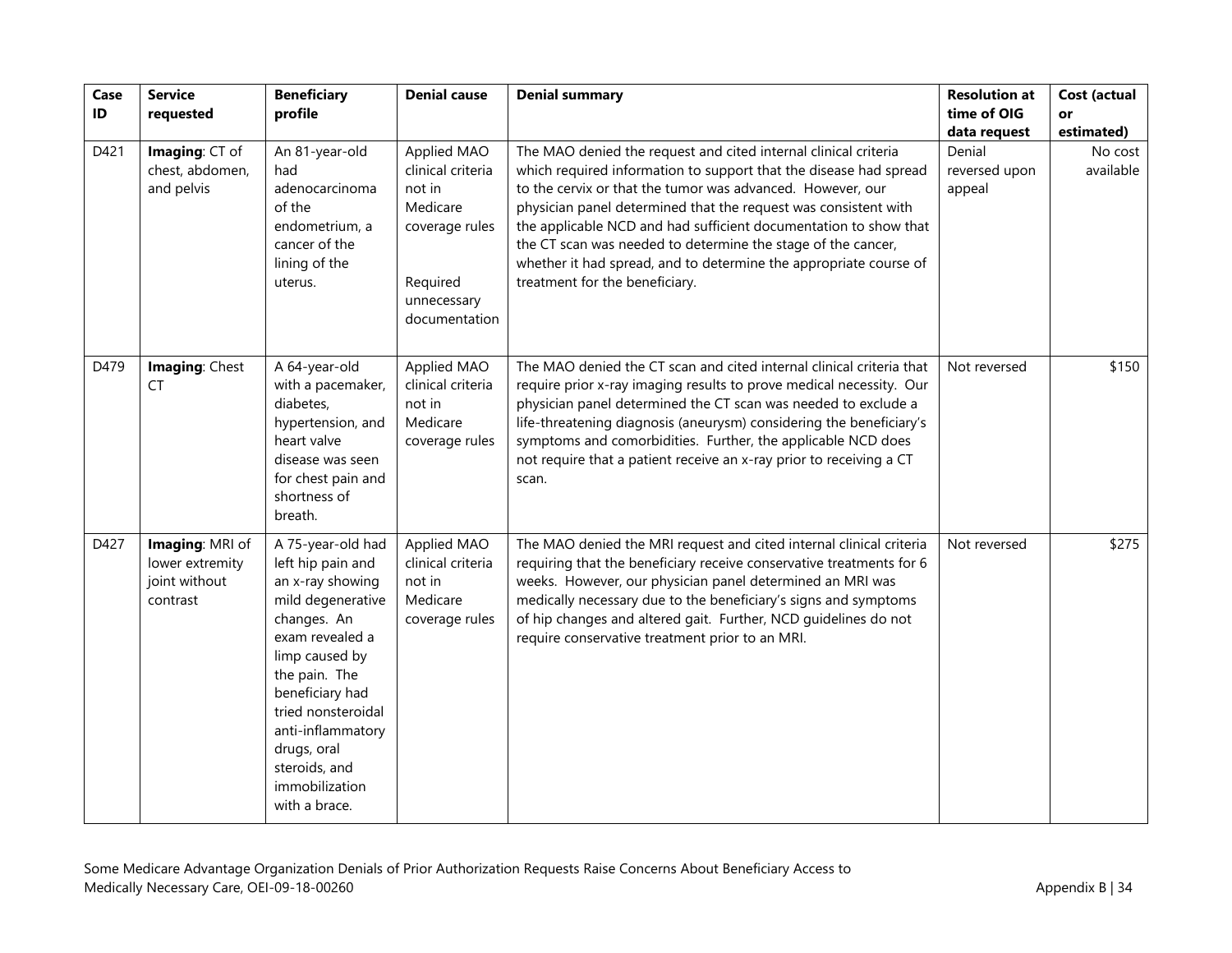| Case ID | Service requested | Beneficiary profile | Denial cause | Denial summary | Resolution at time of OIG data request | Cost (actual or estimated) |
|---|---|---|---|---|---|---|
| D421 | **Imaging**: CT of chest, abdomen, and pelvis | An 81-year-old had adenocarcinoma of the endometrium, a cancer of the lining of the uterus. | Applied MAO clinical criteria not in Medicare coverage rules<br><br>Required unnecessary documentation | The MAO denied the request and cited internal clinical criteria which required information to support that the disease had spread to the cervix or that the tumor was advanced. However, our physician panel determined that the request was consistent with the applicable NCD and had sufficient documentation to show that the CT scan was needed to determine the stage of the cancer, whether it had spread, and to determine the appropriate course of treatment for the beneficiary. | Denial reversed upon appeal | No cost available |
| D479 | **Imaging**: Chest CT | A 64-year-old with a pacemaker, diabetes, hypertension, and heart valve disease was seen for chest pain and shortness of breath. | Applied MAO clinical criteria not in Medicare coverage rules | The MAO denied the CT scan and cited internal clinical criteria that require prior x-ray imaging results to prove medical necessity. Our physician panel determined the CT scan was needed to exclude a life-threatening diagnosis (aneurysm) considering the beneficiary's symptoms and comorbidities. Further, the applicable NCD does not require that a patient receive an x-ray prior to receiving a CT scan. | Not reversed | $150 |
| D427 | **Imaging**: MRI of lower extremity joint without contrast | A 75-year-old had left hip pain and an x-ray showing mild degenerative changes. An exam revealed a limp caused by the pain. The beneficiary had tried nonsteroidal anti-inflammatory drugs, oral steroids, and immobilization with a brace. | Applied MAO clinical criteria not in Medicare coverage rules | The MAO denied the MRI request and cited internal clinical criteria requiring that the beneficiary receive conservative treatments for 6 weeks. However, our physician panel determined an MRI was medically necessary due to the beneficiary's signs and symptoms of hip changes and altered gait. Further, NCD guidelines do not require conservative treatment prior to an MRI. | Not reversed | $275 |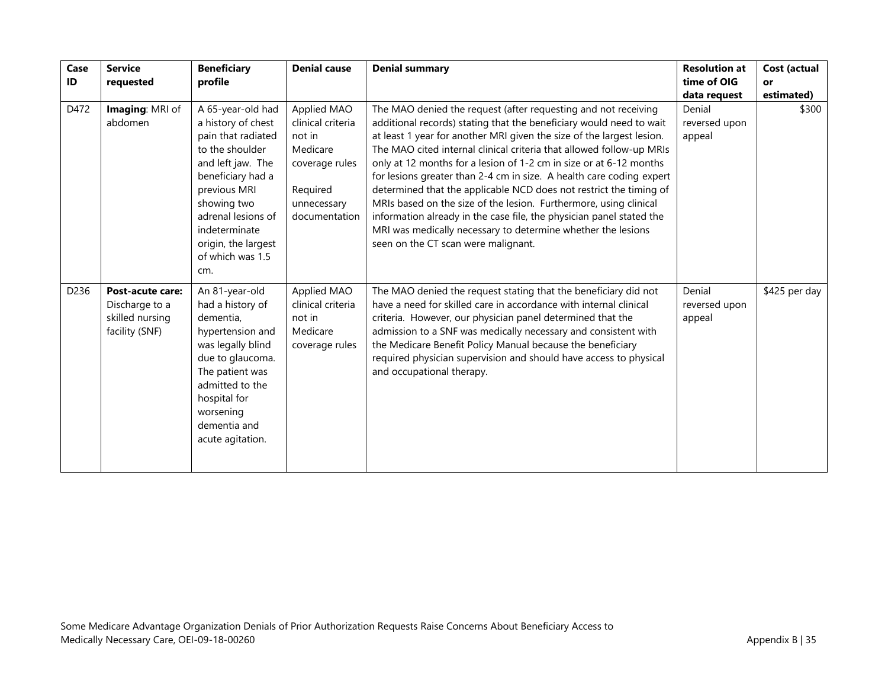| Case ID | Service requested | Beneficiary profile | Denial cause | Denial summary | Resolution at time of OIG data request | Cost (actual or estimated) |
| --- | --- | --- | --- | --- | --- | --- |
| D472 | **Imaging**: MRI of abdomen | A 65-year-old had a history of chest pain that radiated to the shoulder and left jaw. The beneficiary had a previous MRI showing two adrenal lesions of indeterminate origin, the largest of which was 1.5 cm. | Applied MAO clinical criteria not in Medicare coverage rules<br><br>Required unnecessary documentation | The MAO denied the request (after requesting and not receiving additional records) stating that the beneficiary would need to wait at least 1 year for another MRI given the size of the largest lesion. The MAO cited internal clinical criteria that allowed follow-up MRIs only at 12 months for a lesion of 1-2 cm in size or at 6-12 months for lesions greater than 2-4 cm in size. A health care coding expert determined that the applicable NCD does not restrict the timing of MRIs based on the size of the lesion. Furthermore, using clinical information already in the case file, the physician panel stated the MRI was medically necessary to determine whether the lesions seen on the CT scan were malignant. | Denial reversed upon appeal | $300 |
| D236 | **Post-acute care:** Discharge to a skilled nursing facility (SNF) | An 81-year-old had a history of dementia, hypertension and was legally blind due to glaucoma. The patient was admitted to the hospital for worsening dementia and acute agitation. | Applied MAO clinical criteria not in Medicare coverage rules | The MAO denied the request stating that the beneficiary did not have a need for skilled care in accordance with internal clinical criteria. However, our physician panel determined that the admission to a SNF was medically necessary and consistent with the Medicare Benefit Policy Manual because the beneficiary required physician supervision and should have access to physical and occupational therapy. | Denial reversed upon appeal | $425 per day |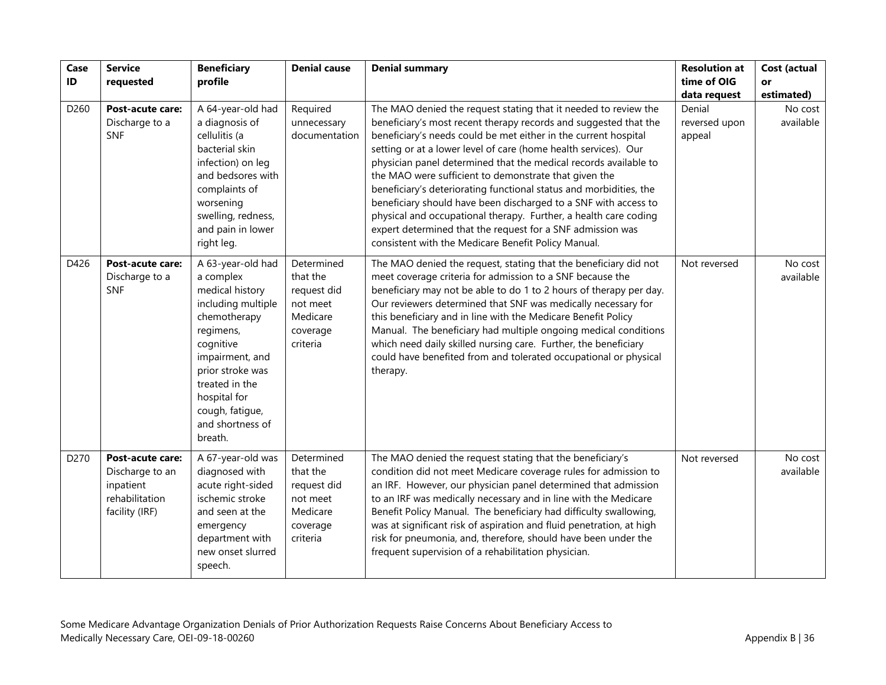| Case ID | Service requested | Beneficiary profile | Denial cause | Denial summary | Resolution at time of OIG data request | Cost (actual or estimated) |
|---|---|---|---|---|---|---|
| D260 | **Post-acute care:** Discharge to a SNF | A 64-year-old had a diagnosis of cellulitis (a bacterial skin infection) on leg and bedsores with complaints of worsening swelling, redness, and pain in lower right leg. | Required unnecessary documentation | The MAO denied the request stating that it needed to review the beneficiary's most recent therapy records and suggested that the beneficiary's needs could be met either in the current hospital setting or at a lower level of care (home health services). Our physician panel determined that the medical records available to the MAO were sufficient to demonstrate that given the beneficiary's deteriorating functional status and morbidities, the beneficiary should have been discharged to a SNF with access to physical and occupational therapy. Further, a health care coding expert determined that the request for a SNF admission was consistent with the Medicare Benefit Policy Manual. | Denial reversed upon appeal | No cost available |
| D426 | **Post-acute care:** Discharge to a SNF | A 63-year-old had a complex medical history including multiple chemotherapy regimens, cognitive impairment, and prior stroke was treated in the hospital for cough, fatigue, and shortness of breath. | Determined that the request did not meet Medicare coverage criteria | The MAO denied the request, stating that the beneficiary did not meet coverage criteria for admission to a SNF because the beneficiary may not be able to do 1 to 2 hours of therapy per day. Our reviewers determined that SNF was medically necessary for this beneficiary and in line with the Medicare Benefit Policy Manual. The beneficiary had multiple ongoing medical conditions which need daily skilled nursing care. Further, the beneficiary could have benefited from and tolerated occupational or physical therapy. | Not reversed | No cost available |
| D270 | **Post-acute care:** Discharge to an inpatient rehabilitation facility (IRF) | A 67-year-old was diagnosed with acute right-sided ischemic stroke and seen at the emergency department with new onset slurred speech. | Determined that the request did not meet Medicare coverage criteria | The MAO denied the request stating that the beneficiary's condition did not meet Medicare coverage rules for admission to an IRF. However, our physician panel determined that admission to an IRF was medically necessary and in line with the Medicare Benefit Policy Manual. The beneficiary had difficulty swallowing, was at significant risk of aspiration and fluid penetration, at high risk for pneumonia, and, therefore, should have been under the frequent supervision of a rehabilitation physician. | Not reversed | No cost available |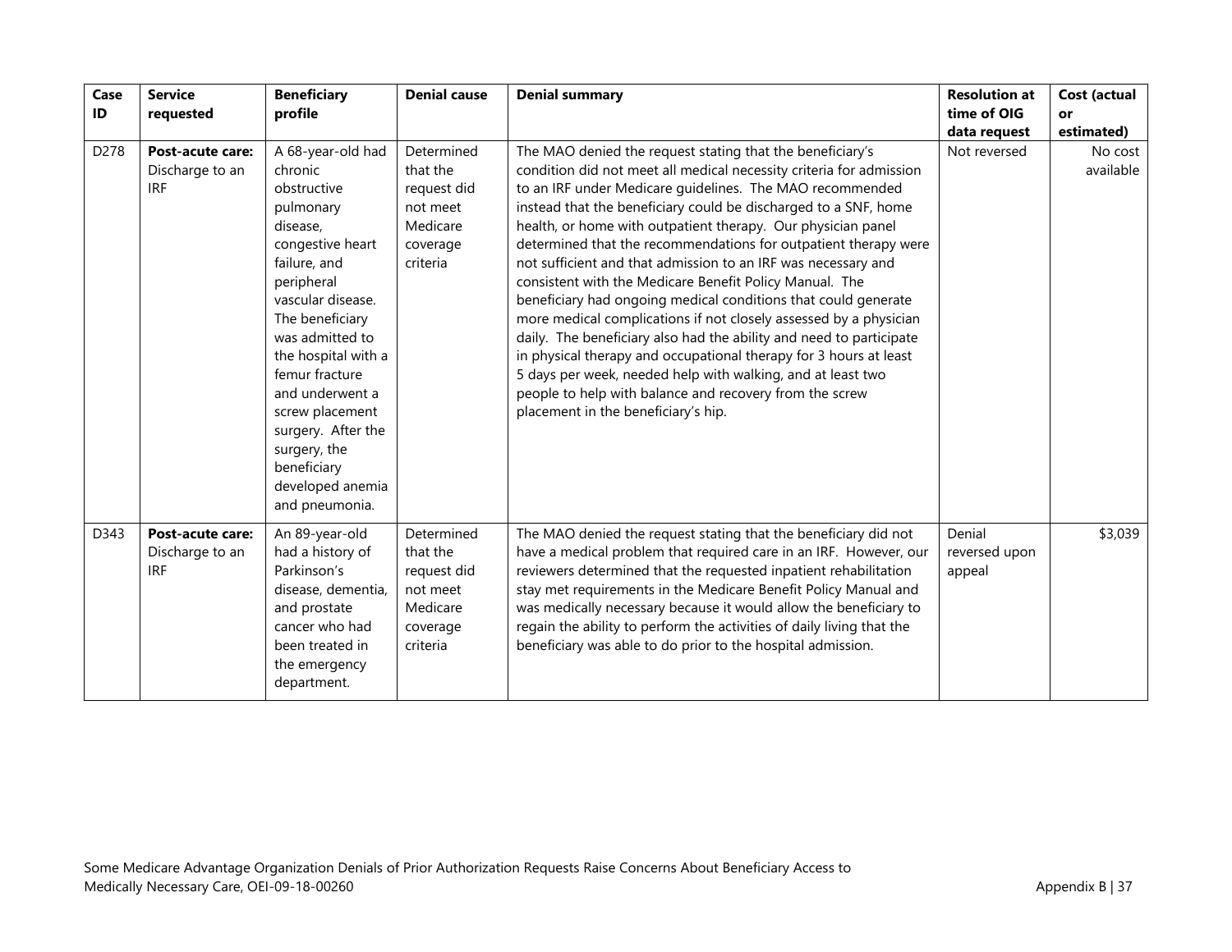| Case ID | Service requested | Beneficiary profile | Denial cause | Denial summary | Resolution at time of OIG data request | Cost (actual or estimated) |
|---|---|---|---|---|---|---|
| D278 | **Post-acute care:** Discharge to an IRF | A 68-year-old had chronic obstructive pulmonary disease, congestive heart failure, and peripheral vascular disease. The beneficiary was admitted to the hospital with a femur fracture and underwent a screw placement surgery. After the surgery, the beneficiary developed anemia and pneumonia. | Determined that the request did not meet Medicare coverage criteria | The MAO denied the request stating that the beneficiary's condition did not meet all medical necessity criteria for admission to an IRF under Medicare guidelines. The MAO recommended instead that the beneficiary could be discharged to a SNF, home health, or home with outpatient therapy. Our physician panel determined that the recommendations for outpatient therapy were not sufficient and that admission to an IRF was necessary and consistent with the Medicare Benefit Policy Manual. The beneficiary had ongoing medical conditions that could generate more medical complications if not closely assessed by a physician daily. The beneficiary also had the ability and need to participate in physical therapy and occupational therapy for 3 hours at least 5 days per week, needed help with walking, and at least two people to help with balance and recovery from the screw placement in the beneficiary's hip. | Not reversed | No cost available |
| D343 | **Post-acute care:** Discharge to an IRF | An 89-year-old had a history of Parkinson's disease, dementia, and prostate cancer who had been treated in the emergency department. | Determined that the request did not meet Medicare coverage criteria | The MAO denied the request stating that the beneficiary did not have a medical problem that required care in an IRF. However, our reviewers determined that the requested inpatient rehabilitation stay met requirements in the Medicare Benefit Policy Manual and was medically necessary because it would allow the beneficiary to regain the ability to perform the activities of daily living that the beneficiary was able to do prior to the hospital admission. | Denial reversed upon appeal | $3,039 |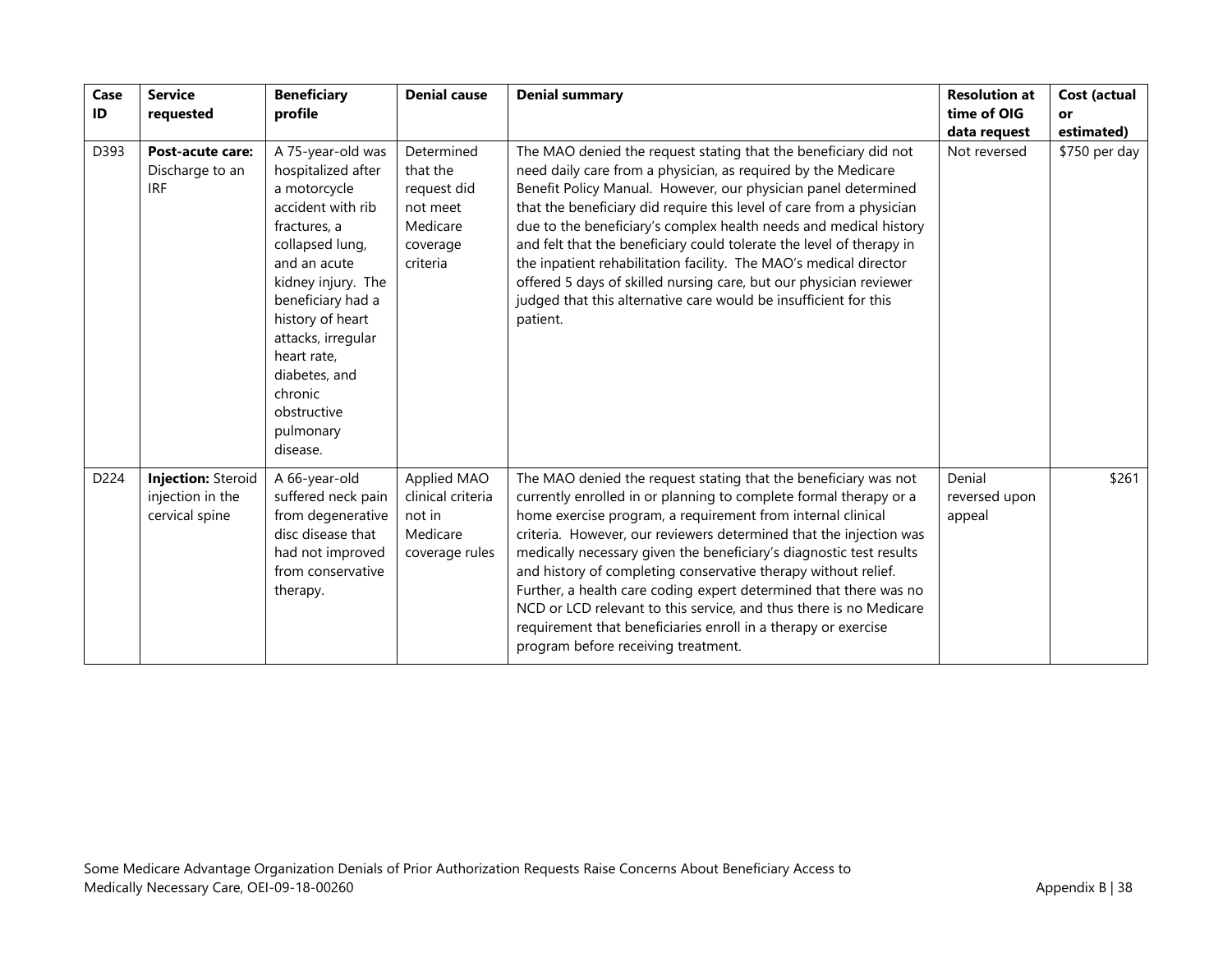| Case ID | Service requested | Beneficiary profile | Denial cause | Denial summary | Resolution at time of OIG data request | Cost (actual or estimated) |
|---|---|---|---|---|---|---|
| D393 | **Post-acute care:** Discharge to an IRF | A 75-year-old was hospitalized after a motorcycle accident with rib fractures, a collapsed lung, and an acute kidney injury. The beneficiary had a history of heart attacks, irregular heart rate, diabetes, and chronic obstructive pulmonary disease. | Determined that the request did not meet Medicare coverage criteria | The MAO denied the request stating that the beneficiary did not need daily care from a physician, as required by the Medicare Benefit Policy Manual. However, our physician panel determined that the beneficiary did require this level of care from a physician due to the beneficiary's complex health needs and medical history and felt that the beneficiary could tolerate the level of therapy in the inpatient rehabilitation facility. The MAO's medical director offered 5 days of skilled nursing care, but our physician reviewer judged that this alternative care would be insufficient for this patient. | Not reversed | \$750 per day |
| D224 | **Injection:** Steroid injection in the cervical spine | A 66-year-old suffered neck pain from degenerative disc disease that had not improved from conservative therapy. | Applied MAO clinical criteria not in Medicare coverage rules | The MAO denied the request stating that the beneficiary was not currently enrolled in or planning to complete formal therapy or a home exercise program, a requirement from internal clinical criteria. However, our reviewers determined that the injection was medically necessary given the beneficiary's diagnostic test results and history of completing conservative therapy without relief. Further, a health care coding expert determined that there was no NCD or LCD relevant to this service, and thus there is no Medicare requirement that beneficiaries enroll in a therapy or exercise program before receiving treatment. | Denial reversed upon appeal | \$261 |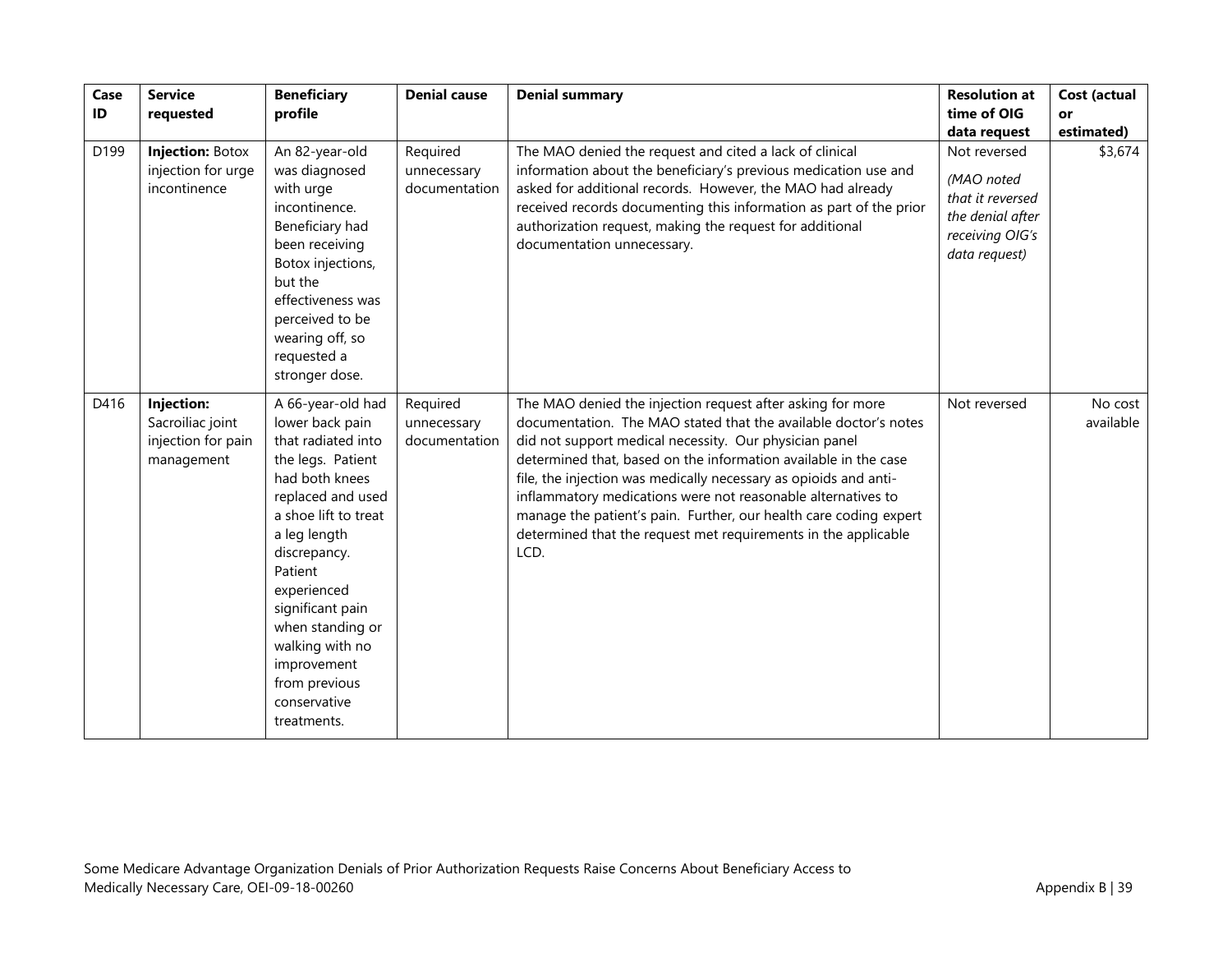| Case ID | Service requested | Beneficiary profile | Denial cause | Denial summary | Resolution at time of OIG data request | Cost (actual or estimated) |
|---|---|---|---|---|---|---|
| D199 | **Injection:** Botox injection for urge incontinence | An 82-year-old was diagnosed with urge incontinence. Beneficiary had been receiving Botox injections, but the effectiveness was perceived to be wearing off, so requested a stronger dose. | Required unnecessary documentation | The MAO denied the request and cited a lack of clinical information about the beneficiary's previous medication use and asked for additional records. However, the MAO had already received records documenting this information as part of the prior authorization request, making the request for additional documentation unnecessary. | Not reversed *(MAO noted that it reversed the denial after receiving OIG's data request)* | $3,674 |
| D416 | **Injection:** Sacroiliac joint injection for pain management | A 66-year-old had lower back pain that radiated into the legs. Patient had both knees replaced and used a shoe lift to treat a leg length discrepancy. Patient experienced significant pain when standing or walking with no improvement from previous conservative treatments. | Required unnecessary documentation | The MAO denied the injection request after asking for more documentation. The MAO stated that the available doctor's notes did not support medical necessity. Our physician panel determined that, based on the information available in the case file, the injection was medically necessary as opioids and anti-inflammatory medications were not reasonable alternatives to manage the patient's pain. Further, our health care coding expert determined that the request met requirements in the applicable LCD. | Not reversed | No cost available |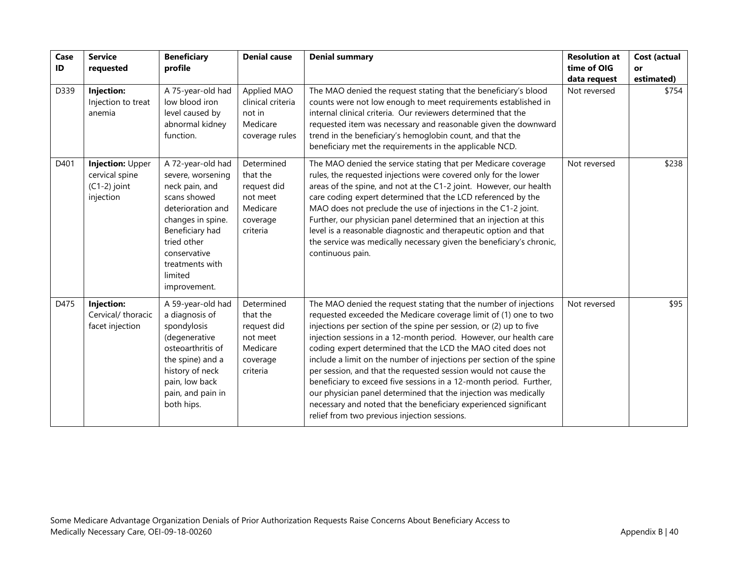| Case ID | Service requested | Beneficiary profile | Denial cause | Denial summary | Resolution at time of OIG data request | Cost (actual or estimated) |
|---|---|---|---|---|---|---|
| D339 | **Injection:** Injection to treat anemia | A 75-year-old had low blood iron level caused by abnormal kidney function. | Applied MAO clinical criteria not in Medicare coverage rules | The MAO denied the request stating that the beneficiary's blood counts were not low enough to meet requirements established in internal clinical criteria. Our reviewers determined that the requested item was necessary and reasonable given the downward trend in the beneficiary's hemoglobin count, and that the beneficiary met the requirements in the applicable NCD. | Not reversed | $754 |
| D401 | **Injection:** Upper cervical spine (C1-2) joint injection | A 72-year-old had severe, worsening neck pain, and scans showed deterioration and changes in spine. Beneficiary had tried other conservative treatments with limited improvement. | Determined that the request did not meet Medicare coverage criteria | The MAO denied the service stating that per Medicare coverage rules, the requested injections were covered only for the lower areas of the spine, and not at the C1-2 joint. However, our health care coding expert determined that the LCD referenced by the MAO does not preclude the use of injections in the C1-2 joint. Further, our physician panel determined that an injection at this level is a reasonable diagnostic and therapeutic option and that the service was medically necessary given the beneficiary's chronic, continuous pain. | Not reversed | $238 |
| D475 | **Injection:** Cervical/ thoracic facet injection | A 59-year-old had a diagnosis of spondylosis (degenerative osteoarthritis of the spine) and a history of neck pain, low back pain, and pain in both hips. | Determined that the request did not meet Medicare coverage criteria | The MAO denied the request stating that the number of injections requested exceeded the Medicare coverage limit of (1) one to two injections per section of the spine per session, or (2) up to five injection sessions in a 12-month period. However, our health care coding expert determined that the LCD the MAO cited does not include a limit on the number of injections per section of the spine per session, and that the requested session would not cause the beneficiary to exceed five sessions in a 12-month period. Further, our physician panel determined that the injection was medically necessary and noted that the beneficiary experienced significant relief from two previous injection sessions. | Not reversed | $95 |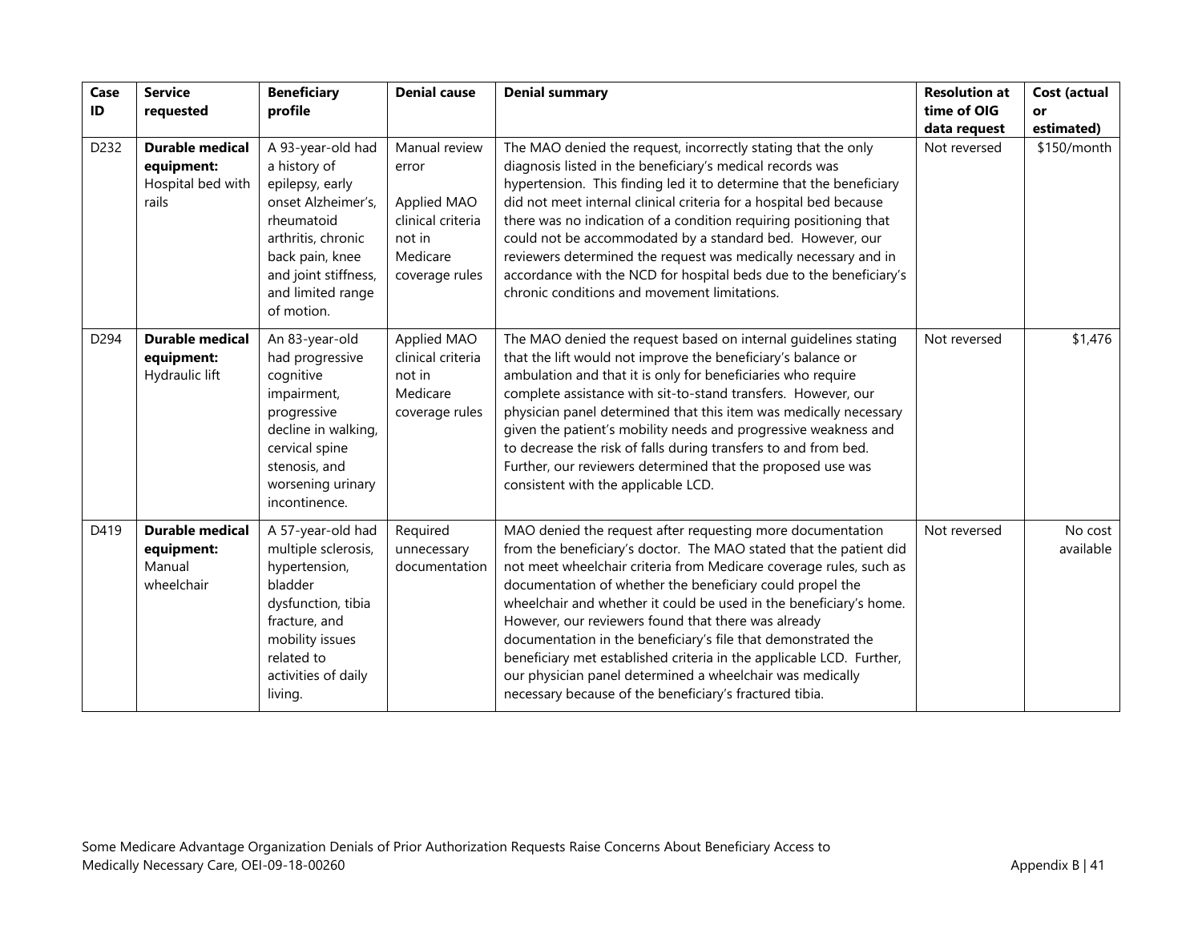| Case ID | Service requested | Beneficiary profile | Denial cause | Denial summary | Resolution at time of OIG data request | Cost (actual or estimated) |
|---|---|---|---|---|---|---|
| D232 | **Durable medical equipment:** Hospital bed with rails | A 93-year-old had a history of epilepsy, early onset Alzheimer's, rheumatoid arthritis, chronic back pain, knee and joint stiffness, and limited range of motion. | Manual review error<br><br>Applied MAO clinical criteria not in Medicare coverage rules | The MAO denied the request, incorrectly stating that the only diagnosis listed in the beneficiary's medical records was hypertension. This finding led it to determine that the beneficiary did not meet internal clinical criteria for a hospital bed because there was no indication of a condition requiring positioning that could not be accommodated by a standard bed. However, our reviewers determined the request was medically necessary and in accordance with the NCD for hospital beds due to the beneficiary's chronic conditions and movement limitations. | Not reversed | \$150/month |
| D294 | **Durable medical equipment:** Hydraulic lift | An 83-year-old had progressive cognitive impairment, progressive decline in walking, cervical spine stenosis, and worsening urinary incontinence. | Applied MAO clinical criteria not in Medicare coverage rules | The MAO denied the request based on internal guidelines stating that the lift would not improve the beneficiary's balance or ambulation and that it is only for beneficiaries who require complete assistance with sit-to-stand transfers. However, our physician panel determined that this item was medically necessary given the patient's mobility needs and progressive weakness and to decrease the risk of falls during transfers to and from bed. Further, our reviewers determined that the proposed use was consistent with the applicable LCD. | Not reversed | \$1,476 |
| D419 | **Durable medical equipment:** Manual wheelchair | A 57-year-old had multiple sclerosis, hypertension, bladder dysfunction, tibia fracture, and mobility issues related to activities of daily living. | Required unnecessary documentation | MAO denied the request after requesting more documentation from the beneficiary's doctor. The MAO stated that the patient did not meet wheelchair criteria from Medicare coverage rules, such as documentation of whether the beneficiary could propel the wheelchair and whether it could be used in the beneficiary's home. However, our reviewers found that there was already documentation in the beneficiary's file that demonstrated the beneficiary met established criteria in the applicable LCD. Further, our physician panel determined a wheelchair was medically necessary because of the beneficiary's fractured tibia. | Not reversed | No cost available |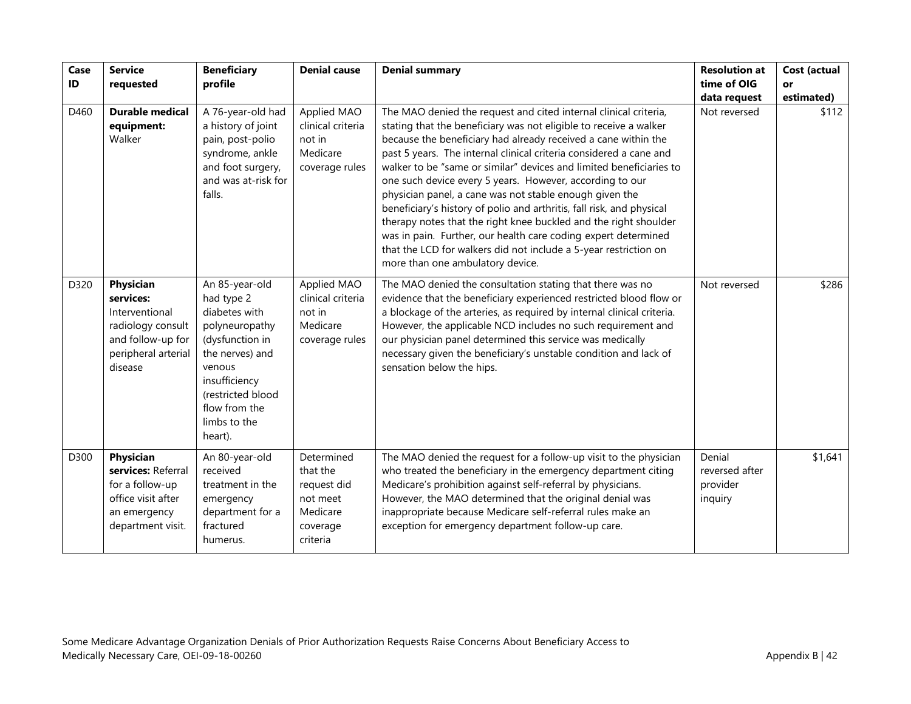| Case ID | Service requested | Beneficiary profile | Denial cause | Denial summary | Resolution at time of OIG data request | Cost (actual or estimated) |
|---|---|---|---|---|---|---|
| D460 | **Durable medical equipment:** Walker | A 76-year-old had a history of joint pain, post-polio syndrome, ankle and foot surgery, and was at-risk for falls. | Applied MAO clinical criteria not in Medicare coverage rules | The MAO denied the request and cited internal clinical criteria, stating that the beneficiary was not eligible to receive a walker because the beneficiary had already received a cane within the past 5 years. The internal clinical criteria considered a cane and walker to be "same or similar" devices and limited beneficiaries to one such device every 5 years. However, according to our physician panel, a cane was not stable enough given the beneficiary's history of polio and arthritis, fall risk, and physical therapy notes that the right knee buckled and the right shoulder was in pain. Further, our health care coding expert determined that the LCD for walkers did not include a 5-year restriction on more than one ambulatory device. | Not reversed | $112 |
| D320 | **Physician services:** Interventional radiology consult and follow-up for peripheral arterial disease | An 85-year-old had type 2 diabetes with polyneuropathy (dysfunction in the nerves) and venous insufficiency (restricted blood flow from the limbs to the heart). | Applied MAO clinical criteria not in Medicare coverage rules | The MAO denied the consultation stating that there was no evidence that the beneficiary experienced restricted blood flow or a blockage of the arteries, as required by internal clinical criteria. However, the applicable NCD includes no such requirement and our physician panel determined this service was medically necessary given the beneficiary's unstable condition and lack of sensation below the hips. | Not reversed | $286 |
| D300 | **Physician services:** Referral for a follow-up office visit after an emergency department visit. | An 80-year-old received treatment in the emergency department for a fractured humerus. | Determined that the request did not meet Medicare coverage criteria | The MAO denied the request for a follow-up visit to the physician who treated the beneficiary in the emergency department citing Medicare's prohibition against self-referral by physicians. However, the MAO determined that the original denial was inappropriate because Medicare self-referral rules make an exception for emergency department follow-up care. | Denial reversed after provider inquiry | $1,641 |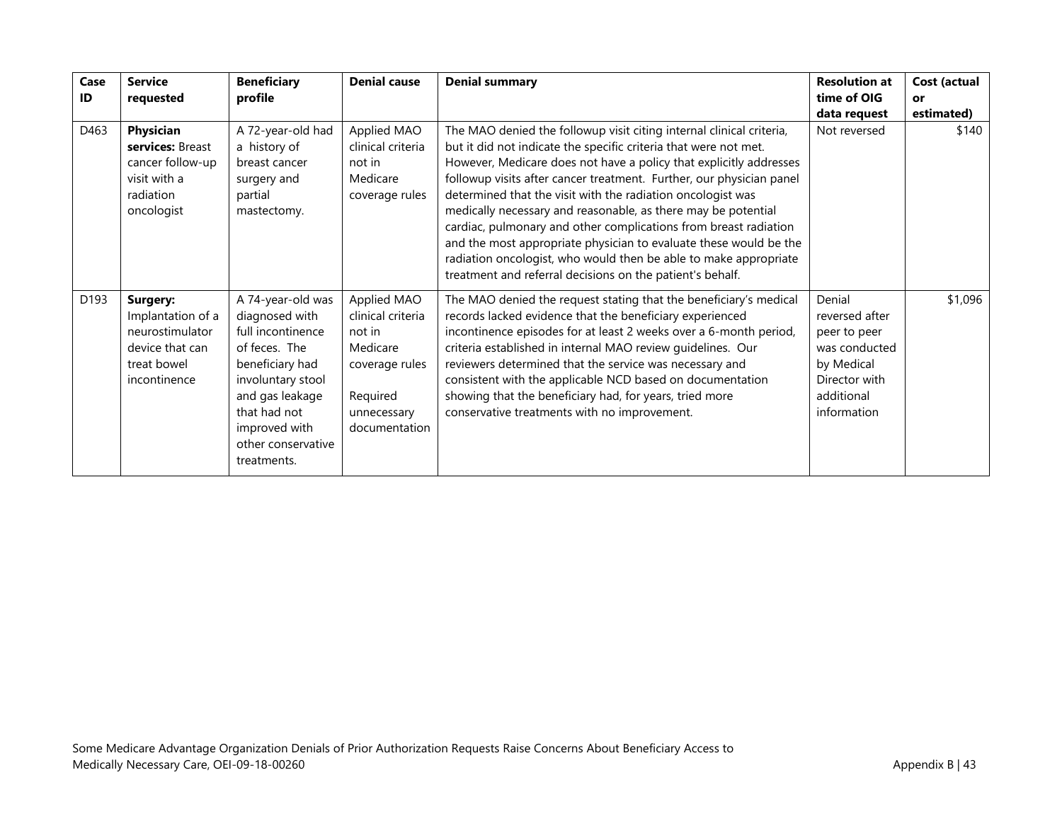| Case ID | Service requested | Beneficiary profile | Denial cause | Denial summary | Resolution at time of OIG data request | Cost (actual or estimated) |
|---|---|---|---|---|---|---|
| D463 | **Physician services:** Breast cancer follow-up visit with a radiation oncologist | A 72-year-old had a history of breast cancer surgery and partial mastectomy. | Applied MAO clinical criteria not in Medicare coverage rules | The MAO denied the followup visit citing internal clinical criteria, but it did not indicate the specific criteria that were not met. However, Medicare does not have a policy that explicitly addresses followup visits after cancer treatment. Further, our physician panel determined that the visit with the radiation oncologist was medically necessary and reasonable, as there may be potential cardiac, pulmonary and other complications from breast radiation and the most appropriate physician to evaluate these would be the radiation oncologist, who would then be able to make appropriate treatment and referral decisions on the patient's behalf. | Not reversed | $140 |
| D193 | **Surgery:** Implantation of a neurostimulator device that can treat bowel incontinence | A 74-year-old was diagnosed with full incontinence of feces. The beneficiary had involuntary stool and gas leakage that had not improved with other conservative treatments. | Applied MAO clinical criteria not in Medicare coverage rules<br><br>Required unnecessary documentation | The MAO denied the request stating that the beneficiary's medical records lacked evidence that the beneficiary experienced incontinence episodes for at least 2 weeks over a 6-month period, criteria established in internal MAO review guidelines. Our reviewers determined that the service was necessary and consistent with the applicable NCD based on documentation showing that the beneficiary had, for years, tried more conservative treatments with no improvement. | Denial reversed after peer to peer was conducted by Medical Director with additional information | $1,096 |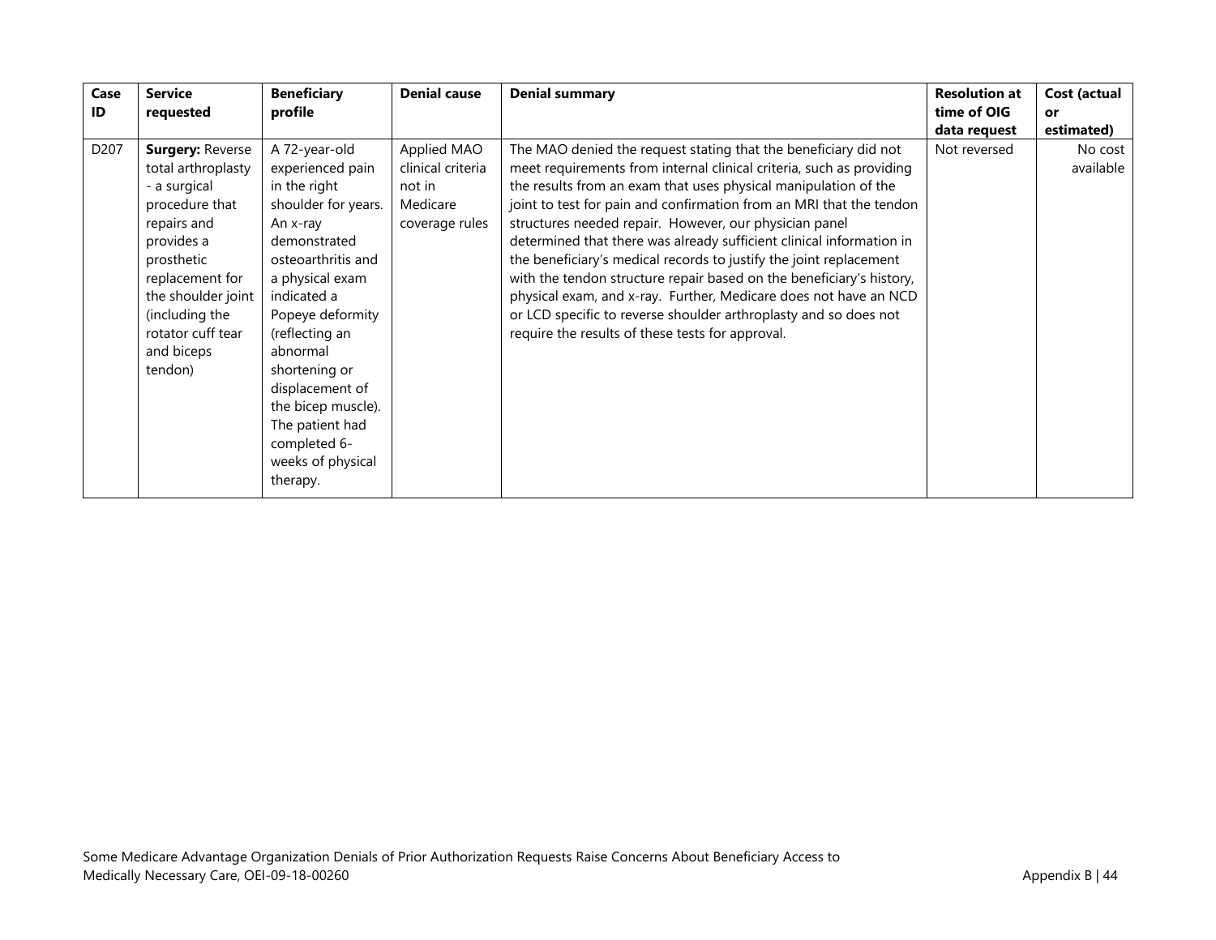| Case ID | Service requested | Beneficiary profile | Denial cause | Denial summary | Resolution at time of OIG data request | Cost (actual or estimated) |
| --- | --- | --- | --- | --- | --- | --- |
| D207 | **Surgery:** Reverse total arthroplasty - a surgical procedure that repairs and provides a prosthetic replacement for the shoulder joint (including the rotator cuff tear and biceps tendon) | A 72-year-old experienced pain in the right shoulder for years. An x-ray demonstrated osteoarthritis and a physical exam indicated a Popeye deformity (reflecting an abnormal shortening or displacement of the bicep muscle). The patient had completed 6-weeks of physical therapy. | Applied MAO clinical criteria not in Medicare coverage rules | The MAO denied the request stating that the beneficiary did not meet requirements from internal clinical criteria, such as providing the results from an exam that uses physical manipulation of the joint to test for pain and confirmation from an MRI that the tendon structures needed repair. However, our physician panel determined that there was already sufficient clinical information in the beneficiary's medical records to justify the joint replacement with the tendon structure repair based on the beneficiary's history, physical exam, and x-ray. Further, Medicare does not have an NCD or LCD specific to reverse shoulder arthroplasty and so does not require the results of these tests for approval. | Not reversed | No cost available |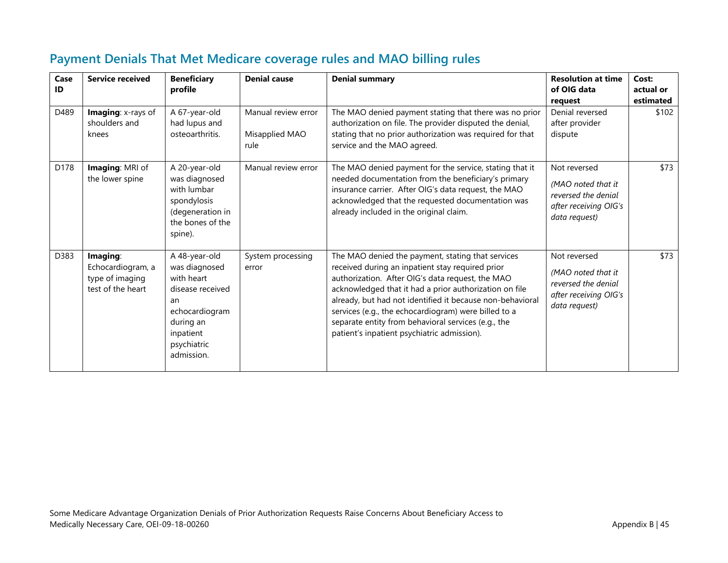## Payment Denials That Met Medicare coverage rules and MAO billing rules

| Case ID | Service received | Beneficiary profile | Denial cause | Denial summary | Resolution at time of OIG data request | Cost: actual or estimated |
|---|---|---|---|---|---|---|
| D489 | **Imaging**: x-rays of shoulders and knees | A 67-year-old had lupus and osteoarthritis. | Manual review error<br><br>Misapplied MAO rule | The MAO denied payment stating that there was no prior authorization on file. The provider disputed the denial, stating that no prior authorization was required for that service and the MAO agreed. | Denial reversed after provider dispute | $102 |
| D178 | **Imaging**: MRI of the lower spine | A 20-year-old was diagnosed with lumbar spondylosis (degeneration in the bones of the spine). | Manual review error | The MAO denied payment for the service, stating that it needed documentation from the beneficiary's primary insurance carrier. After OIG's data request, the MAO acknowledged that the requested documentation was already included in the original claim. | Not reversed<br><br>*(MAO noted that it reversed the denial after receiving OIG's data request)* | $73 |
| D383 | **Imaging**: Echocardiogram, a type of imaging test of the heart | A 48-year-old was diagnosed with heart disease received an echocardiogram during an inpatient psychiatric admission. | System processing error | The MAO denied the payment, stating that services received during an inpatient stay required prior authorization. After OIG's data request, the MAO acknowledged that it had a prior authorization on file already, but had not identified it because non-behavioral services (e.g., the echocardiogram) were billed to a separate entity from behavioral services (e.g., the patient's inpatient psychiatric admission). | Not reversed<br><br>*(MAO noted that it reversed the denial after receiving OIG's data request)* | $73 |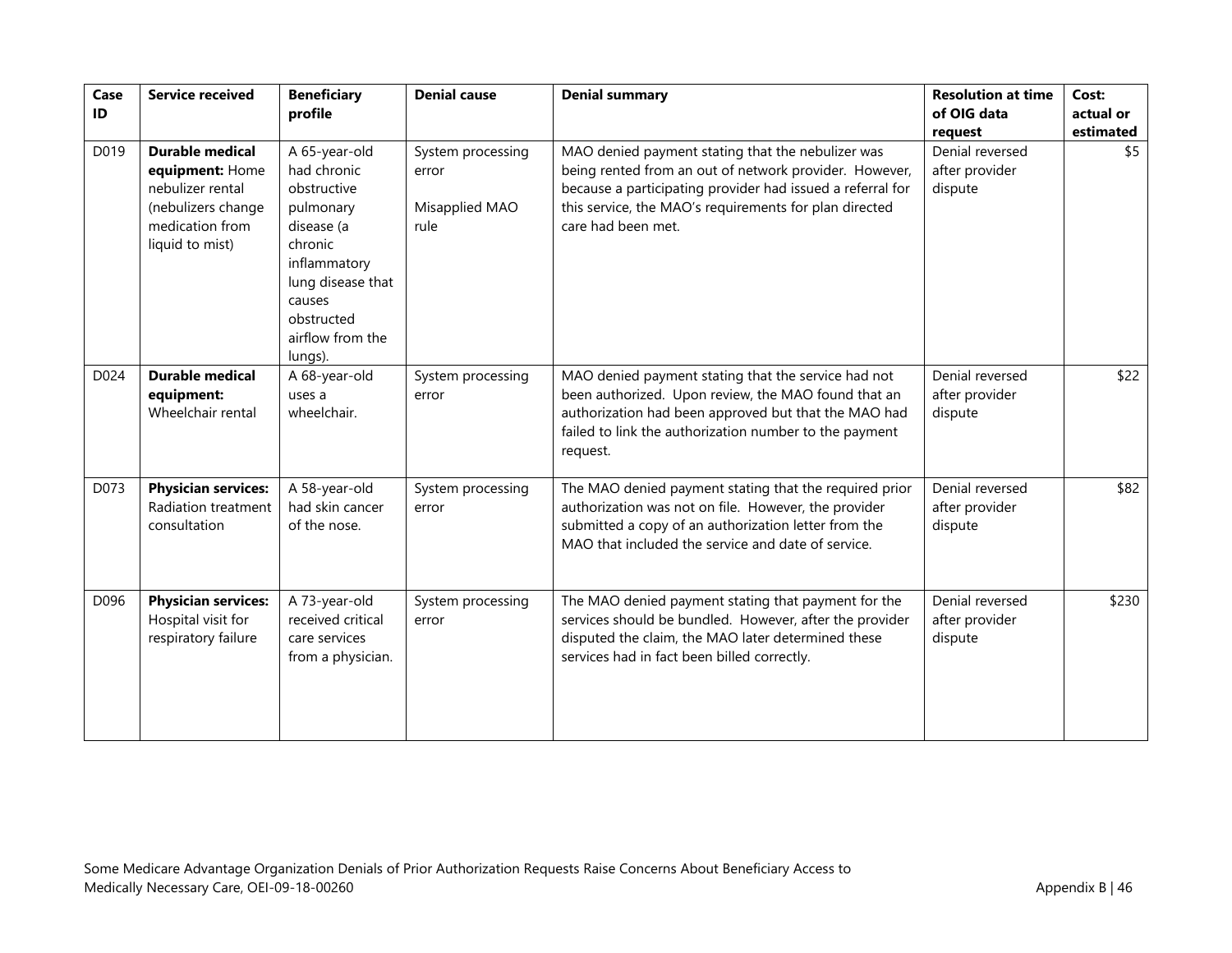| Case ID | Service received | Beneficiary profile | Denial cause | Denial summary | Resolution at time of OIG data request | Cost: actual or estimated |
|---|---|---|---|---|---|---|
| D019 | **Durable medical equipment:** Home nebulizer rental (nebulizers change medication from liquid to mist) | A 65-year-old had chronic obstructive pulmonary disease (a chronic inflammatory lung disease that causes obstructed airflow from the lungs). | System processing error<br><br>Misapplied MAO rule | MAO denied payment stating that the nebulizer was being rented from an out of network provider. However, because a participating provider had issued a referral for this service, the MAO's requirements for plan directed care had been met. | Denial reversed after provider dispute | $5 |
| D024 | **Durable medical equipment:** Wheelchair rental | A 68-year-old uses a wheelchair. | System processing error | MAO denied payment stating that the service had not been authorized. Upon review, the MAO found that an authorization had been approved but that the MAO had failed to link the authorization number to the payment request. | Denial reversed after provider dispute | $22 |
| D073 | **Physician services:** Radiation treatment consultation | A 58-year-old had skin cancer of the nose. | System processing error | The MAO denied payment stating that the required prior authorization was not on file. However, the provider submitted a copy of an authorization letter from the MAO that included the service and date of service. | Denial reversed after provider dispute | $82 |
| D096 | **Physician services:** Hospital visit for respiratory failure | A 73-year-old received critical care services from a physician. | System processing error | The MAO denied payment stating that payment for the services should be bundled. However, after the provider disputed the claim, the MAO later determined these services had in fact been billed correctly. | Denial reversed after provider dispute | $230 |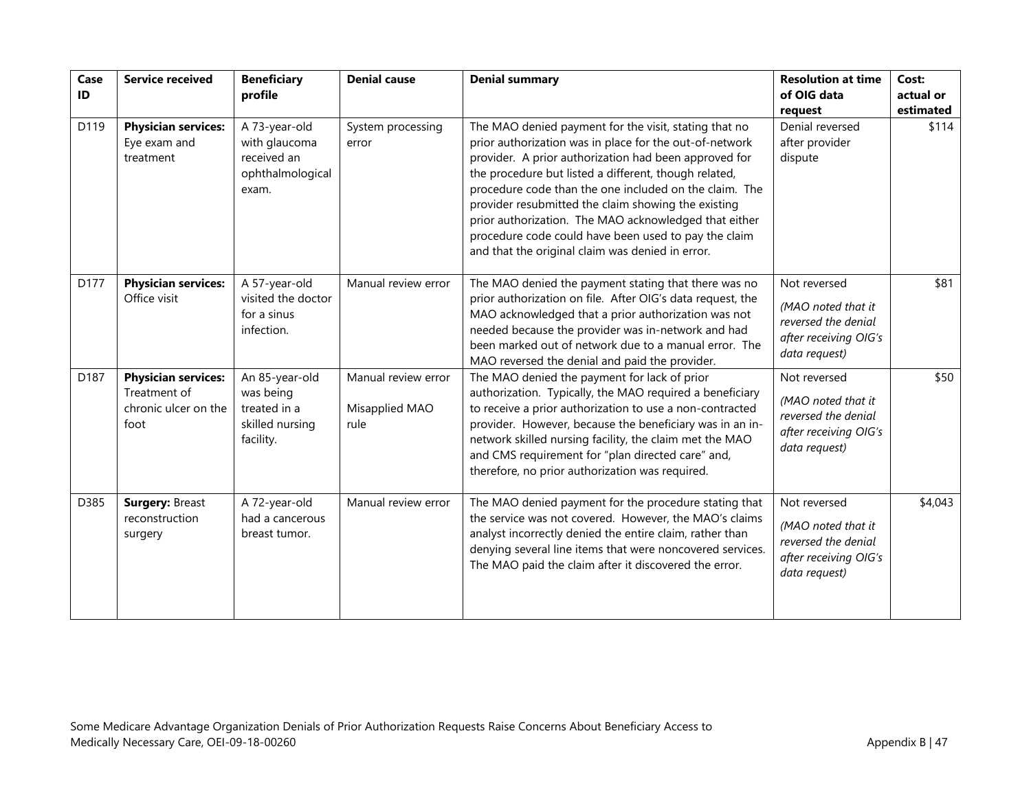| Case ID | Service received | Beneficiary profile | Denial cause | Denial summary | Resolution at time of OIG data request | Cost: actual or estimated |
|---|---|---|---|---|---|---|
| D119 | **Physician services:** Eye exam and treatment | A 73-year-old with glaucoma received an ophthalmological exam. | System processing error | The MAO denied payment for the visit, stating that no prior authorization was in place for the out-of-network provider. A prior authorization had been approved for the procedure but listed a different, though related, procedure code than the one included on the claim. The provider resubmitted the claim showing the existing prior authorization. The MAO acknowledged that either procedure code could have been used to pay the claim and that the original claim was denied in error. | Denial reversed after provider dispute | $114 |
| D177 | **Physician services:** Office visit | A 57-year-old visited the doctor for a sinus infection. | Manual review error | The MAO denied the payment stating that there was no prior authorization on file. After OIG's data request, the MAO acknowledged that a prior authorization was not needed because the provider was in-network and had been marked out of network due to a manual error. The MAO reversed the denial and paid the provider. | Not reversed<br><br>*(MAO noted that it reversed the denial after receiving OIG's data request)* | $81 |
| D187 | **Physician services:** Treatment of chronic ulcer on the foot | An 85-year-old was being treated in a skilled nursing facility. | Manual review error<br><br>Misapplied MAO rule | The MAO denied the payment for lack of prior authorization. Typically, the MAO required a beneficiary to receive a prior authorization to use a non-contracted provider. However, because the beneficiary was in an in-network skilled nursing facility, the claim met the MAO and CMS requirement for "plan directed care" and, therefore, no prior authorization was required. | Not reversed<br><br>*(MAO noted that it reversed the denial after receiving OIG's data request)* | $50 |
| D385 | **Surgery:** Breast reconstruction surgery | A 72-year-old had a cancerous breast tumor. | Manual review error | The MAO denied payment for the procedure stating that the service was not covered. However, the MAO's claims analyst incorrectly denied the entire claim, rather than denying several line items that were noncovered services. The MAO paid the claim after it discovered the error. | Not reversed<br><br>*(MAO noted that it reversed the denial after receiving OIG's data request)* | $4,043 |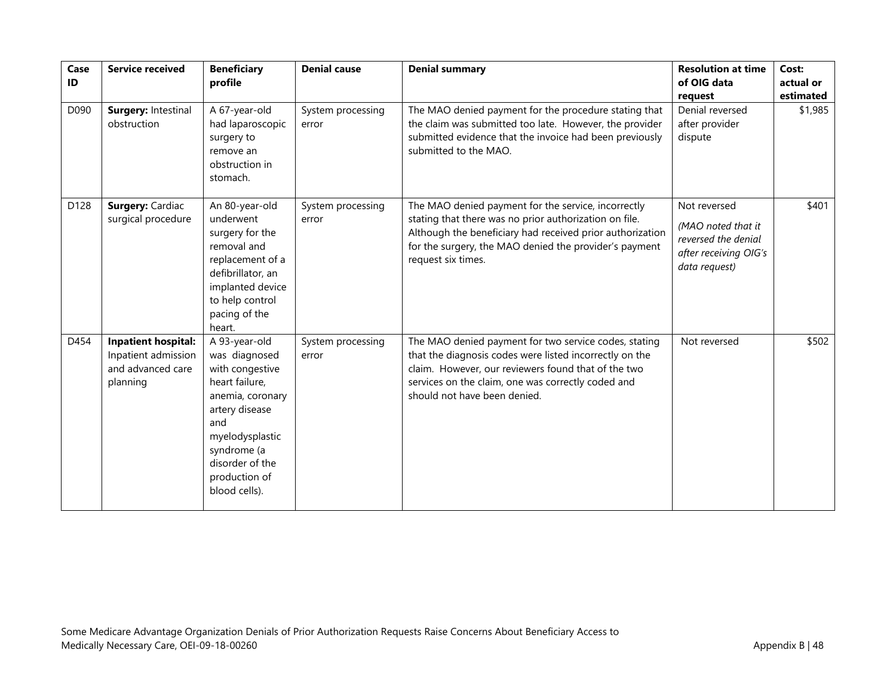| Case ID | Service received | Beneficiary profile | Denial cause | Denial summary | Resolution at time of OIG data request | Cost: actual or estimated |
|---|---|---|---|---|---|---|
| D090 | **Surgery:** Intestinal obstruction | A 67-year-old had laparoscopic surgery to remove an obstruction in stomach. | System processing error | The MAO denied payment for the procedure stating that the claim was submitted too late. However, the provider submitted evidence that the invoice had been previously submitted to the MAO. | Denial reversed after provider dispute | $1,985 |
| D128 | **Surgery:** Cardiac surgical procedure | An 80-year-old underwent surgery for the removal and replacement of a defibrillator, an implanted device to help control pacing of the heart. | System processing error | The MAO denied payment for the service, incorrectly stating that there was no prior authorization on file. Although the beneficiary had received prior authorization for the surgery, the MAO denied the provider's payment request six times. | Not reversed *(MAO noted that it reversed the denial after receiving OIG's data request)* | $401 |
| D454 | **Inpatient hospital:** Inpatient admission and advanced care planning | A 93-year-old was diagnosed with congestive heart failure, anemia, coronary artery disease and myelodysplastic syndrome (a disorder of the production of blood cells). | System processing error | The MAO denied payment for two service codes, stating that the diagnosis codes were listed incorrectly on the claim. However, our reviewers found that of the two services on the claim, one was correctly coded and should not have been denied. | Not reversed | $502 |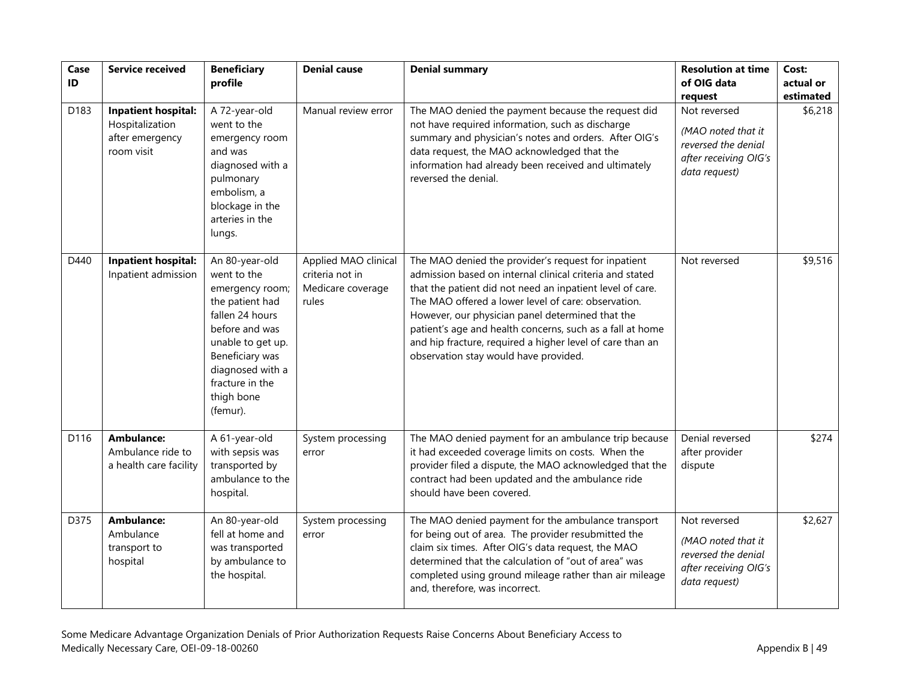| Case ID | Service received | Beneficiary profile | Denial cause | Denial summary | Resolution at time of OIG data request | Cost: actual or estimated |
|---|---|---|---|---|---|---|
| D183 | **Inpatient hospital:** Hospitalization after emergency room visit | A 72-year-old went to the emergency room and was diagnosed with a pulmonary embolism, a blockage in the arteries in the lungs. | Manual review error | The MAO denied the payment because the request did not have required information, such as discharge summary and physician's notes and orders. After OIG's data request, the MAO acknowledged that the information had already been received and ultimately reversed the denial. | Not reversed *(MAO noted that it reversed the denial after receiving OIG's data request)* | $6,218 |
| D440 | **Inpatient hospital:** Inpatient admission | An 80-year-old went to the emergency room; the patient had fallen 24 hours before and was unable to get up. Beneficiary was diagnosed with a fracture in the thigh bone (femur). | Applied MAO clinical criteria not in Medicare coverage rules | The MAO denied the provider's request for inpatient admission based on internal clinical criteria and stated that the patient did not need an inpatient level of care. The MAO offered a lower level of care: observation. However, our physician panel determined that the patient's age and health concerns, such as a fall at home and hip fracture, required a higher level of care than an observation stay would have provided. | Not reversed | $9,516 |
| D116 | **Ambulance:** Ambulance ride to a health care facility | A 61-year-old with sepsis was transported by ambulance to the hospital. | System processing error | The MAO denied payment for an ambulance trip because it had exceeded coverage limits on costs. When the provider filed a dispute, the MAO acknowledged that the contract had been updated and the ambulance ride should have been covered. | Denial reversed after provider dispute | $274 |
| D375 | **Ambulance:** Ambulance transport to hospital | An 80-year-old fell at home and was transported by ambulance to the hospital. | System processing error | The MAO denied payment for the ambulance transport for being out of area. The provider resubmitted the claim six times. After OIG's data request, the MAO determined that the calculation of "out of area" was completed using ground mileage rather than air mileage and, therefore, was incorrect. | Not reversed *(MAO noted that it reversed the denial after receiving OIG's data request)* | $2,627 |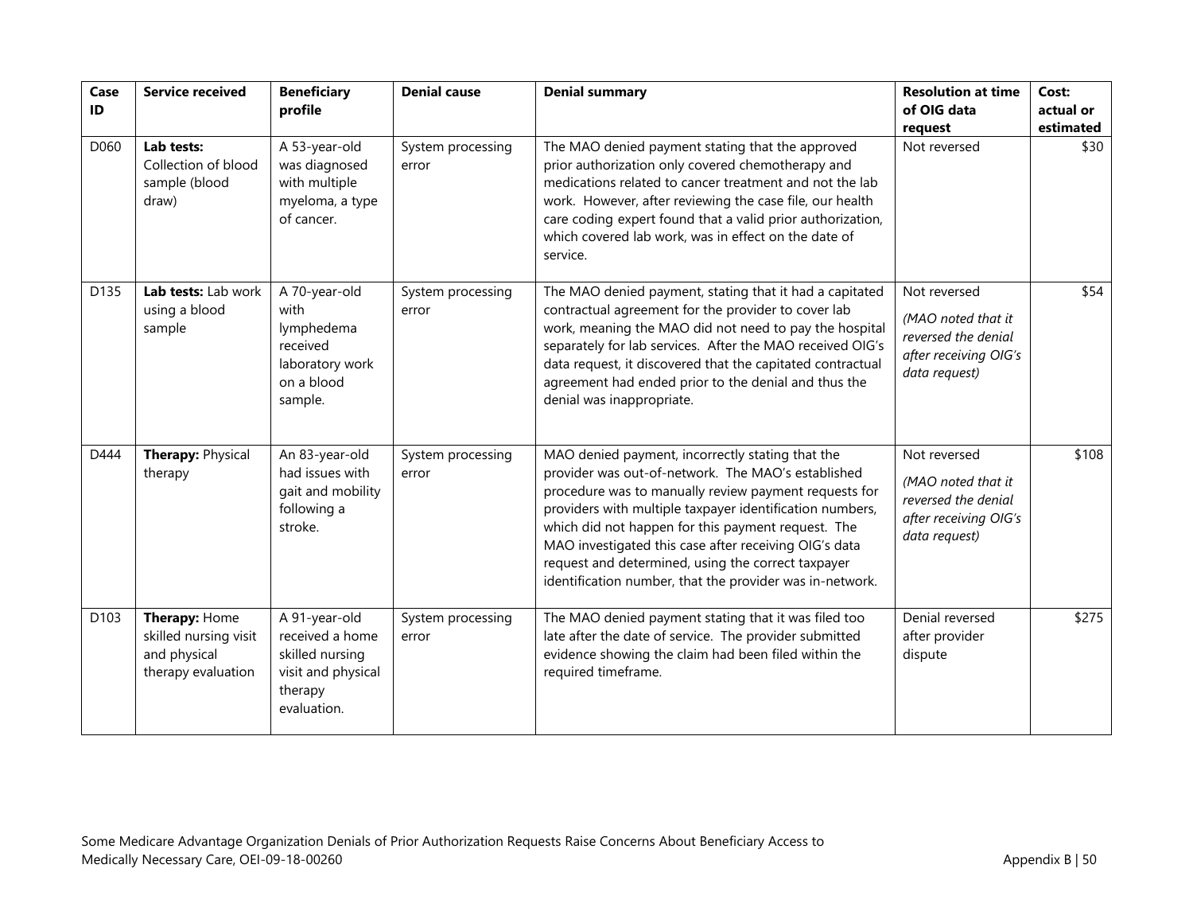| Case ID | Service received | Beneficiary profile | Denial cause | Denial summary | Resolution at time of OIG data request | Cost: actual or estimated |
|---|---|---|---|---|---|---|
| D060 | **Lab tests:** Collection of blood sample (blood draw) | A 53-year-old was diagnosed with multiple myeloma, a type of cancer. | System processing error | The MAO denied payment stating that the approved prior authorization only covered chemotherapy and medications related to cancer treatment and not the lab work. However, after reviewing the case file, our health care coding expert found that a valid prior authorization, which covered lab work, was in effect on the date of service. | Not reversed | $30 |
| D135 | **Lab tests:** Lab work using a blood sample | A 70-year-old with lymphedema received laboratory work on a blood sample. | System processing error | The MAO denied payment, stating that it had a capitated contractual agreement for the provider to cover lab work, meaning the MAO did not need to pay the hospital separately for lab services. After the MAO received OIG's data request, it discovered that the capitated contractual agreement had ended prior to the denial and thus the denial was inappropriate. | Not reversed *(MAO noted that it reversed the denial after receiving OIG's data request)* | $54 |
| D444 | **Therapy:** Physical therapy | An 83-year-old had issues with gait and mobility following a stroke. | System processing error | MAO denied payment, incorrectly stating that the provider was out-of-network. The MAO's established procedure was to manually review payment requests for providers with multiple taxpayer identification numbers, which did not happen for this payment request. The MAO investigated this case after receiving OIG's data request and determined, using the correct taxpayer identification number, that the provider was in-network. | Not reversed *(MAO noted that it reversed the denial after receiving OIG's data request)* | $108 |
| D103 | **Therapy:** Home skilled nursing visit and physical therapy evaluation | A 91-year-old received a home skilled nursing visit and physical therapy evaluation. | System processing error | The MAO denied payment stating that it was filed too late after the date of service. The provider submitted evidence showing the claim had been filed within the required timeframe. | Denial reversed after provider dispute | $275 |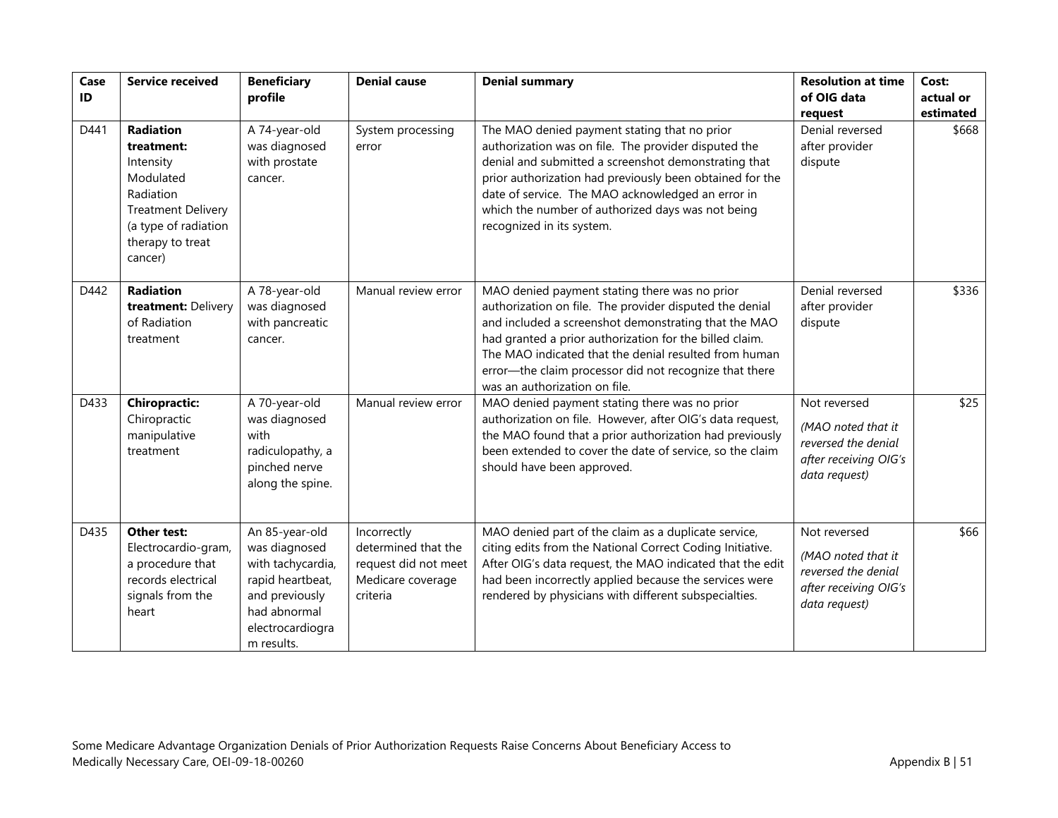| Case ID | Service received | Beneficiary profile | Denial cause | Denial summary | Resolution at time of OIG data request | Cost: actual or estimated |
|---|---|---|---|---|---|---|
| D441 | **Radiation treatment:** Intensity Modulated Radiation Treatment Delivery (a type of radiation therapy to treat cancer) | A 74-year-old was diagnosed with prostate cancer. | System processing error | The MAO denied payment stating that no prior authorization was on file. The provider disputed the denial and submitted a screenshot demonstrating that prior authorization had previously been obtained for the date of service. The MAO acknowledged an error in which the number of authorized days was not being recognized in its system. | Denial reversed after provider dispute | $668 |
| D442 | **Radiation treatment:** Delivery of Radiation treatment | A 78-year-old was diagnosed with pancreatic cancer. | Manual review error | MAO denied payment stating there was no prior authorization on file. The provider disputed the denial and included a screenshot demonstrating that the MAO had granted a prior authorization for the billed claim. The MAO indicated that the denial resulted from human error—the claim processor did not recognize that there was an authorization on file. | Denial reversed after provider dispute | $336 |
| D433 | **Chiropractic:** Chiropractic manipulative treatment | A 70-year-old was diagnosed with radiculopathy, a pinched nerve along the spine. | Manual review error | MAO denied payment stating there was no prior authorization on file. However, after OIG's data request, the MAO found that a prior authorization had previously been extended to cover the date of service, so the claim should have been approved. | Not reversed *(MAO noted that it reversed the denial after receiving OIG's data request)* | $25 |
| D435 | **Other test:** Electrocardio-gram, a procedure that records electrical signals from the heart | An 85-year-old was diagnosed with tachycardia, rapid heartbeat, and previously had abnormal electrocardiogram results. | Incorrectly determined that the request did not meet Medicare coverage criteria | MAO denied part of the claim as a duplicate service, citing edits from the National Correct Coding Initiative. After OIG's data request, the MAO indicated that the edit had been incorrectly applied because the services were rendered by physicians with different subspecialties. | Not reversed *(MAO noted that it reversed the denial after receiving OIG's data request)* | $66 |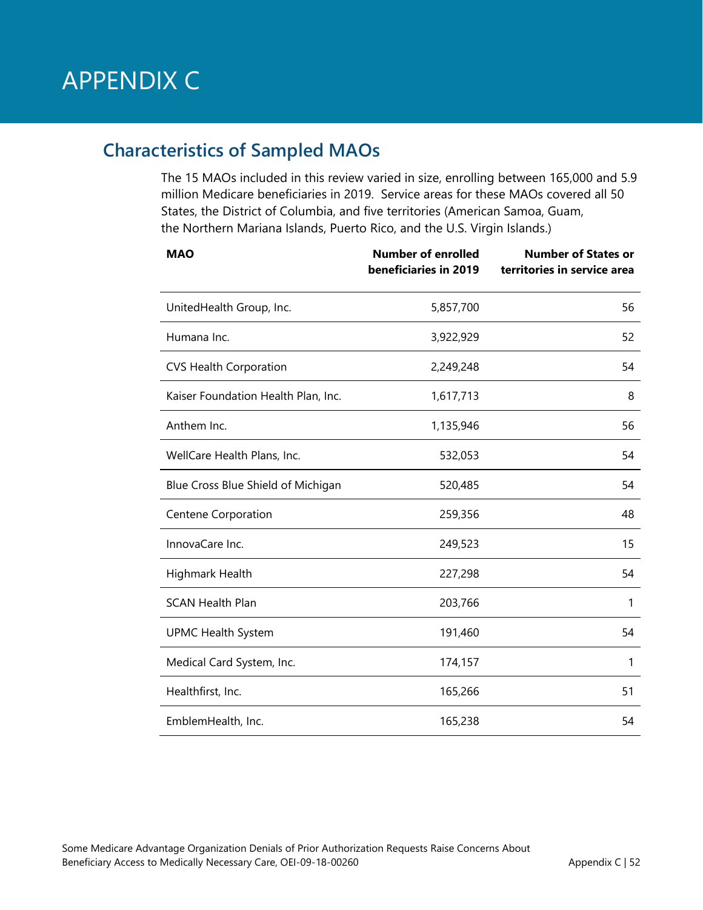# APPENDIX C

## Characteristics of Sampled MAOs

The 15 MAOs included in this review varied in size, enrolling between 165,000 and 5.9 million Medicare beneficiaries in 2019. Service areas for these MAOs covered all 50 States, the District of Columbia, and five territories (American Samoa, Guam, the Northern Mariana Islands, Puerto Rico, and the U.S. Virgin Islands.)

| MAO | Number of enrolled beneficiaries in 2019 | Number of States or territories in service area |
|---|---:|---:|
| UnitedHealth Group, Inc. | 5,857,700 | 56 |
| Humana Inc. | 3,922,929 | 52 |
| CVS Health Corporation | 2,249,248 | 54 |
| Kaiser Foundation Health Plan, Inc. | 1,617,713 | 8 |
| Anthem Inc. | 1,135,946 | 56 |
| WellCare Health Plans, Inc. | 532,053 | 54 |
| Blue Cross Blue Shield of Michigan | 520,485 | 54 |
| Centene Corporation | 259,356 | 48 |
| InnovaCare Inc. | 249,523 | 15 |
| Highmark Health | 227,298 | 54 |
| SCAN Health Plan | 203,766 | 1 |
| UPMC Health System | 191,460 | 54 |
| Medical Card System, Inc. | 174,157 | 1 |
| Healthfirst, Inc. | 165,266 | 51 |
| EmblemHealth, Inc. | 165,238 | 54 |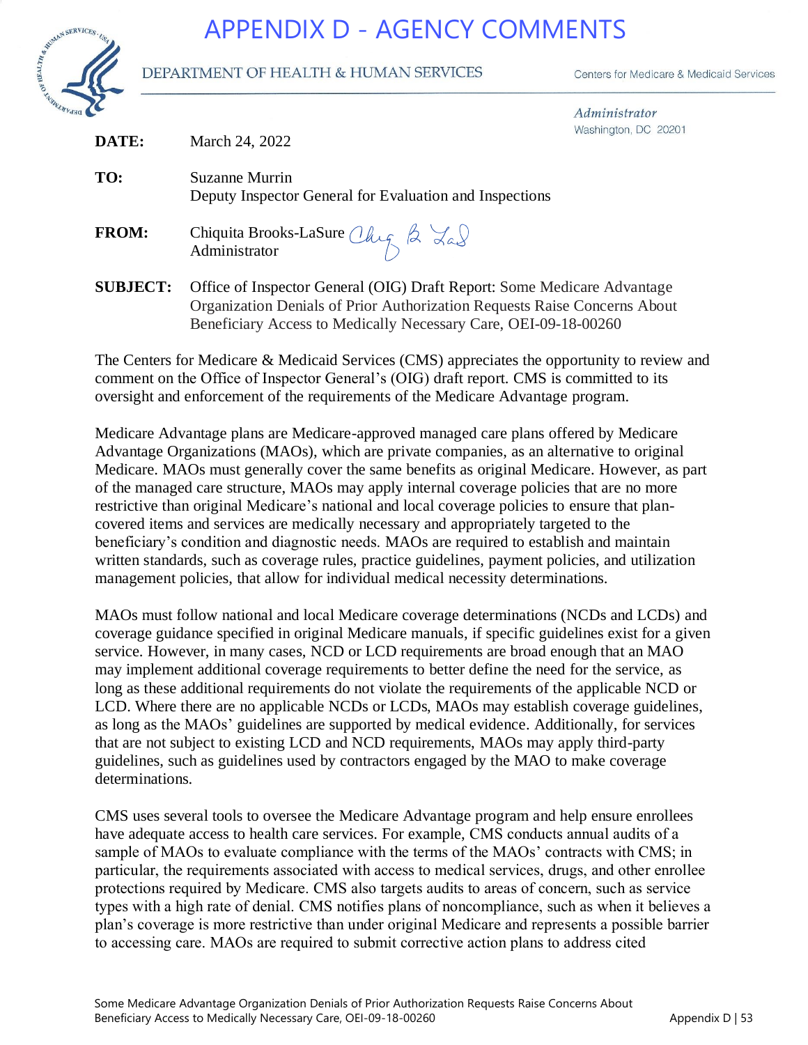# APPENDIX D - AGENCY COMMENTS

DEPARTMENT OF HEALTH & HUMAN SERVICES

Centers for Medicare & Medicaid Services

*Administrator*
Washington, DC 20201

**DATE:** March 24, 2022

**TO:** Suzanne Murrin
Deputy Inspector General for Evaluation and Inspections

**FROM:** Chiquita Brooks-LaSure
Administrator

**SUBJECT:** Office of Inspector General (OIG) Draft Report: Some Medicare Advantage Organization Denials of Prior Authorization Requests Raise Concerns About Beneficiary Access to Medically Necessary Care, OEI-09-18-00260

The Centers for Medicare & Medicaid Services (CMS) appreciates the opportunity to review and comment on the Office of Inspector General's (OIG) draft report. CMS is committed to its oversight and enforcement of the requirements of the Medicare Advantage program.

Medicare Advantage plans are Medicare-approved managed care plans offered by Medicare Advantage Organizations (MAOs), which are private companies, as an alternative to original Medicare. MAOs must generally cover the same benefits as original Medicare. However, as part of the managed care structure, MAOs may apply internal coverage policies that are no more restrictive than original Medicare's national and local coverage policies to ensure that plan-covered items and services are medically necessary and appropriately targeted to the beneficiary's condition and diagnostic needs. MAOs are required to establish and maintain written standards, such as coverage rules, practice guidelines, payment policies, and utilization management policies, that allow for individual medical necessity determinations.

MAOs must follow national and local Medicare coverage determinations (NCDs and LCDs) and coverage guidance specified in original Medicare manuals, if specific guidelines exist for a given service. However, in many cases, NCD or LCD requirements are broad enough that an MAO may implement additional coverage requirements to better define the need for the service, as long as these additional requirements do not violate the requirements of the applicable NCD or LCD. Where there are no applicable NCDs or LCDs, MAOs may establish coverage guidelines, as long as the MAOs' guidelines are supported by medical evidence. Additionally, for services that are not subject to existing LCD and NCD requirements, MAOs may apply third-party guidelines, such as guidelines used by contractors engaged by the MAO to make coverage determinations.

CMS uses several tools to oversee the Medicare Advantage program and help ensure enrollees have adequate access to health care services. For example, CMS conducts annual audits of a sample of MAOs to evaluate compliance with the terms of the MAOs' contracts with CMS; in particular, the requirements associated with access to medical services, drugs, and other enrollee protections required by Medicare. CMS also targets audits to areas of concern, such as service types with a high rate of denial. CMS notifies plans of noncompliance, such as when it believes a plan's coverage is more restrictive than under original Medicare and represents a possible barrier to accessing care. MAOs are required to submit corrective action plans to address cited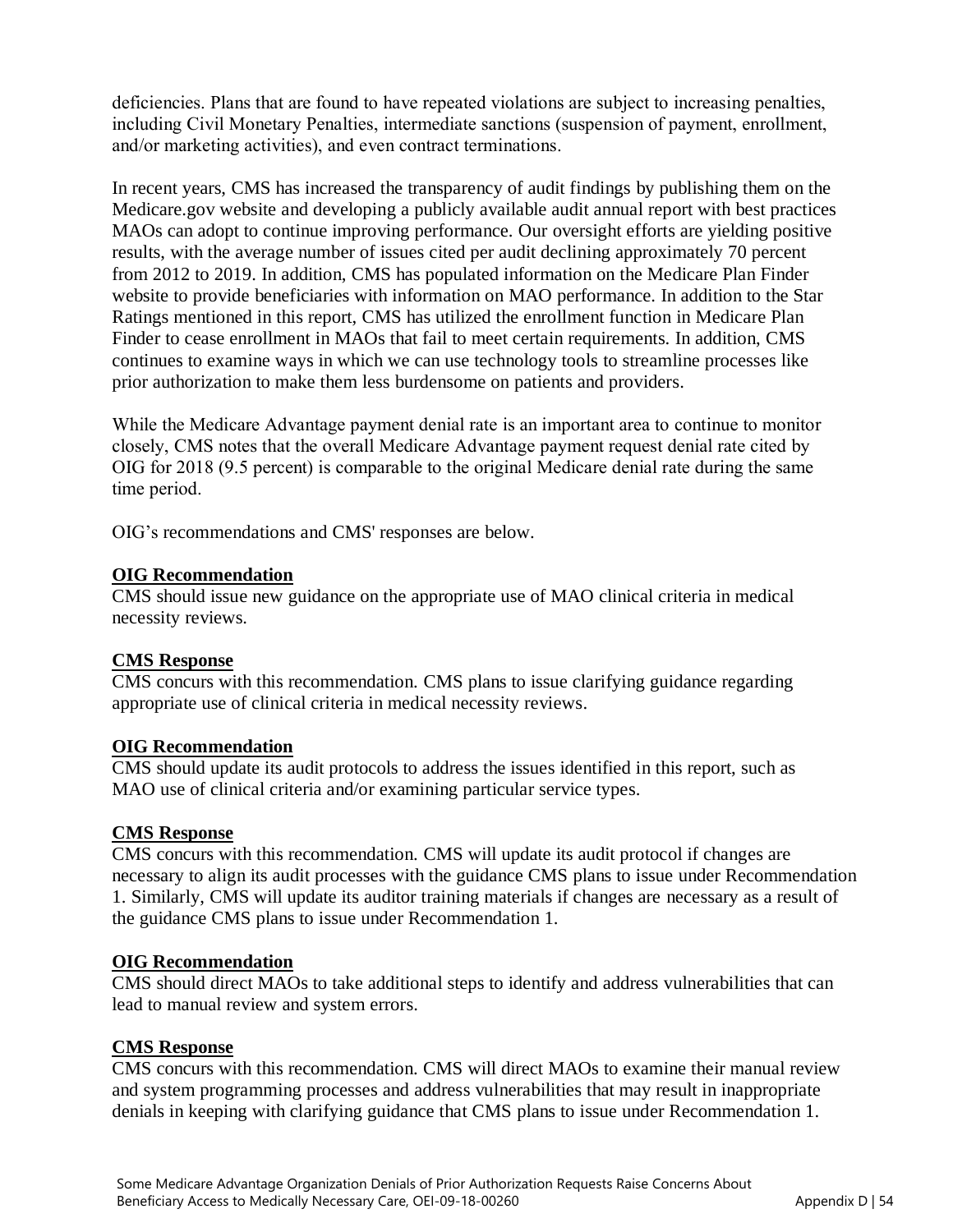deficiencies. Plans that are found to have repeated violations are subject to increasing penalties, including Civil Monetary Penalties, intermediate sanctions (suspension of payment, enrollment, and/or marketing activities), and even contract terminations.

In recent years, CMS has increased the transparency of audit findings by publishing them on the Medicare.gov website and developing a publicly available audit annual report with best practices MAOs can adopt to continue improving performance. Our oversight efforts are yielding positive results, with the average number of issues cited per audit declining approximately 70 percent from 2012 to 2019. In addition, CMS has populated information on the Medicare Plan Finder website to provide beneficiaries with information on MAO performance. In addition to the Star Ratings mentioned in this report, CMS has utilized the enrollment function in Medicare Plan Finder to cease enrollment in MAOs that fail to meet certain requirements. In addition, CMS continues to examine ways in which we can use technology tools to streamline processes like prior authorization to make them less burdensome on patients and providers.

While the Medicare Advantage payment denial rate is an important area to continue to monitor closely, CMS notes that the overall Medicare Advantage payment request denial rate cited by OIG for 2018 (9.5 percent) is comparable to the original Medicare denial rate during the same time period.

OIG's recommendations and CMS' responses are below.

**OIG Recommendation**
CMS should issue new guidance on the appropriate use of MAO clinical criteria in medical necessity reviews.

**CMS Response**
CMS concurs with this recommendation. CMS plans to issue clarifying guidance regarding appropriate use of clinical criteria in medical necessity reviews.

**OIG Recommendation**
CMS should update its audit protocols to address the issues identified in this report, such as MAO use of clinical criteria and/or examining particular service types.

**CMS Response**
CMS concurs with this recommendation. CMS will update its audit protocol if changes are necessary to align its audit processes with the guidance CMS plans to issue under Recommendation 1. Similarly, CMS will update its auditor training materials if changes are necessary as a result of the guidance CMS plans to issue under Recommendation 1.

**OIG Recommendation**
CMS should direct MAOs to take additional steps to identify and address vulnerabilities that can lead to manual review and system errors.

**CMS Response**
CMS concurs with this recommendation. CMS will direct MAOs to examine their manual review and system programming processes and address vulnerabilities that may result in inappropriate denials in keeping with clarifying guidance that CMS plans to issue under Recommendation 1.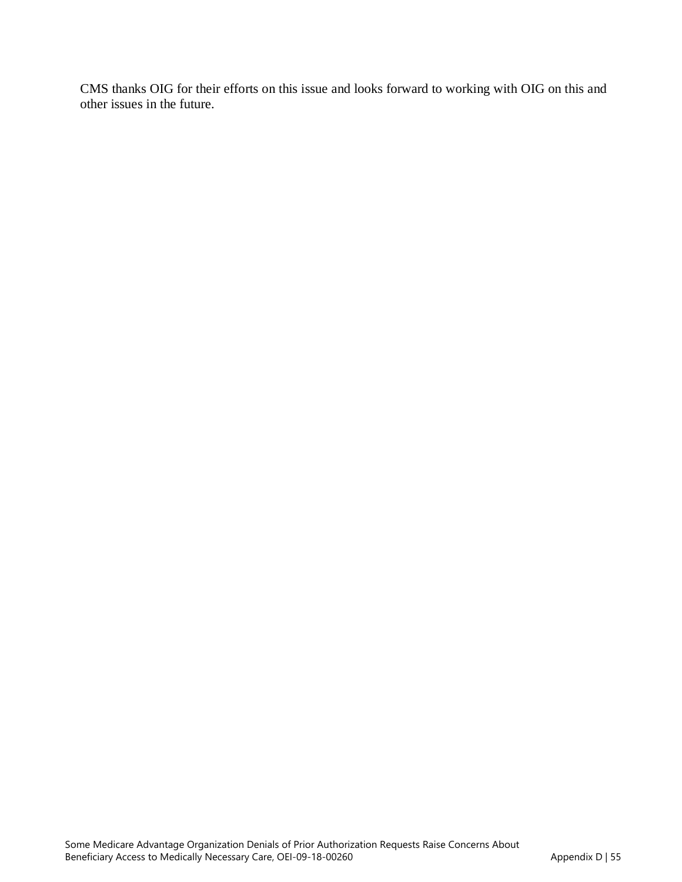CMS thanks OIG for their efforts on this issue and looks forward to working with OIG on this and other issues in the future.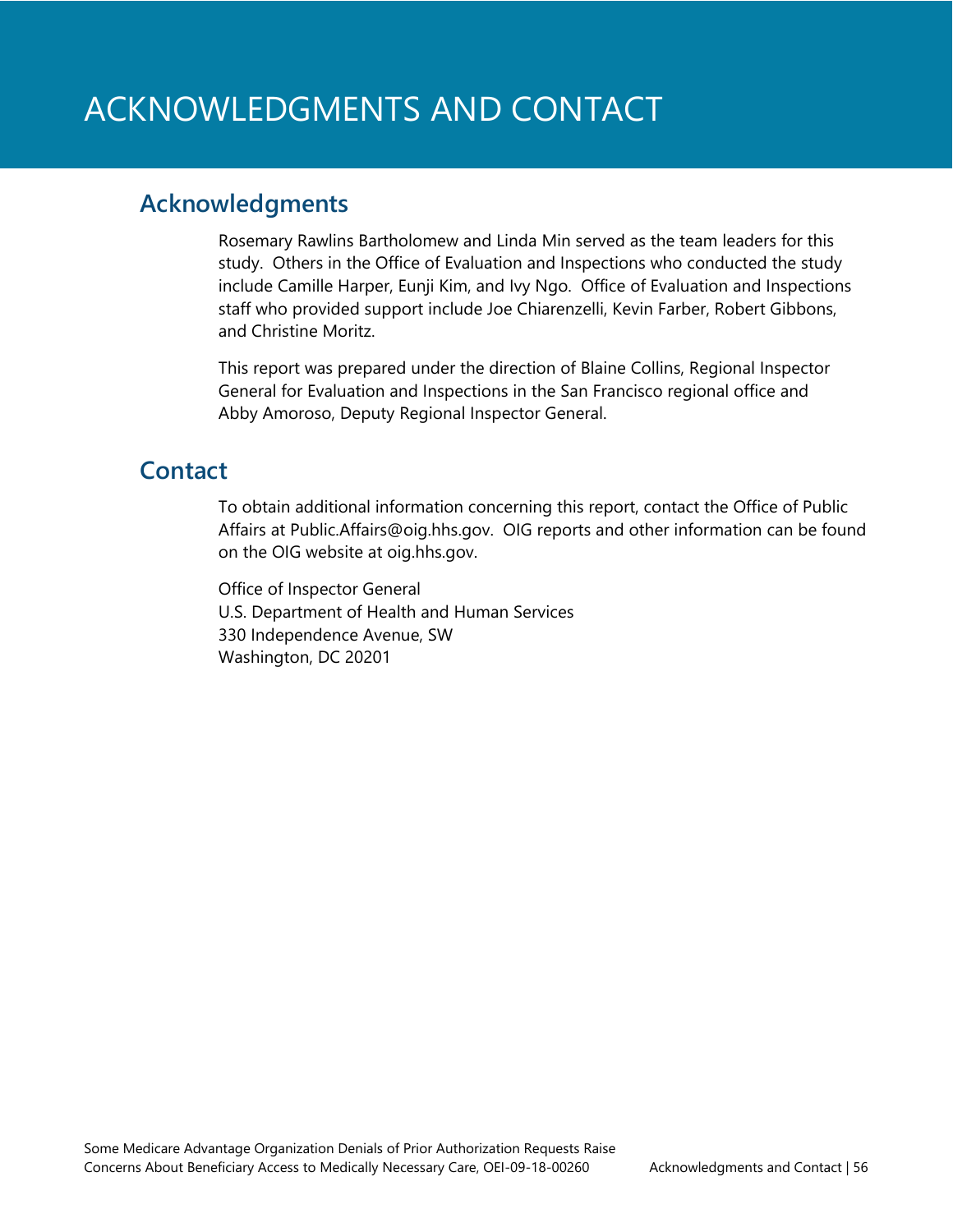# ACKNOWLEDGMENTS AND CONTACT

## Acknowledgments

Rosemary Rawlins Bartholomew and Linda Min served as the team leaders for this study. Others in the Office of Evaluation and Inspections who conducted the study include Camille Harper, Eunji Kim, and Ivy Ngo. Office of Evaluation and Inspections staff who provided support include Joe Chiarenzelli, Kevin Farber, Robert Gibbons, and Christine Moritz.

This report was prepared under the direction of Blaine Collins, Regional Inspector General for Evaluation and Inspections in the San Francisco regional office and Abby Amoroso, Deputy Regional Inspector General.

## Contact

To obtain additional information concerning this report, contact the Office of Public Affairs at Public.Affairs@oig.hhs.gov. OIG reports and other information can be found on the OIG website at oig.hhs.gov.

Office of Inspector General
U.S. Department of Health and Human Services
330 Independence Avenue, SW
Washington, DC 20201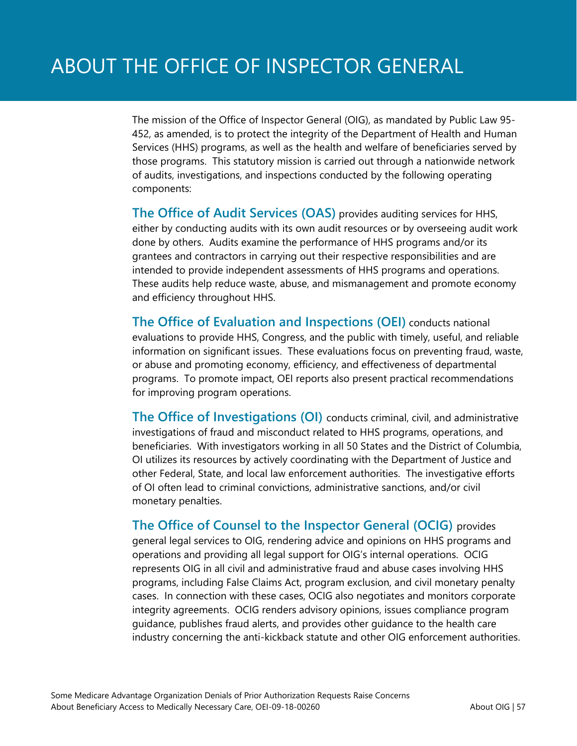# ABOUT THE OFFICE OF INSPECTOR GENERAL

The mission of the Office of Inspector General (OIG), as mandated by Public Law 95-452, as amended, is to protect the integrity of the Department of Health and Human Services (HHS) programs, as well as the health and welfare of beneficiaries served by those programs. This statutory mission is carried out through a nationwide network of audits, investigations, and inspections conducted by the following operating components:

**The Office of Audit Services (OAS)** provides auditing services for HHS, either by conducting audits with its own audit resources or by overseeing audit work done by others. Audits examine the performance of HHS programs and/or its grantees and contractors in carrying out their respective responsibilities and are intended to provide independent assessments of HHS programs and operations. These audits help reduce waste, abuse, and mismanagement and promote economy and efficiency throughout HHS.

**The Office of Evaluation and Inspections (OEI)** conducts national evaluations to provide HHS, Congress, and the public with timely, useful, and reliable information on significant issues. These evaluations focus on preventing fraud, waste, or abuse and promoting economy, efficiency, and effectiveness of departmental programs. To promote impact, OEI reports also present practical recommendations for improving program operations.

**The Office of Investigations (OI)** conducts criminal, civil, and administrative investigations of fraud and misconduct related to HHS programs, operations, and beneficiaries. With investigators working in all 50 States and the District of Columbia, OI utilizes its resources by actively coordinating with the Department of Justice and other Federal, State, and local law enforcement authorities. The investigative efforts of OI often lead to criminal convictions, administrative sanctions, and/or civil monetary penalties.

**The Office of Counsel to the Inspector General (OCIG)** provides general legal services to OIG, rendering advice and opinions on HHS programs and operations and providing all legal support for OIG's internal operations. OCIG represents OIG in all civil and administrative fraud and abuse cases involving HHS programs, including False Claims Act, program exclusion, and civil monetary penalty cases. In connection with these cases, OCIG also negotiates and monitors corporate integrity agreements. OCIG renders advisory opinions, issues compliance program guidance, publishes fraud alerts, and provides other guidance to the health care industry concerning the anti-kickback statute and other OIG enforcement authorities.